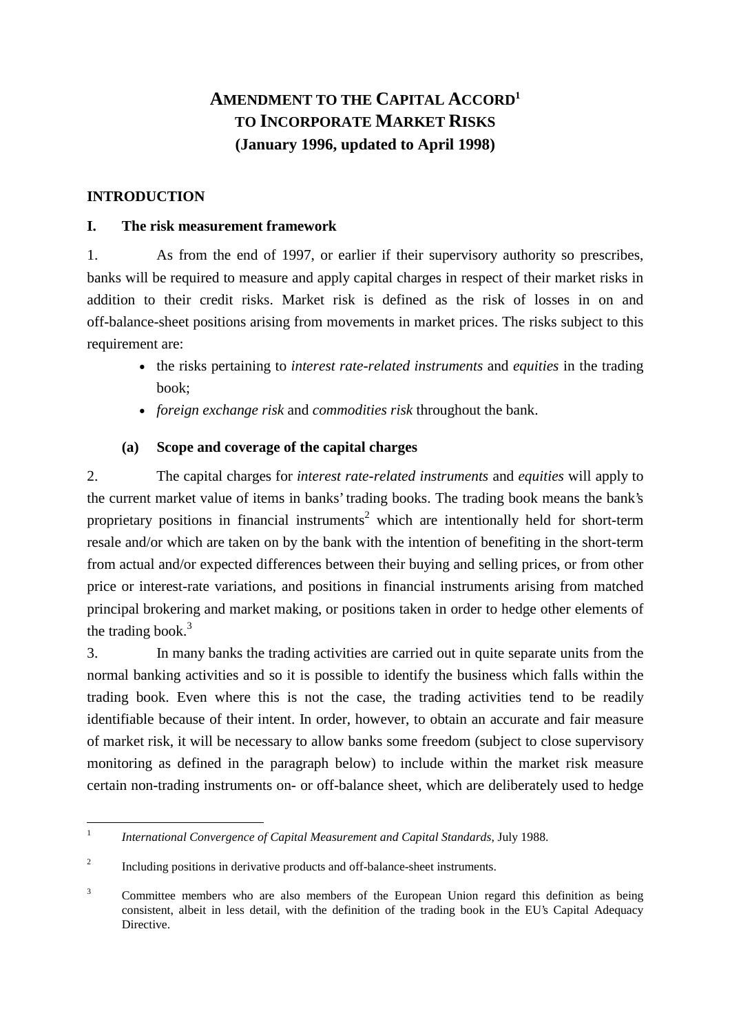# AMENDMENT TO THE CAPITAL ACCORD[1] TO INCORPORATE MARKET RISKS
**(January 1996, updated to April 1998)**

## INTRODUCTION

### I. The risk measurement framework

1. As from the end of 1997, or earlier if their supervisory authority so prescribes, banks will be required to measure and apply capital charges in respect of their market risks in addition to their credit risks. Market risk is defined as the risk of losses in on and off-balance-sheet positions arising from movements in market prices. The risks subject to this requirement are:

- the risks pertaining to *interest rate-related instruments* and *equities* in the trading book;
- *foreign exchange risk* and *commodities risk* throughout the bank.

#### (a) Scope and coverage of the capital charges

2. The capital charges for *interest rate-related instruments* and *equities* will apply to the current market value of items in banks' trading books. The trading book means the bank's proprietary positions in financial instruments[2] which are intentionally held for short-term resale and/or which are taken on by the bank with the intention of benefiting in the short-term from actual and/or expected differences between their buying and selling prices, or from other price or interest-rate variations, and positions in financial instruments arising from matched principal brokering and market making, or positions taken in order to hedge other elements of the trading book.[3]

3. In many banks the trading activities are carried out in quite separate units from the normal banking activities and so it is possible to identify the business which falls within the trading book. Even where this is not the case, the trading activities tend to be readily identifiable because of their intent. In order, however, to obtain an accurate and fair measure of market risk, it will be necessary to allow banks some freedom (subject to close supervisory monitoring as defined in the paragraph below) to include within the market risk measure certain non-trading instruments on- or off-balance sheet, which are deliberately used to hedge

---

[1] *International Convergence of Capital Measurement and Capital Standards*, July 1988.

[2] Including positions in derivative products and off-balance-sheet instruments.

[3] Committee members who are also members of the European Union regard this definition as being consistent, albeit in less detail, with the definition of the trading book in the EU's Capital Adequacy Directive.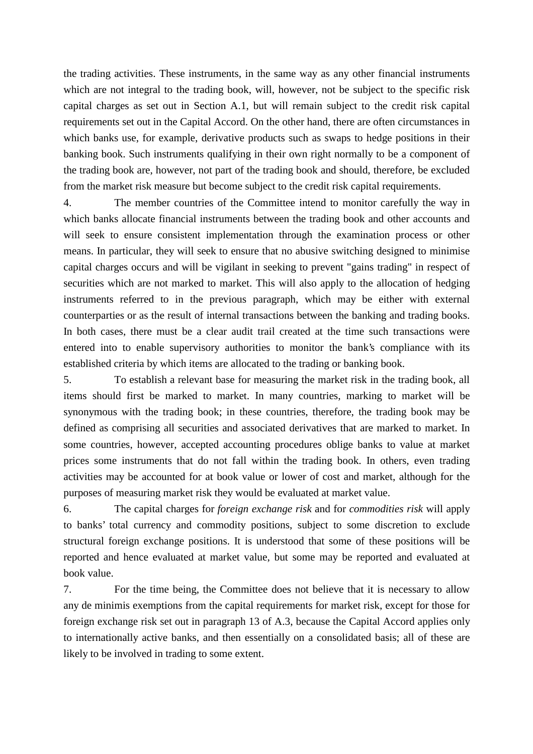the trading activities. These instruments, in the same way as any other financial instruments which are not integral to the trading book, will, however, not be subject to the specific risk capital charges as set out in Section A.1, but will remain subject to the credit risk capital requirements set out in the Capital Accord. On the other hand, there are often circumstances in which banks use, for example, derivative products such as swaps to hedge positions in their banking book. Such instruments qualifying in their own right normally to be a component of the trading book are, however, not part of the trading book and should, therefore, be excluded from the market risk measure but become subject to the credit risk capital requirements.

4. The member countries of the Committee intend to monitor carefully the way in which banks allocate financial instruments between the trading book and other accounts and will seek to ensure consistent implementation through the examination process or other means. In particular, they will seek to ensure that no abusive switching designed to minimise capital charges occurs and will be vigilant in seeking to prevent "gains trading" in respect of securities which are not marked to market. This will also apply to the allocation of hedging instruments referred to in the previous paragraph, which may be either with external counterparties or as the result of internal transactions between the banking and trading books. In both cases, there must be a clear audit trail created at the time such transactions were entered into to enable supervisory authorities to monitor the bank's compliance with its established criteria by which items are allocated to the trading or banking book.

5. To establish a relevant base for measuring the market risk in the trading book, all items should first be marked to market. In many countries, marking to market will be synonymous with the trading book; in these countries, therefore, the trading book may be defined as comprising all securities and associated derivatives that are marked to market. In some countries, however, accepted accounting procedures oblige banks to value at market prices some instruments that do not fall within the trading book. In others, even trading activities may be accounted for at book value or lower of cost and market, although for the purposes of measuring market risk they would be evaluated at market value.

6. The capital charges for *foreign exchange risk* and for *commodities risk* will apply to banks' total currency and commodity positions, subject to some discretion to exclude structural foreign exchange positions. It is understood that some of these positions will be reported and hence evaluated at market value, but some may be reported and evaluated at book value.

7. For the time being, the Committee does not believe that it is necessary to allow any de minimis exemptions from the capital requirements for market risk, except for those for foreign exchange risk set out in paragraph 13 of A.3, because the Capital Accord applies only to internationally active banks, and then essentially on a consolidated basis; all of these are likely to be involved in trading to some extent.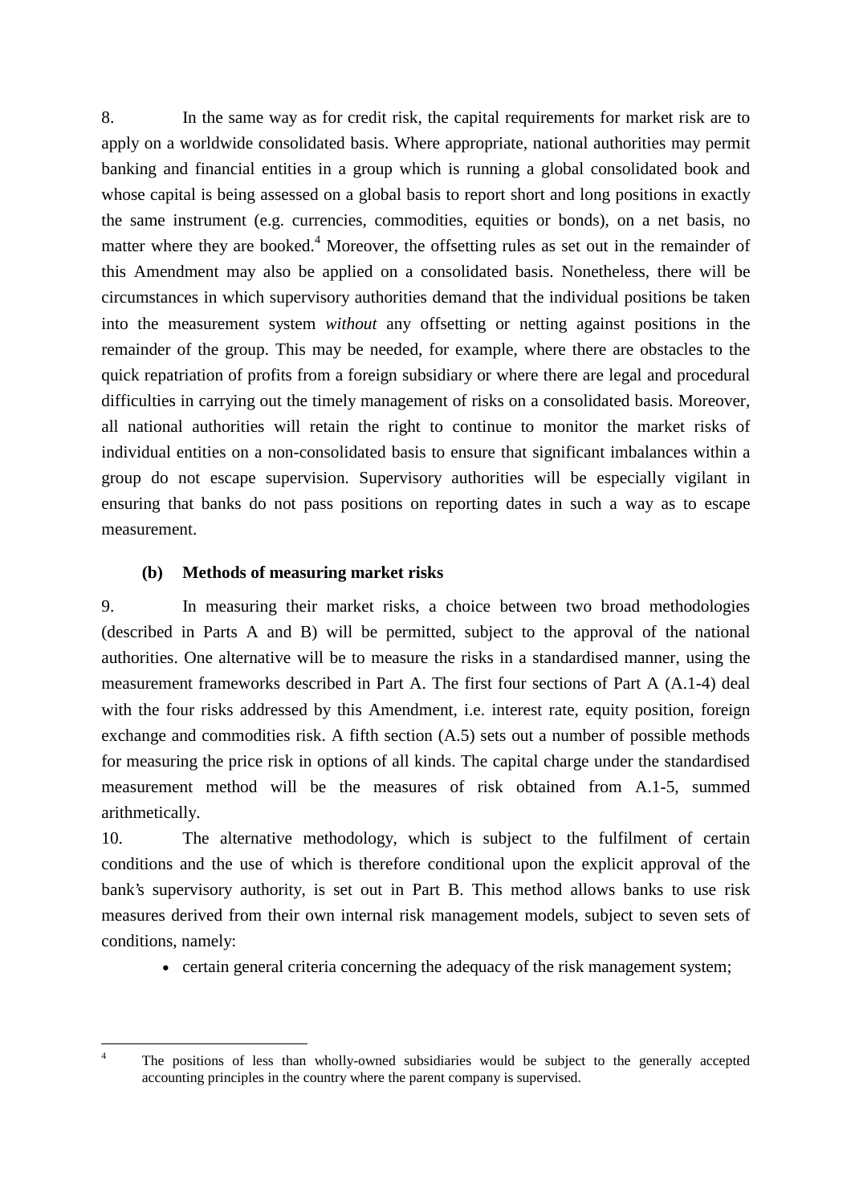8. In the same way as for credit risk, the capital requirements for market risk are to apply on a worldwide consolidated basis. Where appropriate, national authorities may permit banking and financial entities in a group which is running a global consolidated book and whose capital is being assessed on a global basis to report short and long positions in exactly the same instrument (e.g. currencies, commodities, equities or bonds), on a net basis, no matter where they are booked.[4] Moreover, the offsetting rules as set out in the remainder of this Amendment may also be applied on a consolidated basis. Nonetheless, there will be circumstances in which supervisory authorities demand that the individual positions be taken into the measurement system *without* any offsetting or netting against positions in the remainder of the group. This may be needed, for example, where there are obstacles to the quick repatriation of profits from a foreign subsidiary or where there are legal and procedural difficulties in carrying out the timely management of risks on a consolidated basis. Moreover, all national authorities will retain the right to continue to monitor the market risks of individual entities on a non-consolidated basis to ensure that significant imbalances within a group do not escape supervision. Supervisory authorities will be especially vigilant in ensuring that banks do not pass positions on reporting dates in such a way as to escape measurement.

### (b) Methods of measuring market risks

9. In measuring their market risks, a choice between two broad methodologies (described in Parts A and B) will be permitted, subject to the approval of the national authorities. One alternative will be to measure the risks in a standardised manner, using the measurement frameworks described in Part A. The first four sections of Part A (A.1-4) deal with the four risks addressed by this Amendment, i.e. interest rate, equity position, foreign exchange and commodities risk. A fifth section (A.5) sets out a number of possible methods for measuring the price risk in options of all kinds. The capital charge under the standardised measurement method will be the measures of risk obtained from A.1-5, summed arithmetically.

10. The alternative methodology, which is subject to the fulfilment of certain conditions and the use of which is therefore conditional upon the explicit approval of the bank's supervisory authority, is set out in Part B. This method allows banks to use risk measures derived from their own internal risk management models, subject to seven sets of conditions, namely:

- certain general criteria concerning the adequacy of the risk management system;

---

[4] The positions of less than wholly-owned subsidiaries would be subject to the generally accepted accounting principles in the country where the parent company is supervised.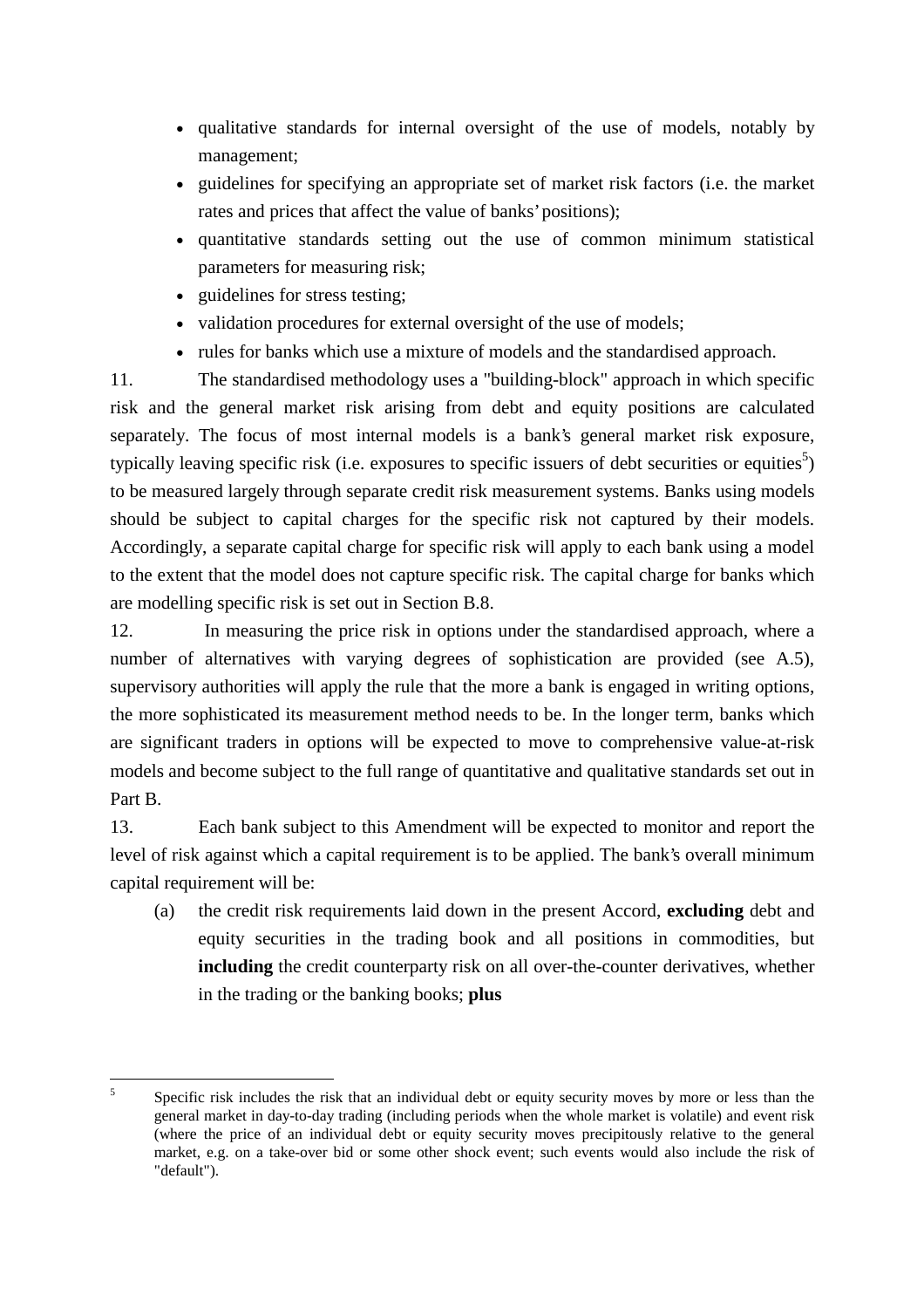- qualitative standards for internal oversight of the use of models, notably by management;
- guidelines for specifying an appropriate set of market risk factors (i.e. the market rates and prices that affect the value of banks' positions);
- quantitative standards setting out the use of common minimum statistical parameters for measuring risk;
- guidelines for stress testing;
- validation procedures for external oversight of the use of models;
- rules for banks which use a mixture of models and the standardised approach.

11. The standardised methodology uses a "building-block" approach in which specific risk and the general market risk arising from debt and equity positions are calculated separately. The focus of most internal models is a bank's general market risk exposure, typically leaving specific risk (i.e. exposures to specific issuers of debt securities or equities[5]) to be measured largely through separate credit risk measurement systems. Banks using models should be subject to capital charges for the specific risk not captured by their models. Accordingly, a separate capital charge for specific risk will apply to each bank using a model to the extent that the model does not capture specific risk. The capital charge for banks which are modelling specific risk is set out in Section B.8.

12. In measuring the price risk in options under the standardised approach, where a number of alternatives with varying degrees of sophistication are provided (see A.5), supervisory authorities will apply the rule that the more a bank is engaged in writing options, the more sophisticated its measurement method needs to be. In the longer term, banks which are significant traders in options will be expected to move to comprehensive value-at-risk models and become subject to the full range of quantitative and qualitative standards set out in Part B.

13. Each bank subject to this Amendment will be expected to monitor and report the level of risk against which a capital requirement is to be applied. The bank's overall minimum capital requirement will be:

(a) the credit risk requirements laid down in the present Accord, **excluding** debt and equity securities in the trading book and all positions in commodities, but **including** the credit counterparty risk on all over-the-counter derivatives, whether in the trading or the banking books; **plus**

---

[5] Specific risk includes the risk that an individual debt or equity security moves by more or less than the general market in day-to-day trading (including periods when the whole market is volatile) and event risk (where the price of an individual debt or equity security moves precipitously relative to the general market, e.g. on a take-over bid or some other shock event; such events would also include the risk of "default").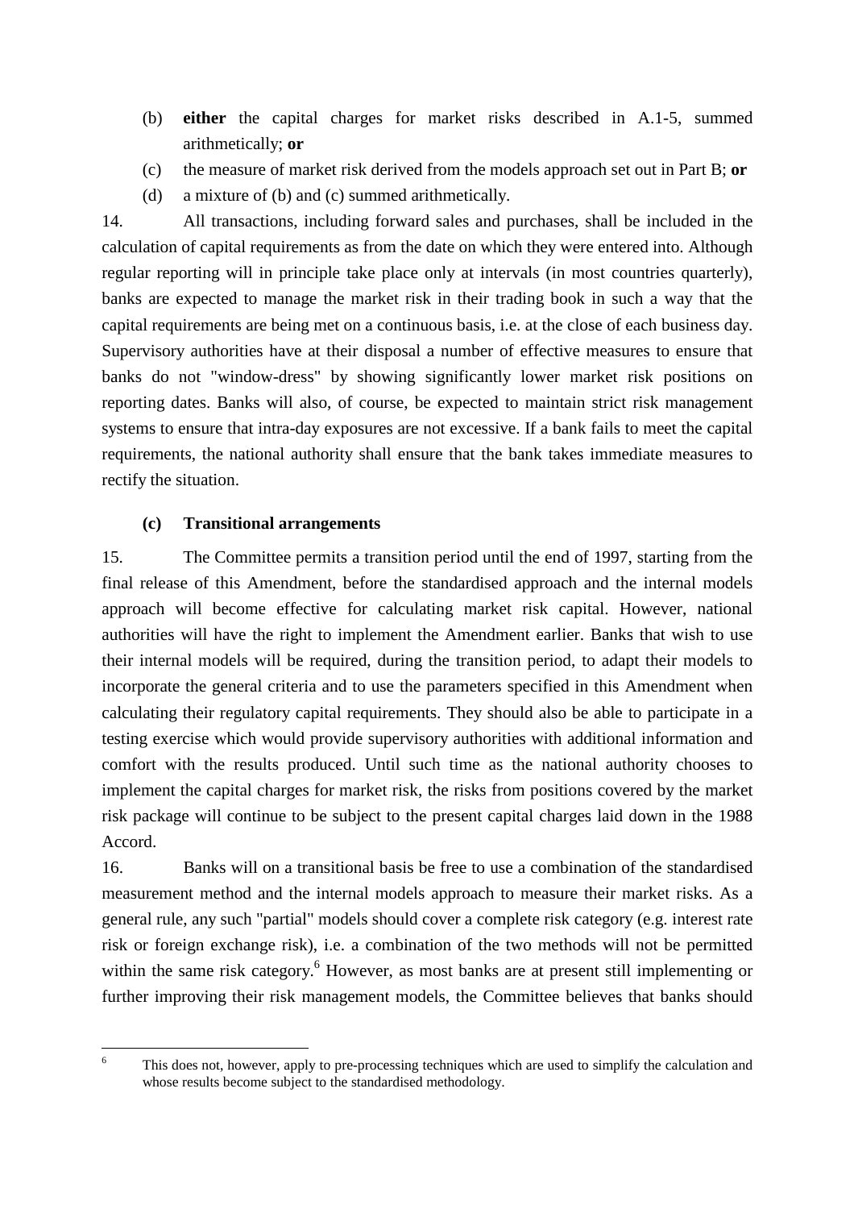(b) **either** the capital charges for market risks described in A.1-5, summed arithmetically; **or**

(c) the measure of market risk derived from the models approach set out in Part B; **or**

(d) a mixture of (b) and (c) summed arithmetically.

14. All transactions, including forward sales and purchases, shall be included in the calculation of capital requirements as from the date on which they were entered into. Although regular reporting will in principle take place only at intervals (in most countries quarterly), banks are expected to manage the market risk in their trading book in such a way that the capital requirements are being met on a continuous basis, i.e. at the close of each business day. Supervisory authorities have at their disposal a number of effective measures to ensure that banks do not "window-dress" by showing significantly lower market risk positions on reporting dates. Banks will also, of course, be expected to maintain strict risk management systems to ensure that intra-day exposures are not excessive. If a bank fails to meet the capital requirements, the national authority shall ensure that the bank takes immediate measures to rectify the situation.

### (c) Transitional arrangements

15. The Committee permits a transition period until the end of 1997, starting from the final release of this Amendment, before the standardised approach and the internal models approach will become effective for calculating market risk capital. However, national authorities will have the right to implement the Amendment earlier. Banks that wish to use their internal models will be required, during the transition period, to adapt their models to incorporate the general criteria and to use the parameters specified in this Amendment when calculating their regulatory capital requirements. They should also be able to participate in a testing exercise which would provide supervisory authorities with additional information and comfort with the results produced. Until such time as the national authority chooses to implement the capital charges for market risk, the risks from positions covered by the market risk package will continue to be subject to the present capital charges laid down in the 1988 Accord.

16. Banks will on a transitional basis be free to use a combination of the standardised measurement method and the internal models approach to measure their market risks. As a general rule, any such "partial" models should cover a complete risk category (e.g. interest rate risk or foreign exchange risk), i.e. a combination of the two methods will not be permitted within the same risk category.[6] However, as most banks are at present still implementing or further improving their risk management models, the Committee believes that banks should

[6] This does not, however, apply to pre-processing techniques which are used to simplify the calculation and whose results become subject to the standardised methodology.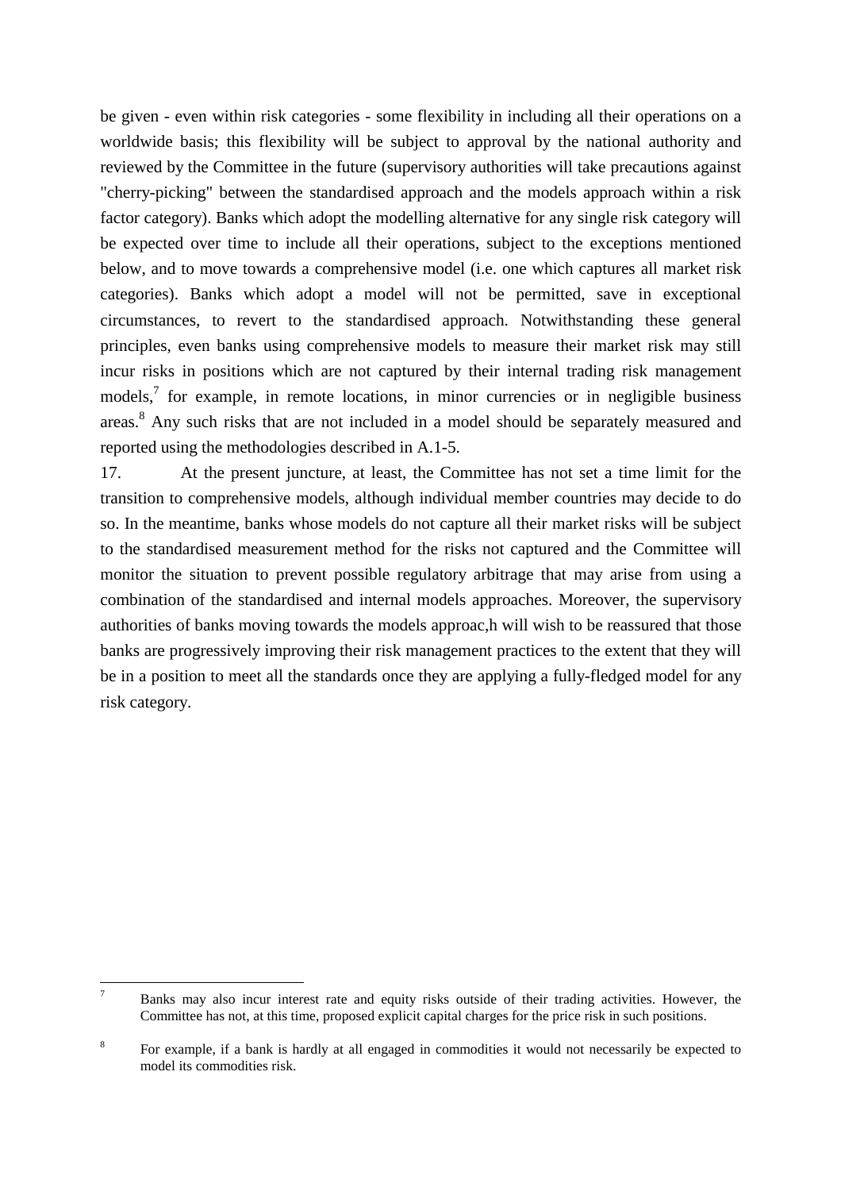be given - even within risk categories - some flexibility in including all their operations on a worldwide basis; this flexibility will be subject to approval by the national authority and reviewed by the Committee in the future (supervisory authorities will take precautions against "cherry-picking" between the standardised approach and the models approach within a risk factor category). Banks which adopt the modelling alternative for any single risk category will be expected over time to include all their operations, subject to the exceptions mentioned below, and to move towards a comprehensive model (i.e. one which captures all market risk categories). Banks which adopt a model will not be permitted, save in exceptional circumstances, to revert to the standardised approach. Notwithstanding these general principles, even banks using comprehensive models to measure their market risk may still incur risks in positions which are not captured by their internal trading risk management models,[7] for example, in remote locations, in minor currencies or in negligible business areas.[8] Any such risks that are not included in a model should be separately measured and reported using the methodologies described in A.1-5.

17. At the present juncture, at least, the Committee has not set a time limit for the transition to comprehensive models, although individual member countries may decide to do so. In the meantime, banks whose models do not capture all their market risks will be subject to the standardised measurement method for the risks not captured and the Committee will monitor the situation to prevent possible regulatory arbitrage that may arise from using a combination of the standardised and internal models approaches. Moreover, the supervisory authorities of banks moving towards the models approac,h will wish to be reassured that those banks are progressively improving their risk management practices to the extent that they will be in a position to meet all the standards once they are applying a fully-fledged model for any risk category.

---

[7] Banks may also incur interest rate and equity risks outside of their trading activities. However, the Committee has not, at this time, proposed explicit capital charges for the price risk in such positions.

[8] For example, if a bank is hardly at all engaged in commodities it would not necessarily be expected to model its commodities risk.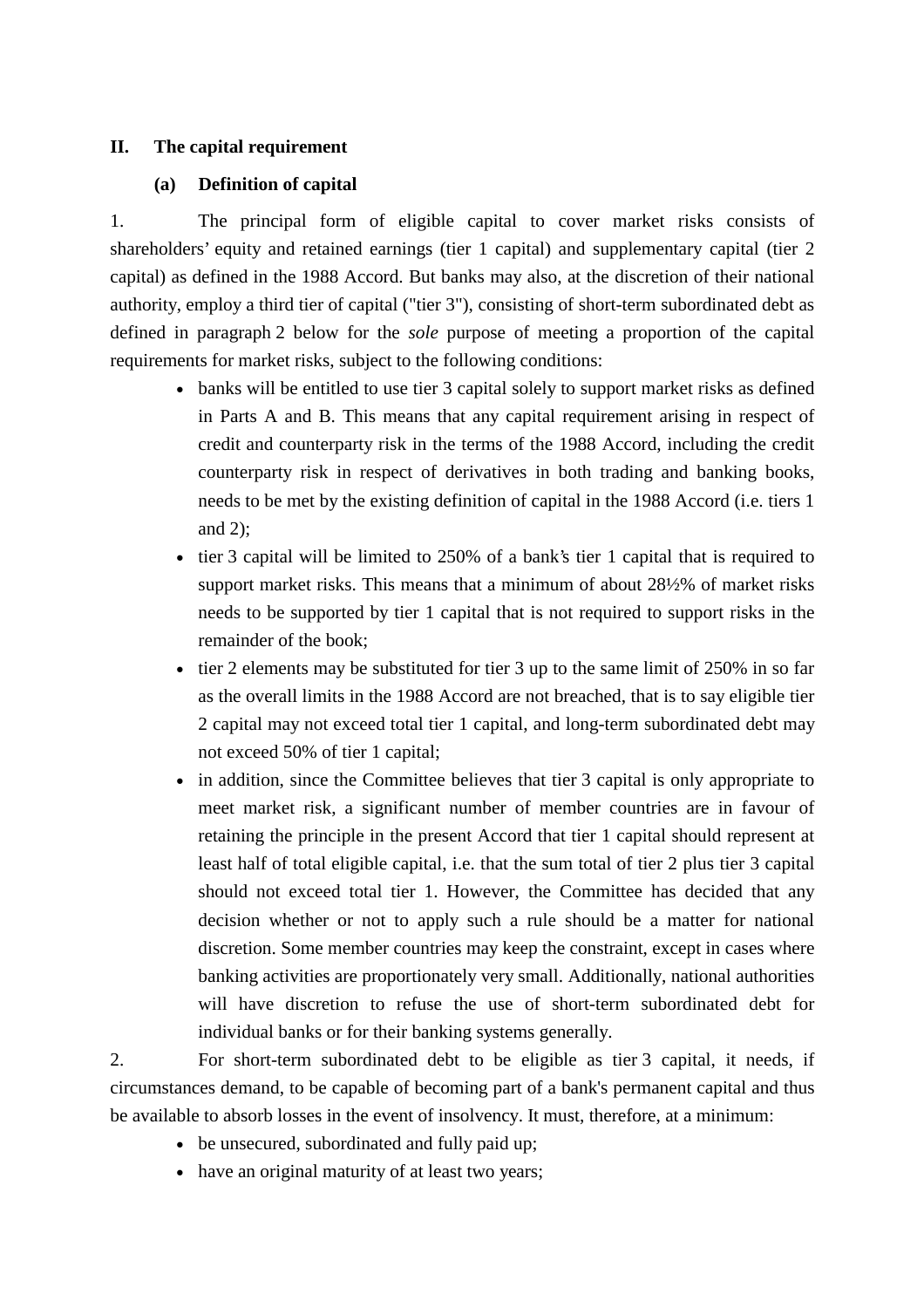## II. The capital requirement

### (a) Definition of capital

1. The principal form of eligible capital to cover market risks consists of shareholders' equity and retained earnings (tier 1 capital) and supplementary capital (tier 2 capital) as defined in the 1988 Accord. But banks may also, at the discretion of their national authority, employ a third tier of capital ("tier 3"), consisting of short-term subordinated debt as defined in paragraph 2 below for the *sole* purpose of meeting a proportion of the capital requirements for market risks, subject to the following conditions:

- banks will be entitled to use tier 3 capital solely to support market risks as defined in Parts A and B. This means that any capital requirement arising in respect of credit and counterparty risk in the terms of the 1988 Accord, including the credit counterparty risk in respect of derivatives in both trading and banking books, needs to be met by the existing definition of capital in the 1988 Accord (i.e. tiers 1 and 2);
- tier 3 capital will be limited to 250% of a bank's tier 1 capital that is required to support market risks. This means that a minimum of about 28½% of market risks needs to be supported by tier 1 capital that is not required to support risks in the remainder of the book;
- tier 2 elements may be substituted for tier 3 up to the same limit of 250% in so far as the overall limits in the 1988 Accord are not breached, that is to say eligible tier 2 capital may not exceed total tier 1 capital, and long-term subordinated debt may not exceed 50% of tier 1 capital;
- in addition, since the Committee believes that tier 3 capital is only appropriate to meet market risk, a significant number of member countries are in favour of retaining the principle in the present Accord that tier 1 capital should represent at least half of total eligible capital, i.e. that the sum total of tier 2 plus tier 3 capital should not exceed total tier 1. However, the Committee has decided that any decision whether or not to apply such a rule should be a matter for national discretion. Some member countries may keep the constraint, except in cases where banking activities are proportionately very small. Additionally, national authorities will have discretion to refuse the use of short-term subordinated debt for individual banks or for their banking systems generally.

2. For short-term subordinated debt to be eligible as tier 3 capital, it needs, if circumstances demand, to be capable of becoming part of a bank's permanent capital and thus be available to absorb losses in the event of insolvency. It must, therefore, at a minimum:

- be unsecured, subordinated and fully paid up;
- have an original maturity of at least two years;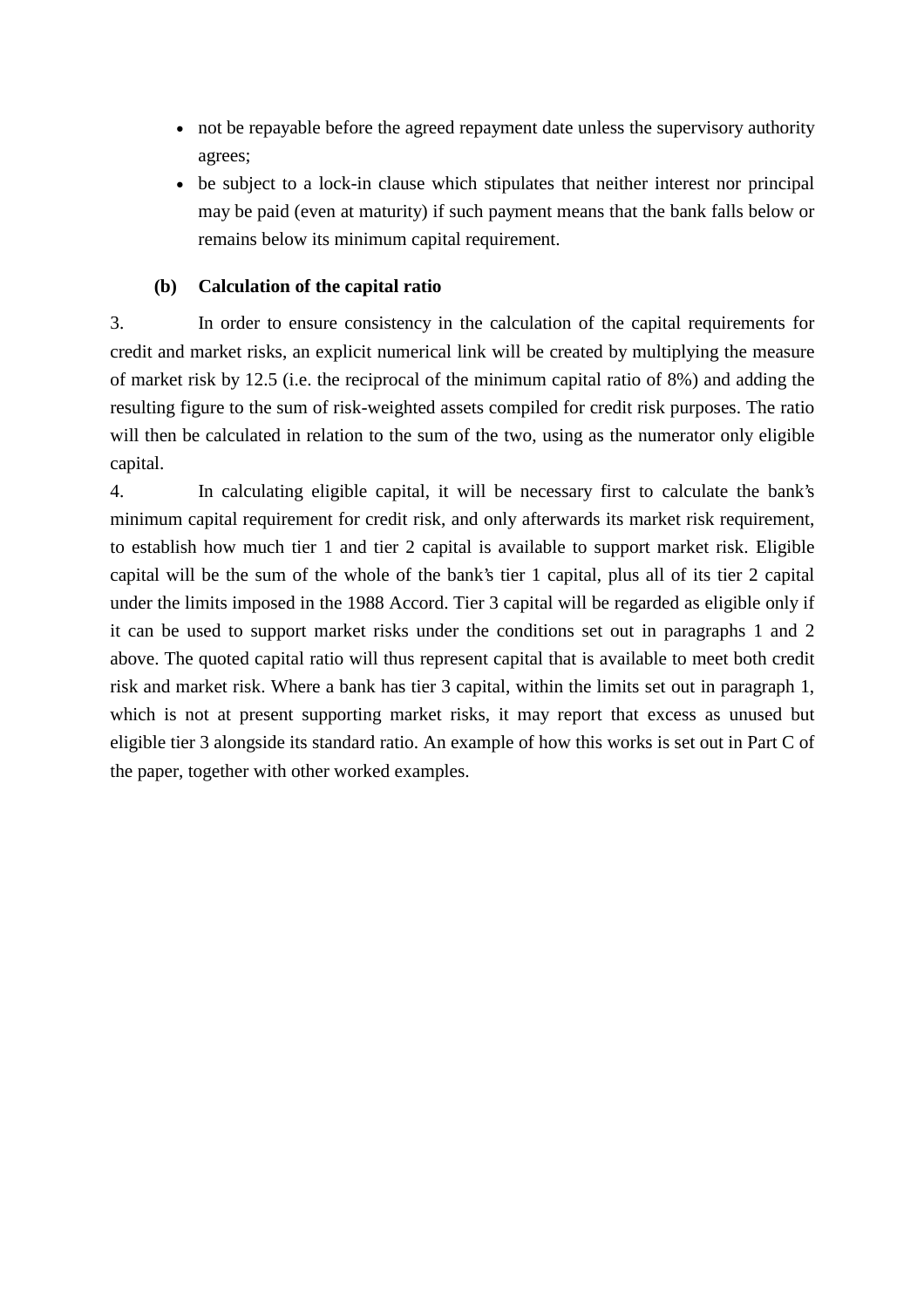- not be repayable before the agreed repayment date unless the supervisory authority agrees;
- be subject to a lock-in clause which stipulates that neither interest nor principal may be paid (even at maturity) if such payment means that the bank falls below or remains below its minimum capital requirement.

### (b) Calculation of the capital ratio

3. In order to ensure consistency in the calculation of the capital requirements for credit and market risks, an explicit numerical link will be created by multiplying the measure of market risk by 12.5 (i.e. the reciprocal of the minimum capital ratio of 8%) and adding the resulting figure to the sum of risk-weighted assets compiled for credit risk purposes. The ratio will then be calculated in relation to the sum of the two, using as the numerator only eligible capital.

4. In calculating eligible capital, it will be necessary first to calculate the bank's minimum capital requirement for credit risk, and only afterwards its market risk requirement, to establish how much tier 1 and tier 2 capital is available to support market risk. Eligible capital will be the sum of the whole of the bank's tier 1 capital, plus all of its tier 2 capital under the limits imposed in the 1988 Accord. Tier 3 capital will be regarded as eligible only if it can be used to support market risks under the conditions set out in paragraphs 1 and 2 above. The quoted capital ratio will thus represent capital that is available to meet both credit risk and market risk. Where a bank has tier 3 capital, within the limits set out in paragraph 1, which is not at present supporting market risks, it may report that excess as unused but eligible tier 3 alongside its standard ratio. An example of how this works is set out in Part C of the paper, together with other worked examples.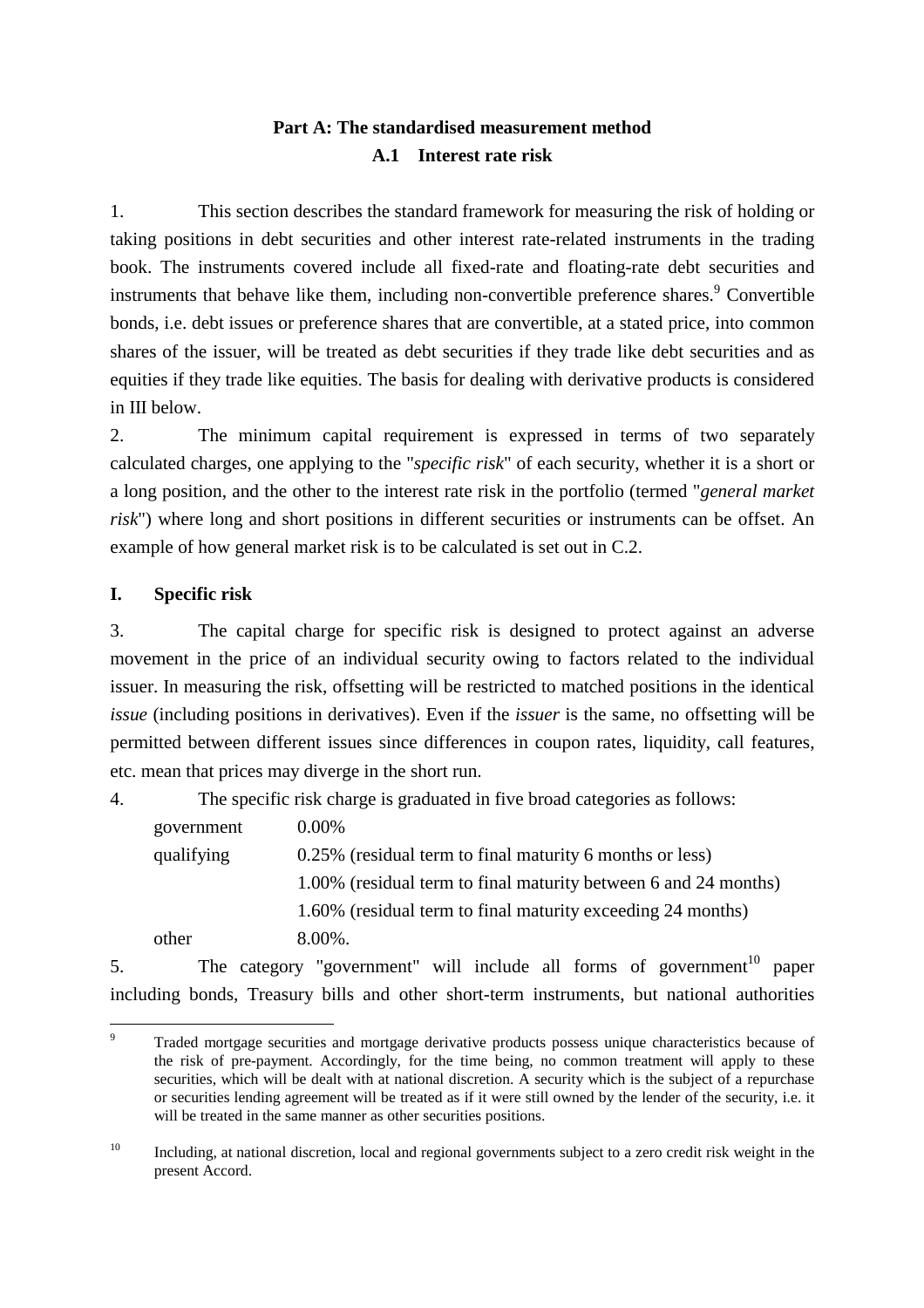## Part A: The standardised measurement method

### A.1 Interest rate risk

1. This section describes the standard framework for measuring the risk of holding or taking positions in debt securities and other interest rate-related instruments in the trading book. The instruments covered include all fixed-rate and floating-rate debt securities and instruments that behave like them, including non-convertible preference shares.[9] Convertible bonds, i.e. debt issues or preference shares that are convertible, at a stated price, into common shares of the issuer, will be treated as debt securities if they trade like debt securities and as equities if they trade like equities. The basis for dealing with derivative products is considered in III below.

2. The minimum capital requirement is expressed in terms of two separately calculated charges, one applying to the "*specific risk*" of each security, whether it is a short or a long position, and the other to the interest rate risk in the portfolio (termed "*general market risk*") where long and short positions in different securities or instruments can be offset. An example of how general market risk is to be calculated is set out in C.2.

### I. Specific risk

3. The capital charge for specific risk is designed to protect against an adverse movement in the price of an individual security owing to factors related to the individual issuer. In measuring the risk, offsetting will be restricted to matched positions in the identical *issue* (including positions in derivatives). Even if the *issuer* is the same, no offsetting will be permitted between different issues since differences in coupon rates, liquidity, call features, etc. mean that prices may diverge in the short run.

4. The specific risk charge is graduated in five broad categories as follows:

| | |
|---|---|
| government | 0.00% |
| qualifying | 0.25% (residual term to final maturity 6 months or less) |
| | 1.00% (residual term to final maturity between 6 and 24 months) |
| | 1.60% (residual term to final maturity exceeding 24 months) |
| other | 8.00%. |

5. The category "government" will include all forms of government[10] paper including bonds, Treasury bills and other short-term instruments, but national authorities

---

[9] Traded mortgage securities and mortgage derivative products possess unique characteristics because of the risk of pre-payment. Accordingly, for the time being, no common treatment will apply to these securities, which will be dealt with at national discretion. A security which is the subject of a repurchase or securities lending agreement will be treated as if it were still owned by the lender of the security, i.e. it will be treated in the same manner as other securities positions.

[10] Including, at national discretion, local and regional governments subject to a zero credit risk weight in the present Accord.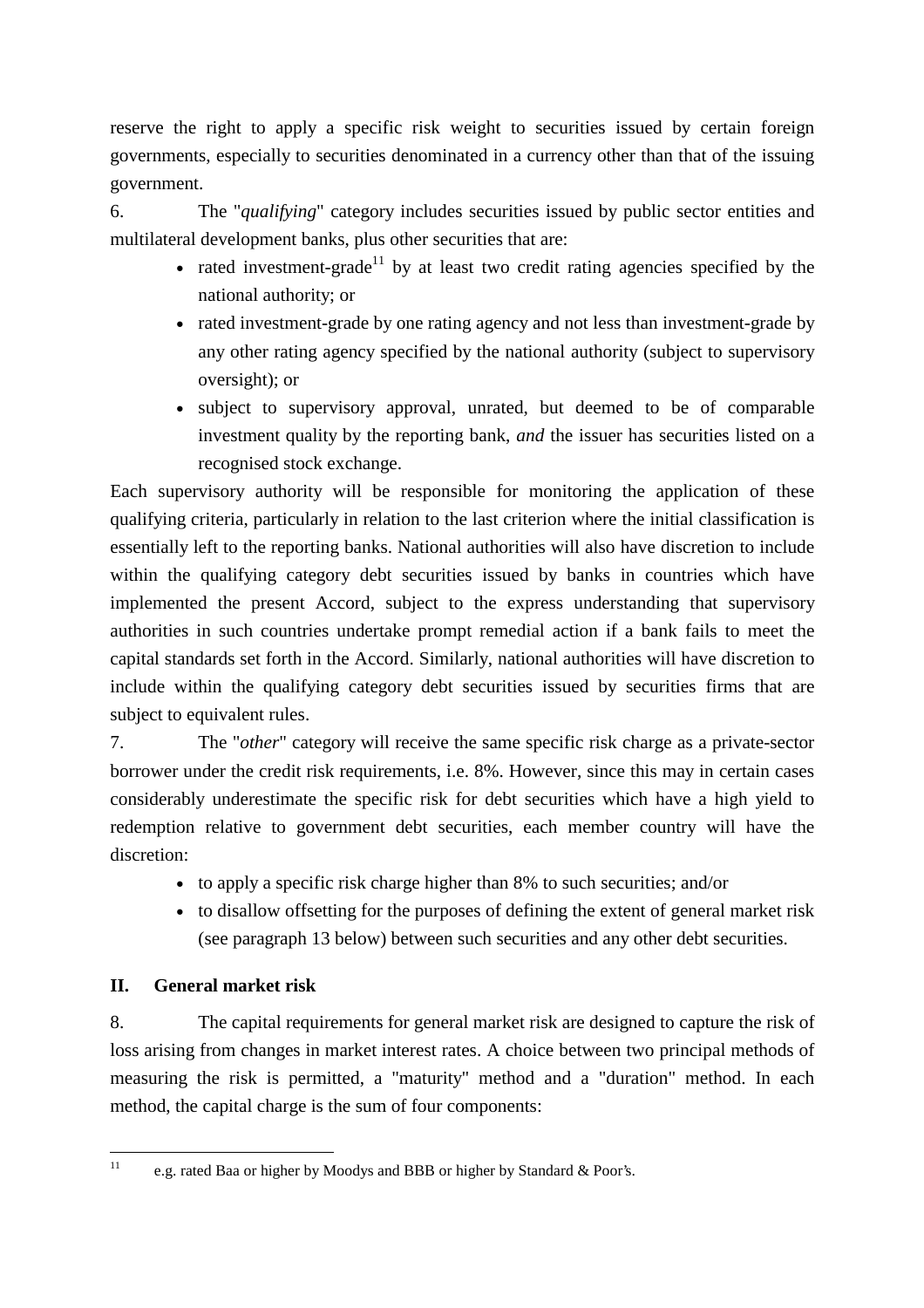reserve the right to apply a specific risk weight to securities issued by certain foreign governments, especially to securities denominated in a currency other than that of the issuing government.

6. The "*qualifying*" category includes securities issued by public sector entities and multilateral development banks, plus other securities that are:

- rated investment-grade[11] by at least two credit rating agencies specified by the national authority; or
- rated investment-grade by one rating agency and not less than investment-grade by any other rating agency specified by the national authority (subject to supervisory oversight); or
- subject to supervisory approval, unrated, but deemed to be of comparable investment quality by the reporting bank, *and* the issuer has securities listed on a recognised stock exchange.

Each supervisory authority will be responsible for monitoring the application of these qualifying criteria, particularly in relation to the last criterion where the initial classification is essentially left to the reporting banks. National authorities will also have discretion to include within the qualifying category debt securities issued by banks in countries which have implemented the present Accord, subject to the express understanding that supervisory authorities in such countries undertake prompt remedial action if a bank fails to meet the capital standards set forth in the Accord. Similarly, national authorities will have discretion to include within the qualifying category debt securities issued by securities firms that are subject to equivalent rules.

7. The "*other*" category will receive the same specific risk charge as a private-sector borrower under the credit risk requirements, i.e. 8%. However, since this may in certain cases considerably underestimate the specific risk for debt securities which have a high yield to redemption relative to government debt securities, each member country will have the discretion:

- to apply a specific risk charge higher than 8% to such securities; and/or
- to disallow offsetting for the purposes of defining the extent of general market risk (see paragraph 13 below) between such securities and any other debt securities.

## II. General market risk

8. The capital requirements for general market risk are designed to capture the risk of loss arising from changes in market interest rates. A choice between two principal methods of measuring the risk is permitted, a "maturity" method and a "duration" method. In each method, the capital charge is the sum of four components:

---

[11] e.g. rated Baa or higher by Moodys and BBB or higher by Standard & Poor's.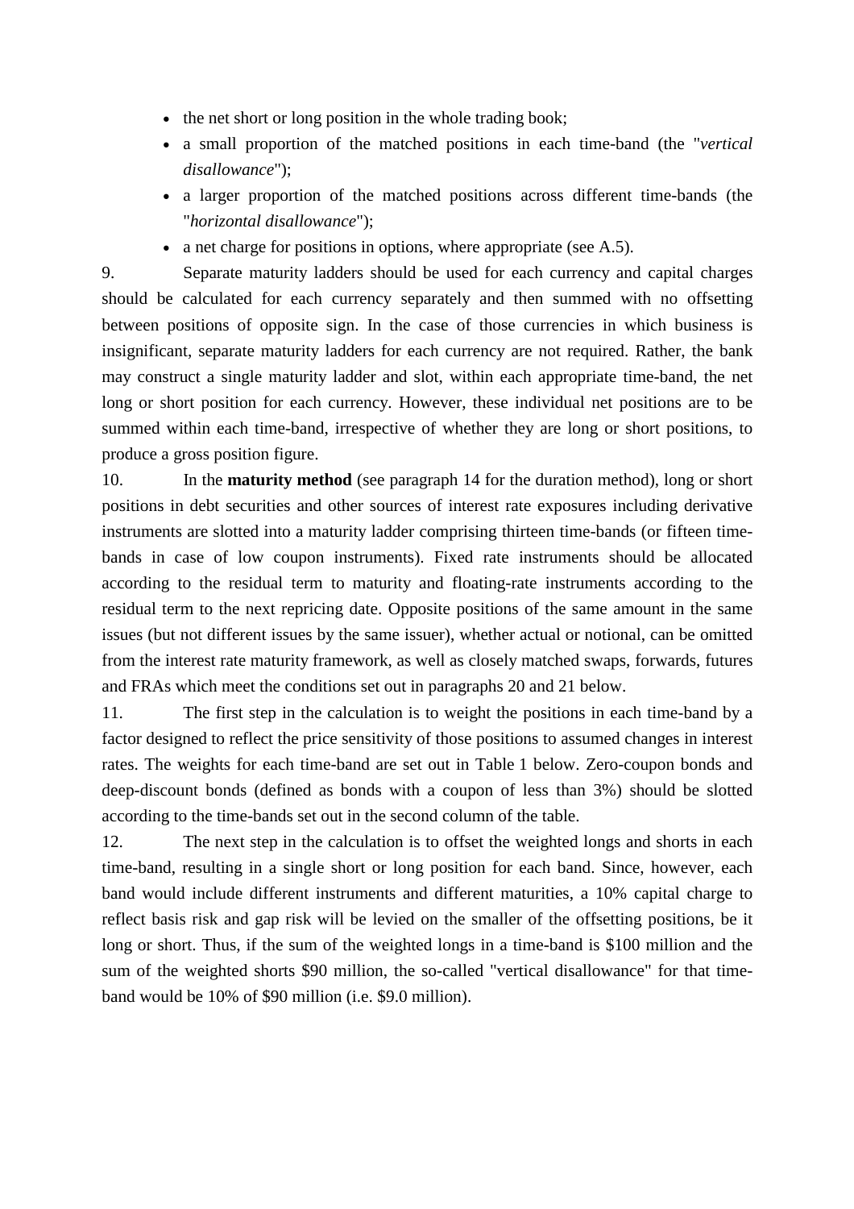- the net short or long position in the whole trading book;
- a small proportion of the matched positions in each time-band (the "*vertical disallowance*");
- a larger proportion of the matched positions across different time-bands (the "*horizontal disallowance*");
- a net charge for positions in options, where appropriate (see A.5).

9. Separate maturity ladders should be used for each currency and capital charges should be calculated for each currency separately and then summed with no offsetting between positions of opposite sign. In the case of those currencies in which business is insignificant, separate maturity ladders for each currency are not required. Rather, the bank may construct a single maturity ladder and slot, within each appropriate time-band, the net long or short position for each currency. However, these individual net positions are to be summed within each time-band, irrespective of whether they are long or short positions, to produce a gross position figure.

10. In the **maturity method** (see paragraph 14 for the duration method), long or short positions in debt securities and other sources of interest rate exposures including derivative instruments are slotted into a maturity ladder comprising thirteen time-bands (or fifteen time-bands in case of low coupon instruments). Fixed rate instruments should be allocated according to the residual term to maturity and floating-rate instruments according to the residual term to the next repricing date. Opposite positions of the same amount in the same issues (but not different issues by the same issuer), whether actual or notional, can be omitted from the interest rate maturity framework, as well as closely matched swaps, forwards, futures and FRAs which meet the conditions set out in paragraphs 20 and 21 below.

11. The first step in the calculation is to weight the positions in each time-band by a factor designed to reflect the price sensitivity of those positions to assumed changes in interest rates. The weights for each time-band are set out in Table 1 below. Zero-coupon bonds and deep-discount bonds (defined as bonds with a coupon of less than 3%) should be slotted according to the time-bands set out in the second column of the table.

12. The next step in the calculation is to offset the weighted longs and shorts in each time-band, resulting in a single short or long position for each band. Since, however, each band would include different instruments and different maturities, a 10% capital charge to reflect basis risk and gap risk will be levied on the smaller of the offsetting positions, be it long or short. Thus, if the sum of the weighted longs in a time-band is $100 million and the sum of the weighted shorts $90 million, the so-called "vertical disallowance" for that time-band would be 10% of $90 million (i.e. $9.0 million).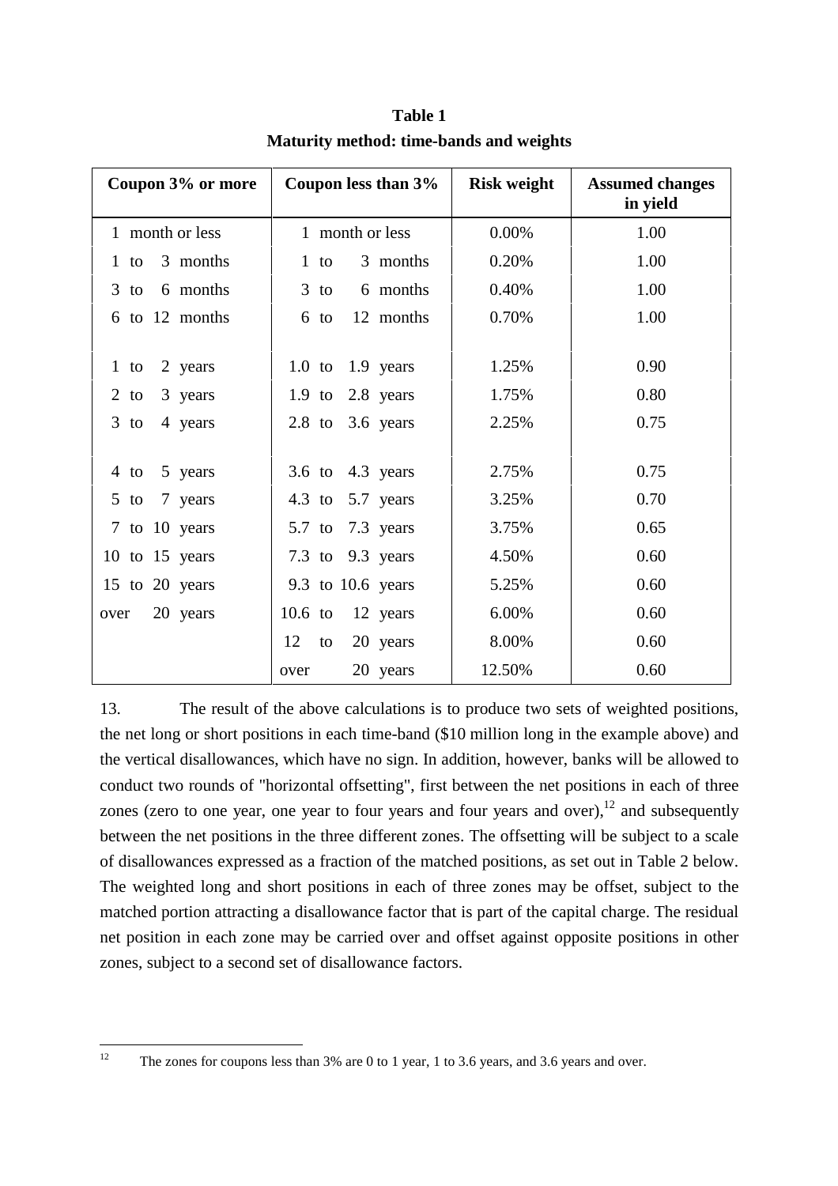**Table 1**

**Maturity method: time-bands and weights**

| Coupon 3% or more | Coupon less than 3% | Risk weight | Assumed changes in yield |
|---|---|---|---|
| 1 month or less | 1 month or less | 0.00% | 1.00 |
| 1 to 3 months | 1 to 3 months | 0.20% | 1.00 |
| 3 to 6 months | 3 to 6 months | 0.40% | 1.00 |
| 6 to 12 months | 6 to 12 months | 0.70% | 1.00 |
| 1 to 2 years | 1.0 to 1.9 years | 1.25% | 0.90 |
| 2 to 3 years | 1.9 to 2.8 years | 1.75% | 0.80 |
| 3 to 4 years | 2.8 to 3.6 years | 2.25% | 0.75 |
| 4 to 5 years | 3.6 to 4.3 years | 2.75% | 0.75 |
| 5 to 7 years | 4.3 to 5.7 years | 3.25% | 0.70 |
| 7 to 10 years | 5.7 to 7.3 years | 3.75% | 0.65 |
| 10 to 15 years | 7.3 to 9.3 years | 4.50% | 0.60 |
| 15 to 20 years | 9.3 to 10.6 years | 5.25% | 0.60 |
| over 20 years | 10.6 to 12 years | 6.00% | 0.60 |
| | 12 to 20 years | 8.00% | 0.60 |
| | over 20 years | 12.50% | 0.60 |

13. The result of the above calculations is to produce two sets of weighted positions, the net long or short positions in each time-band ($10 million long in the example above) and the vertical disallowances, which have no sign. In addition, however, banks will be allowed to conduct two rounds of "horizontal offsetting", first between the net positions in each of three zones (zero to one year, one year to four years and four years and over),[12] and subsequently between the net positions in the three different zones. The offsetting will be subject to a scale of disallowances expressed as a fraction of the matched positions, as set out in Table 2 below. The weighted long and short positions in each of three zones may be offset, subject to the matched portion attracting a disallowance factor that is part of the capital charge. The residual net position in each zone may be carried over and offset against opposite positions in other zones, subject to a second set of disallowance factors.

[12] The zones for coupons less than 3% are 0 to 1 year, 1 to 3.6 years, and 3.6 years and over.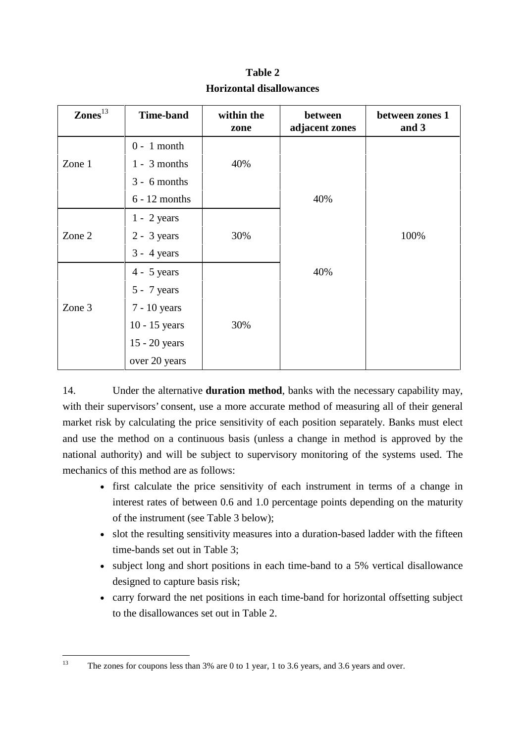**Table 2**
**Horizontal disallowances**

| Zones[13] | Time-band | within the zone | between adjacent zones | between zones 1 and 3 |
|---|---|---|---|---|
| Zone 1 | 0 - 1 month | 40% | 40% | 100% |
| | 1 - 3 months | | | |
| | 3 - 6 months | | | |
| | 6 - 12 months | | | |
| Zone 2 | 1 - 2 years | 30% | | |
| | 2 - 3 years | | | |
| | 3 - 4 years | | 40% | |
| Zone 3 | 4 - 5 years | 30% | | |
| | 5 - 7 years | | | |
| | 7 - 10 years | | | |
| | 10 - 15 years | | | |
| | 15 - 20 years | | | |
| | over 20 years | | | |

14. Under the alternative **duration method**, banks with the necessary capability may, with their supervisors' consent, use a more accurate method of measuring all of their general market risk by calculating the price sensitivity of each position separately. Banks must elect and use the method on a continuous basis (unless a change in method is approved by the national authority) and will be subject to supervisory monitoring of the systems used. The mechanics of this method are as follows:

- first calculate the price sensitivity of each instrument in terms of a change in interest rates of between 0.6 and 1.0 percentage points depending on the maturity of the instrument (see Table 3 below);
- slot the resulting sensitivity measures into a duration-based ladder with the fifteen time-bands set out in Table 3;
- subject long and short positions in each time-band to a 5% vertical disallowance designed to capture basis risk;
- carry forward the net positions in each time-band for horizontal offsetting subject to the disallowances set out in Table 2.

[13] The zones for coupons less than 3% are 0 to 1 year, 1 to 3.6 years, and 3.6 years and over.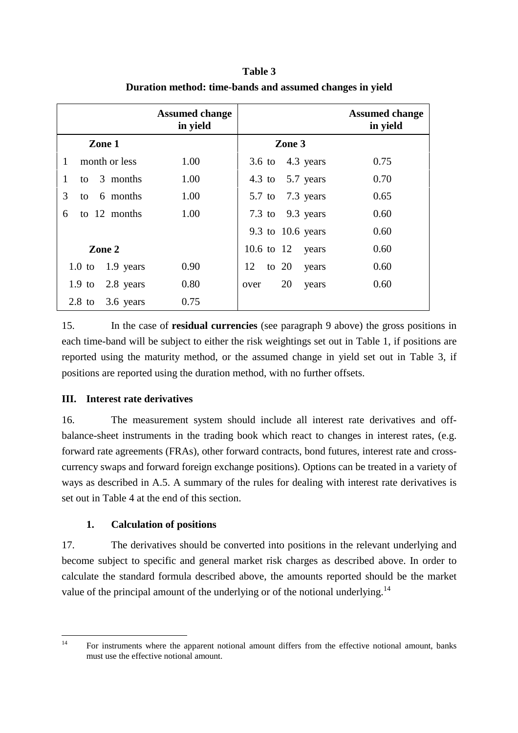**Table 3**

**Duration method: time-bands and assumed changes in yield**

| | Assumed change in yield | | Assumed change in yield |
|---|---|---|---|
| **Zone 1** | | **Zone 3** | |
| 1 month or less | 1.00 | 3.6 to 4.3 years | 0.75 |
| 1 to 3 months | 1.00 | 4.3 to 5.7 years | 0.70 |
| 3 to 6 months | 1.00 | 5.7 to 7.3 years | 0.65 |
| 6 to 12 months | 1.00 | 7.3 to 9.3 years | 0.60 |
| | | 9.3 to 10.6 years | 0.60 |
| **Zone 2** | | 10.6 to 12 years | 0.60 |
| 1.0 to 1.9 years | 0.90 | 12 to 20 years | 0.60 |
| 1.9 to 2.8 years | 0.80 | over 20 years | 0.60 |
| 2.8 to 3.6 years | 0.75 | | |

15. In the case of **residual currencies** (see paragraph 9 above) the gross positions in each time-band will be subject to either the risk weightings set out in Table 1, if positions are reported using the maturity method, or the assumed change in yield set out in Table 3, if positions are reported using the duration method, with no further offsets.

### III. Interest rate derivatives

16. The measurement system should include all interest rate derivatives and off-balance-sheet instruments in the trading book which react to changes in interest rates, (e.g. forward rate agreements (FRAs), other forward contracts, bond futures, interest rate and cross-currency swaps and forward foreign exchange positions). Options can be treated in a variety of ways as described in A.5. A summary of the rules for dealing with interest rate derivatives is set out in Table 4 at the end of this section.

#### 1. Calculation of positions

17. The derivatives should be converted into positions in the relevant underlying and become subject to specific and general market risk charges as described above. In order to calculate the standard formula described above, the amounts reported should be the market value of the principal amount of the underlying or of the notional underlying.[14]

[14] For instruments where the apparent notional amount differs from the effective notional amount, banks must use the effective notional amount.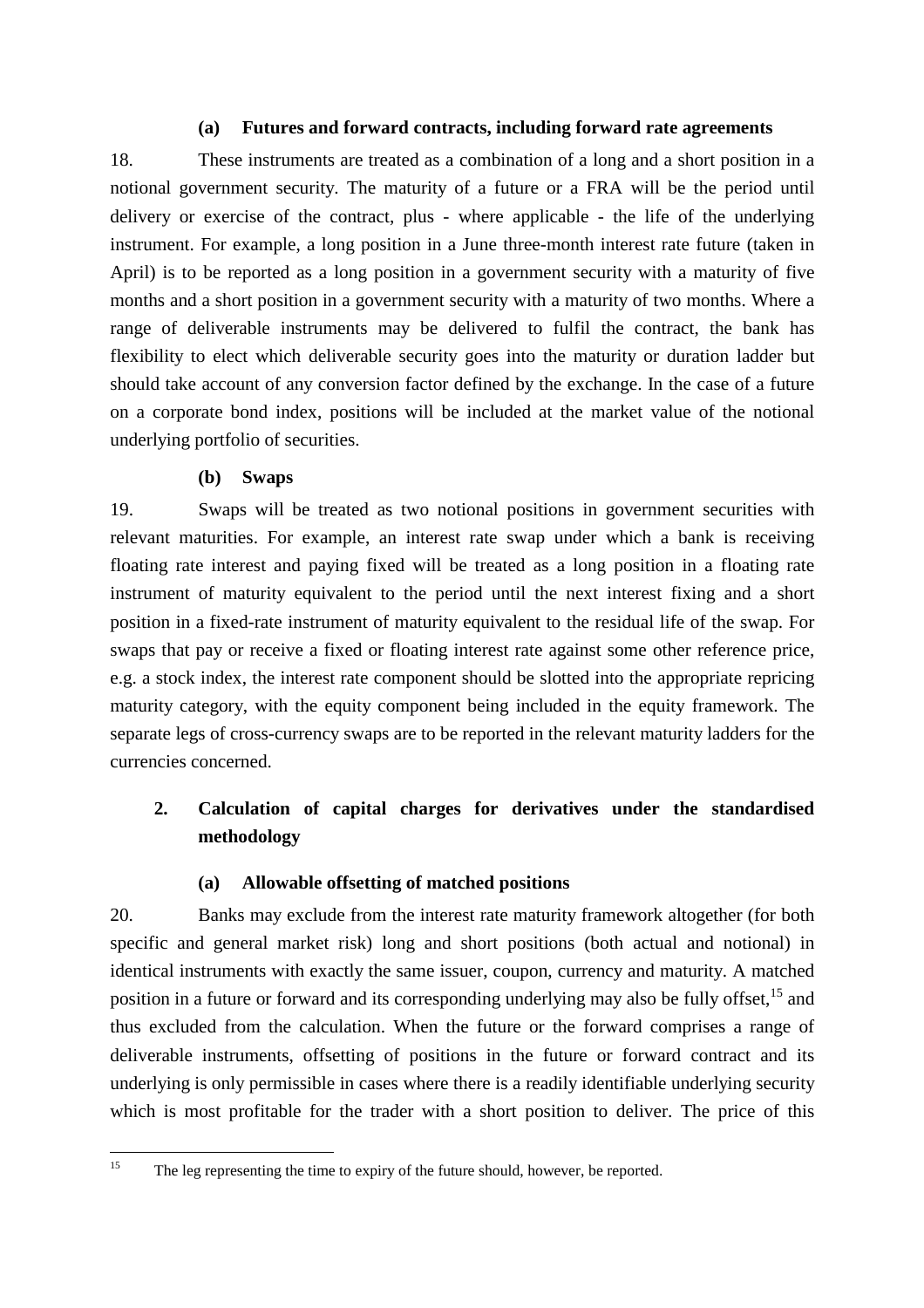#### (a) Futures and forward contracts, including forward rate agreements

18. These instruments are treated as a combination of a long and a short position in a notional government security. The maturity of a future or a FRA will be the period until delivery or exercise of the contract, plus - where applicable - the life of the underlying instrument. For example, a long position in a June three-month interest rate future (taken in April) is to be reported as a long position in a government security with a maturity of five months and a short position in a government security with a maturity of two months. Where a range of deliverable instruments may be delivered to fulfil the contract, the bank has flexibility to elect which deliverable security goes into the maturity or duration ladder but should take account of any conversion factor defined by the exchange. In the case of a future on a corporate bond index, positions will be included at the market value of the notional underlying portfolio of securities.

#### (b) Swaps

19. Swaps will be treated as two notional positions in government securities with relevant maturities. For example, an interest rate swap under which a bank is receiving floating rate interest and paying fixed will be treated as a long position in a floating rate instrument of maturity equivalent to the period until the next interest fixing and a short position in a fixed-rate instrument of maturity equivalent to the residual life of the swap. For swaps that pay or receive a fixed or floating interest rate against some other reference price, e.g. a stock index, the interest rate component should be slotted into the appropriate repricing maturity category, with the equity component being included in the equity framework. The separate legs of cross-currency swaps are to be reported in the relevant maturity ladders for the currencies concerned.

### 2. Calculation of capital charges for derivatives under the standardised methodology

#### (a) Allowable offsetting of matched positions

20. Banks may exclude from the interest rate maturity framework altogether (for both specific and general market risk) long and short positions (both actual and notional) in identical instruments with exactly the same issuer, coupon, currency and maturity. A matched position in a future or forward and its corresponding underlying may also be fully offset,[15] and thus excluded from the calculation. When the future or the forward comprises a range of deliverable instruments, offsetting of positions in the future or forward contract and its underlying is only permissible in cases where there is a readily identifiable underlying security which is most profitable for the trader with a short position to deliver. The price of this

---

[15] The leg representing the time to expiry of the future should, however, be reported.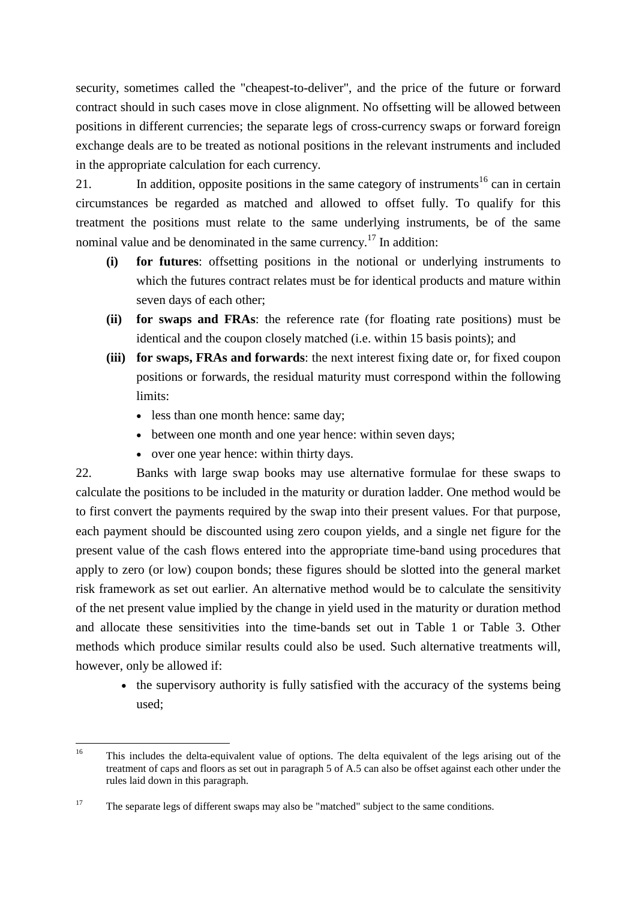security, sometimes called the "cheapest-to-deliver", and the price of the future or forward contract should in such cases move in close alignment. No offsetting will be allowed between positions in different currencies; the separate legs of cross-currency swaps or forward foreign exchange deals are to be treated as notional positions in the relevant instruments and included in the appropriate calculation for each currency.

21. In addition, opposite positions in the same category of instruments[16] can in certain circumstances be regarded as matched and allowed to offset fully. To qualify for this treatment the positions must relate to the same underlying instruments, be of the same nominal value and be denominated in the same currency.[17] In addition:

- **(i) for futures**: offsetting positions in the notional or underlying instruments to which the futures contract relates must be for identical products and mature within seven days of each other;
- **(ii) for swaps and FRAs**: the reference rate (for floating rate positions) must be identical and the coupon closely matched (i.e. within 15 basis points); and
- **(iii) for swaps, FRAs and forwards**: the next interest fixing date or, for fixed coupon positions or forwards, the residual maturity must correspond within the following limits:
  - less than one month hence: same day;
  - between one month and one year hence: within seven days;
  - over one year hence: within thirty days.

22. Banks with large swap books may use alternative formulae for these swaps to calculate the positions to be included in the maturity or duration ladder. One method would be to first convert the payments required by the swap into their present values. For that purpose, each payment should be discounted using zero coupon yields, and a single net figure for the present value of the cash flows entered into the appropriate time-band using procedures that apply to zero (or low) coupon bonds; these figures should be slotted into the general market risk framework as set out earlier. An alternative method would be to calculate the sensitivity of the net present value implied by the change in yield used in the maturity or duration method and allocate these sensitivities into the time-bands set out in Table 1 or Table 3. Other methods which produce similar results could also be used. Such alternative treatments will, however, only be allowed if:

- the supervisory authority is fully satisfied with the accuracy of the systems being used;

---

[16] This includes the delta-equivalent value of options. The delta equivalent of the legs arising out of the treatment of caps and floors as set out in paragraph 5 of A.5 can also be offset against each other under the rules laid down in this paragraph.

[17] The separate legs of different swaps may also be "matched" subject to the same conditions.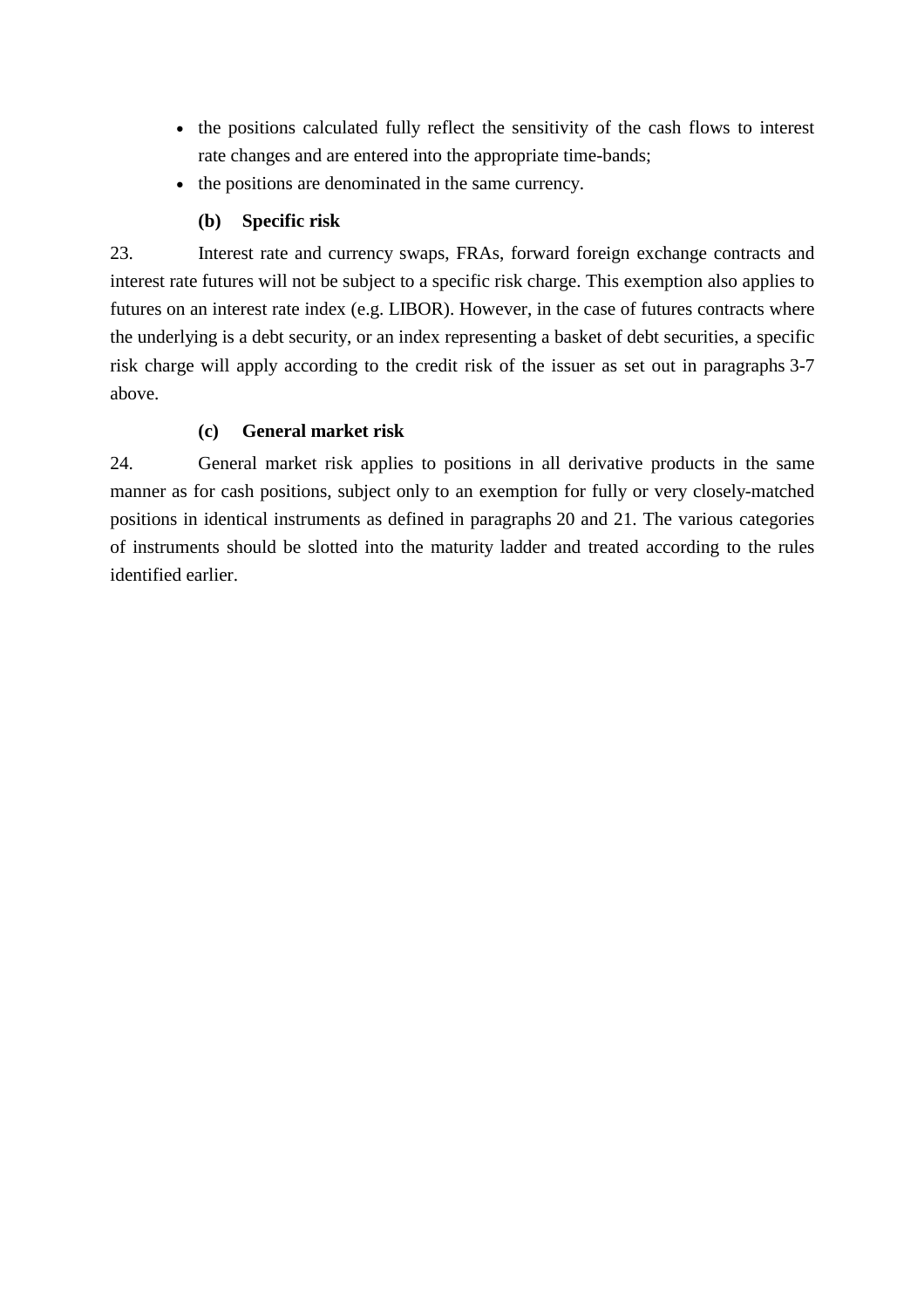- the positions calculated fully reflect the sensitivity of the cash flows to interest rate changes and are entered into the appropriate time-bands;
- the positions are denominated in the same currency.

**(b) Specific risk**

23. Interest rate and currency swaps, FRAs, forward foreign exchange contracts and interest rate futures will not be subject to a specific risk charge. This exemption also applies to futures on an interest rate index (e.g. LIBOR). However, in the case of futures contracts where the underlying is a debt security, or an index representing a basket of debt securities, a specific risk charge will apply according to the credit risk of the issuer as set out in paragraphs 3-7 above.

**(c) General market risk**

24. General market risk applies to positions in all derivative products in the same manner as for cash positions, subject only to an exemption for fully or very closely-matched positions in identical instruments as defined in paragraphs 20 and 21. The various categories of instruments should be slotted into the maturity ladder and treated according to the rules identified earlier.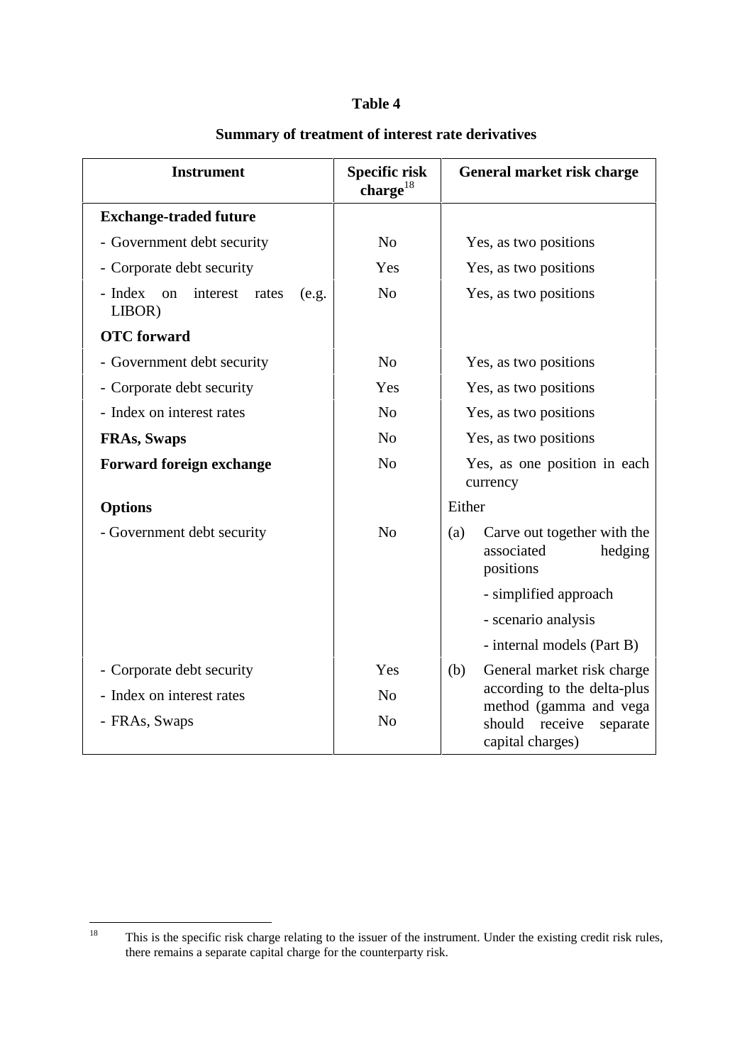**Table 4**

**Summary of treatment of interest rate derivatives**

| Instrument | Specific risk charge[18] | General market risk charge |
|---|---|---|
| **Exchange-traded future** | | |
| - Government debt security | No | Yes, as two positions |
| - Corporate debt security | Yes | Yes, as two positions |
| - Index on interest rates (e.g. LIBOR) | No | Yes, as two positions |
| **OTC forward** | | |
| - Government debt security | No | Yes, as two positions |
| - Corporate debt security | Yes | Yes, as two positions |
| - Index on interest rates | No | Yes, as two positions |
| **FRAs, Swaps** | No | Yes, as two positions |
| **Forward foreign exchange** | No | Yes, as one position in each currency |
| **Options** | | Either |
| - Government debt security | No | (a) Carve out together with the associated hedging positions<br>- simplified approach<br>- scenario analysis<br>- internal models (Part B) |
| - Corporate debt security | Yes | (b) General market risk charge according to the delta-plus method (gamma and vega should receive separate capital charges) |
| - Index on interest rates | No | |
| - FRAs, Swaps | No | |

---

[18] This is the specific risk charge relating to the issuer of the instrument. Under the existing credit risk rules, there remains a separate capital charge for the counterparty risk.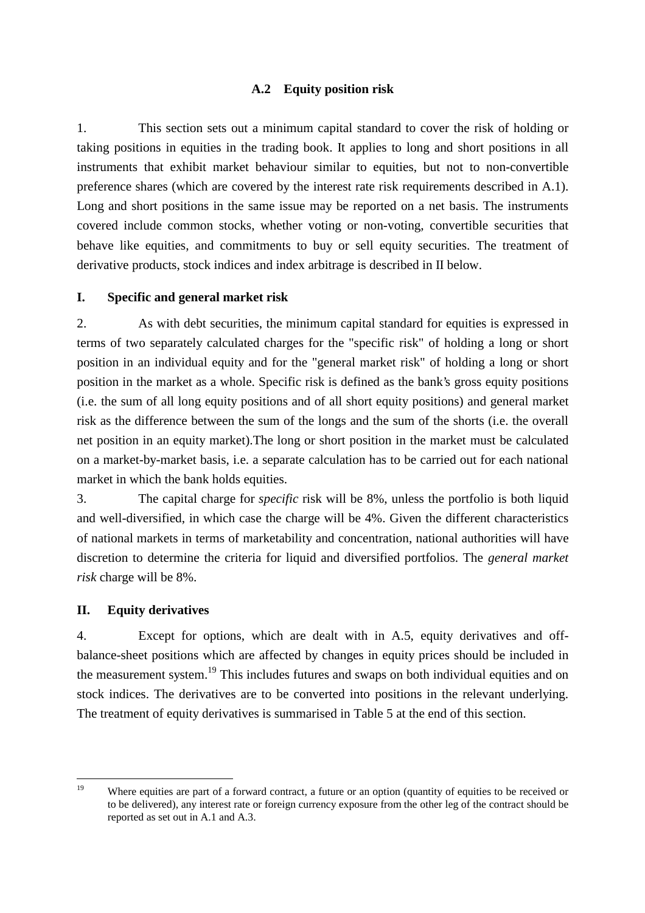### A.2 Equity position risk

1. This section sets out a minimum capital standard to cover the risk of holding or taking positions in equities in the trading book. It applies to long and short positions in all instruments that exhibit market behaviour similar to equities, but not to non-convertible preference shares (which are covered by the interest rate risk requirements described in A.1). Long and short positions in the same issue may be reported on a net basis. The instruments covered include common stocks, whether voting or non-voting, convertible securities that behave like equities, and commitments to buy or sell equity securities. The treatment of derivative products, stock indices and index arbitrage is described in II below.

#### I. Specific and general market risk

2. As with debt securities, the minimum capital standard for equities is expressed in terms of two separately calculated charges for the "specific risk" of holding a long or short position in an individual equity and for the "general market risk" of holding a long or short position in the market as a whole. Specific risk is defined as the bank's gross equity positions (i.e. the sum of all long equity positions and of all short equity positions) and general market risk as the difference between the sum of the longs and the sum of the shorts (i.e. the overall net position in an equity market).The long or short position in the market must be calculated on a market-by-market basis, i.e. a separate calculation has to be carried out for each national market in which the bank holds equities.

3. The capital charge for *specific* risk will be 8%, unless the portfolio is both liquid and well-diversified, in which case the charge will be 4%. Given the different characteristics of national markets in terms of marketability and concentration, national authorities will have discretion to determine the criteria for liquid and diversified portfolios. The *general market risk* charge will be 8%.

#### II. Equity derivatives

4. Except for options, which are dealt with in A.5, equity derivatives and off-balance-sheet positions which are affected by changes in equity prices should be included in the measurement system.[19] This includes futures and swaps on both individual equities and on stock indices. The derivatives are to be converted into positions in the relevant underlying. The treatment of equity derivatives is summarised in Table 5 at the end of this section.

---

[19] Where equities are part of a forward contract, a future or an option (quantity of equities to be received or to be delivered), any interest rate or foreign currency exposure from the other leg of the contract should be reported as set out in A.1 and A.3.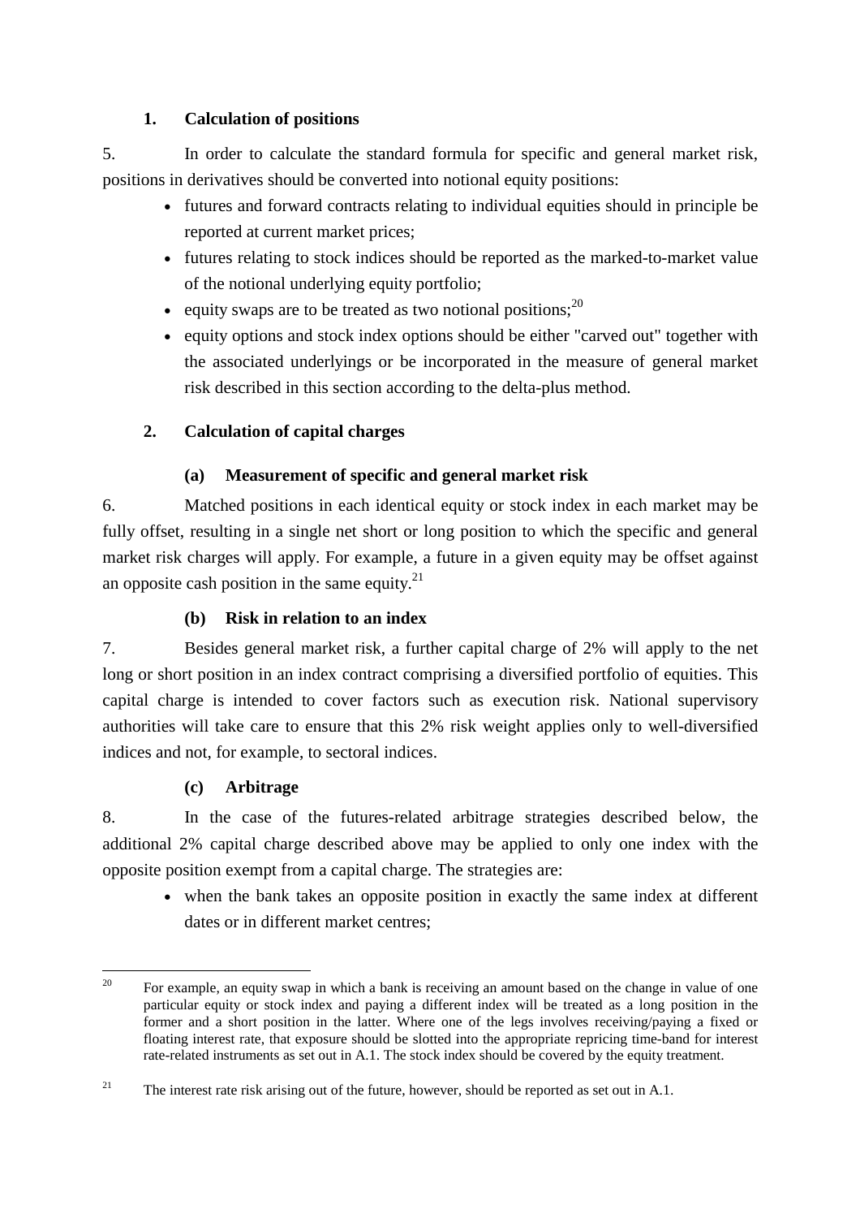### 1. Calculation of positions

5. In order to calculate the standard formula for specific and general market risk, positions in derivatives should be converted into notional equity positions:

- futures and forward contracts relating to individual equities should in principle be reported at current market prices;
- futures relating to stock indices should be reported as the marked-to-market value of the notional underlying equity portfolio;
- equity swaps are to be treated as two notional positions;[20]
- equity options and stock index options should be either "carved out" together with the associated underlyings or be incorporated in the measure of general market risk described in this section according to the delta-plus method.

### 2. Calculation of capital charges

#### (a) Measurement of specific and general market risk

6. Matched positions in each identical equity or stock index in each market may be fully offset, resulting in a single net short or long position to which the specific and general market risk charges will apply. For example, a future in a given equity may be offset against an opposite cash position in the same equity.[21]

#### (b) Risk in relation to an index

7. Besides general market risk, a further capital charge of 2% will apply to the net long or short position in an index contract comprising a diversified portfolio of equities. This capital charge is intended to cover factors such as execution risk. National supervisory authorities will take care to ensure that this 2% risk weight applies only to well-diversified indices and not, for example, to sectoral indices.

#### (c) Arbitrage

8. In the case of the futures-related arbitrage strategies described below, the additional 2% capital charge described above may be applied to only one index with the opposite position exempt from a capital charge. The strategies are:

- when the bank takes an opposite position in exactly the same index at different dates or in different market centres;

---

[20] For example, an equity swap in which a bank is receiving an amount based on the change in value of one particular equity or stock index and paying a different index will be treated as a long position in the former and a short position in the latter. Where one of the legs involves receiving/paying a fixed or floating interest rate, that exposure should be slotted into the appropriate repricing time-band for interest rate-related instruments as set out in A.1. The stock index should be covered by the equity treatment.

[21] The interest rate risk arising out of the future, however, should be reported as set out in A.1.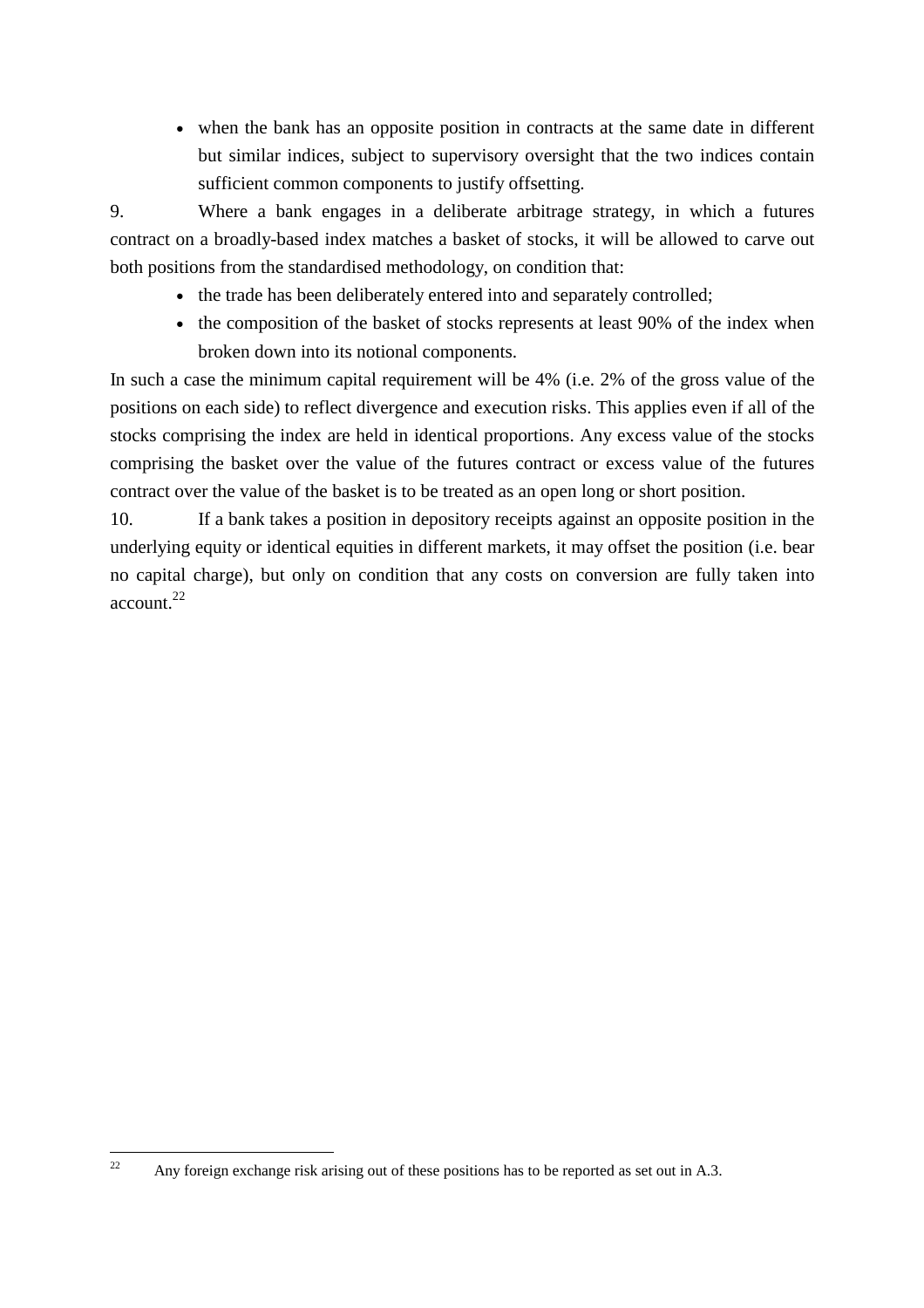- when the bank has an opposite position in contracts at the same date in different but similar indices, subject to supervisory oversight that the two indices contain sufficient common components to justify offsetting.

9. Where a bank engages in a deliberate arbitrage strategy, in which a futures contract on a broadly-based index matches a basket of stocks, it will be allowed to carve out both positions from the standardised methodology, on condition that:

- the trade has been deliberately entered into and separately controlled;
- the composition of the basket of stocks represents at least 90% of the index when broken down into its notional components.

In such a case the minimum capital requirement will be 4% (i.e. 2% of the gross value of the positions on each side) to reflect divergence and execution risks. This applies even if all of the stocks comprising the index are held in identical proportions. Any excess value of the stocks comprising the basket over the value of the futures contract or excess value of the futures contract over the value of the basket is to be treated as an open long or short position.

10. If a bank takes a position in depository receipts against an opposite position in the underlying equity or identical equities in different markets, it may offset the position (i.e. bear no capital charge), but only on condition that any costs on conversion are fully taken into account.[22]

[22] Any foreign exchange risk arising out of these positions has to be reported as set out in A.3.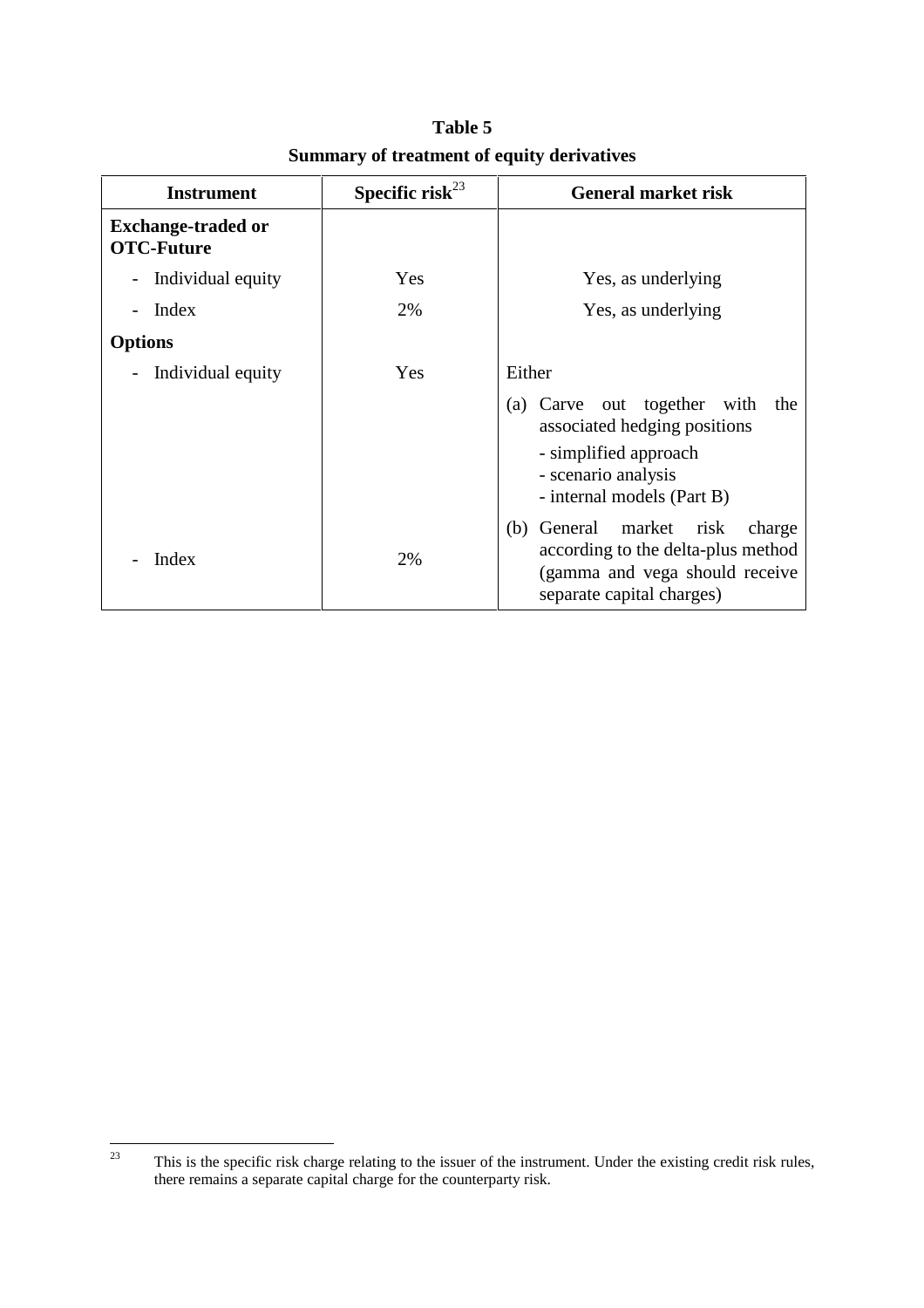**Table 5**

**Summary of treatment of equity derivatives**

| Instrument | Specific risk[23] | General market risk |
|---|---|---|
| **Exchange-traded or OTC-Future** | | |
| - Individual equity | Yes | Yes, as underlying |
| - Index | 2% | Yes, as underlying |
| **Options** | | |
| - Individual equity | Yes | Either<br>(a) Carve out together with the associated hedging positions<br>- simplified approach<br>- scenario analysis<br>- internal models (Part B) |
| - Index | 2% | (b) General market risk charge according to the delta-plus method (gamma and vega should receive separate capital charges) |

[23] This is the specific risk charge relating to the issuer of the instrument. Under the existing credit risk rules, there remains a separate capital charge for the counterparty risk.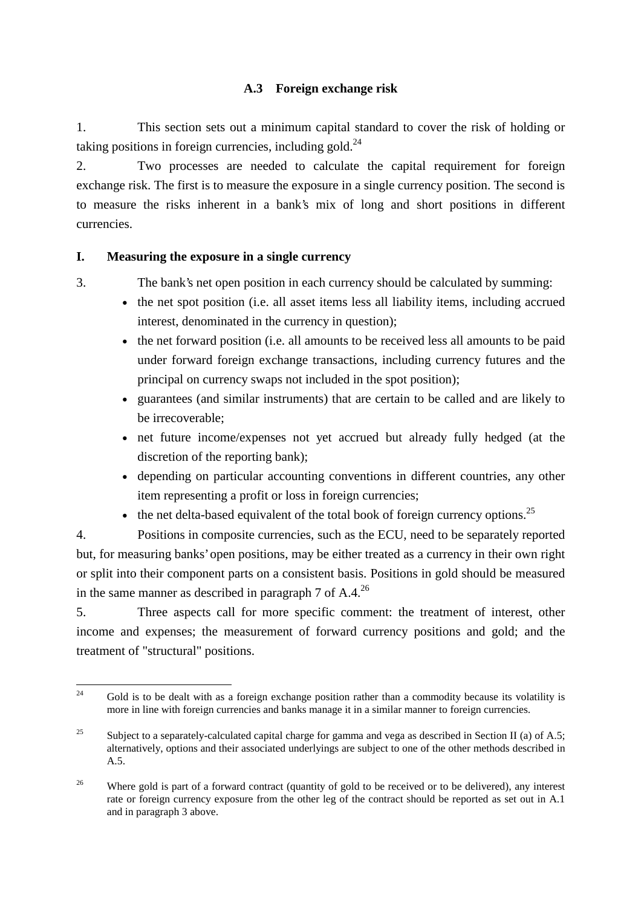## A.3 Foreign exchange risk

1. This section sets out a minimum capital standard to cover the risk of holding or taking positions in foreign currencies, including gold.[24]

2. Two processes are needed to calculate the capital requirement for foreign exchange risk. The first is to measure the exposure in a single currency position. The second is to measure the risks inherent in a bank's mix of long and short positions in different currencies.

### I. Measuring the exposure in a single currency

3. The bank's net open position in each currency should be calculated by summing:

- the net spot position (i.e. all asset items less all liability items, including accrued interest, denominated in the currency in question);
- the net forward position (i.e. all amounts to be received less all amounts to be paid under forward foreign exchange transactions, including currency futures and the principal on currency swaps not included in the spot position);
- guarantees (and similar instruments) that are certain to be called and are likely to be irrecoverable;
- net future income/expenses not yet accrued but already fully hedged (at the discretion of the reporting bank);
- depending on particular accounting conventions in different countries, any other item representing a profit or loss in foreign currencies;
- the net delta-based equivalent of the total book of foreign currency options.[25]

4. Positions in composite currencies, such as the ECU, need to be separately reported but, for measuring banks' open positions, may be either treated as a currency in their own right or split into their component parts on a consistent basis. Positions in gold should be measured in the same manner as described in paragraph 7 of A.4.[26]

5. Three aspects call for more specific comment: the treatment of interest, other income and expenses; the measurement of forward currency positions and gold; and the treatment of "structural" positions.

---

[24] Gold is to be dealt with as a foreign exchange position rather than a commodity because its volatility is more in line with foreign currencies and banks manage it in a similar manner to foreign currencies.

[25] Subject to a separately-calculated capital charge for gamma and vega as described in Section II (a) of A.5; alternatively, options and their associated underlyings are subject to one of the other methods described in A.5.

[26] Where gold is part of a forward contract (quantity of gold to be received or to be delivered), any interest rate or foreign currency exposure from the other leg of the contract should be reported as set out in A.1 and in paragraph 3 above.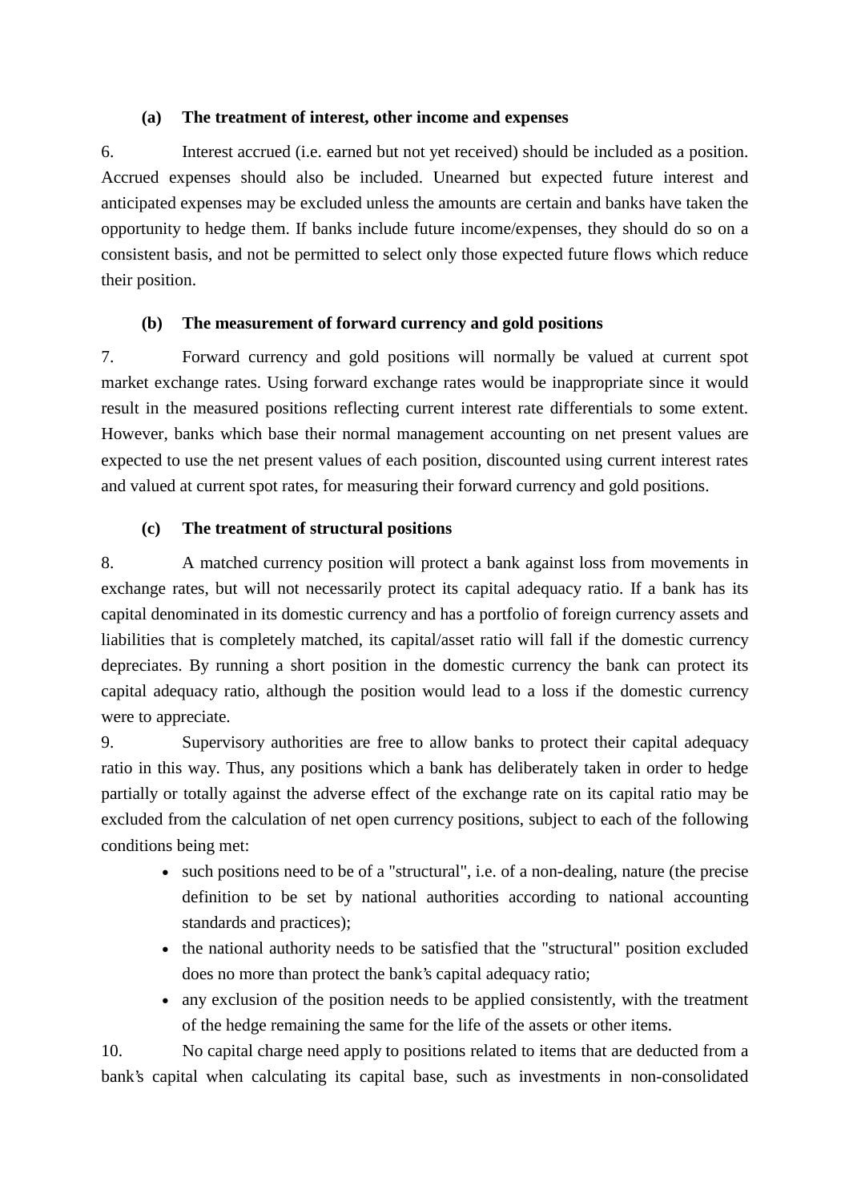### (a) The treatment of interest, other income and expenses

6. Interest accrued (i.e. earned but not yet received) should be included as a position. Accrued expenses should also be included. Unearned but expected future interest and anticipated expenses may be excluded unless the amounts are certain and banks have taken the opportunity to hedge them. If banks include future income/expenses, they should do so on a consistent basis, and not be permitted to select only those expected future flows which reduce their position.

### (b) The measurement of forward currency and gold positions

7. Forward currency and gold positions will normally be valued at current spot market exchange rates. Using forward exchange rates would be inappropriate since it would result in the measured positions reflecting current interest rate differentials to some extent. However, banks which base their normal management accounting on net present values are expected to use the net present values of each position, discounted using current interest rates and valued at current spot rates, for measuring their forward currency and gold positions.

### (c) The treatment of structural positions

8. A matched currency position will protect a bank against loss from movements in exchange rates, but will not necessarily protect its capital adequacy ratio. If a bank has its capital denominated in its domestic currency and has a portfolio of foreign currency assets and liabilities that is completely matched, its capital/asset ratio will fall if the domestic currency depreciates. By running a short position in the domestic currency the bank can protect its capital adequacy ratio, although the position would lead to a loss if the domestic currency were to appreciate.

9. Supervisory authorities are free to allow banks to protect their capital adequacy ratio in this way. Thus, any positions which a bank has deliberately taken in order to hedge partially or totally against the adverse effect of the exchange rate on its capital ratio may be excluded from the calculation of net open currency positions, subject to each of the following conditions being met:

- such positions need to be of a "structural", i.e. of a non-dealing, nature (the precise definition to be set by national authorities according to national accounting standards and practices);
- the national authority needs to be satisfied that the "structural" position excluded does no more than protect the bank's capital adequacy ratio;
- any exclusion of the position needs to be applied consistently, with the treatment of the hedge remaining the same for the life of the assets or other items.

10. No capital charge need apply to positions related to items that are deducted from a bank's capital when calculating its capital base, such as investments in non-consolidated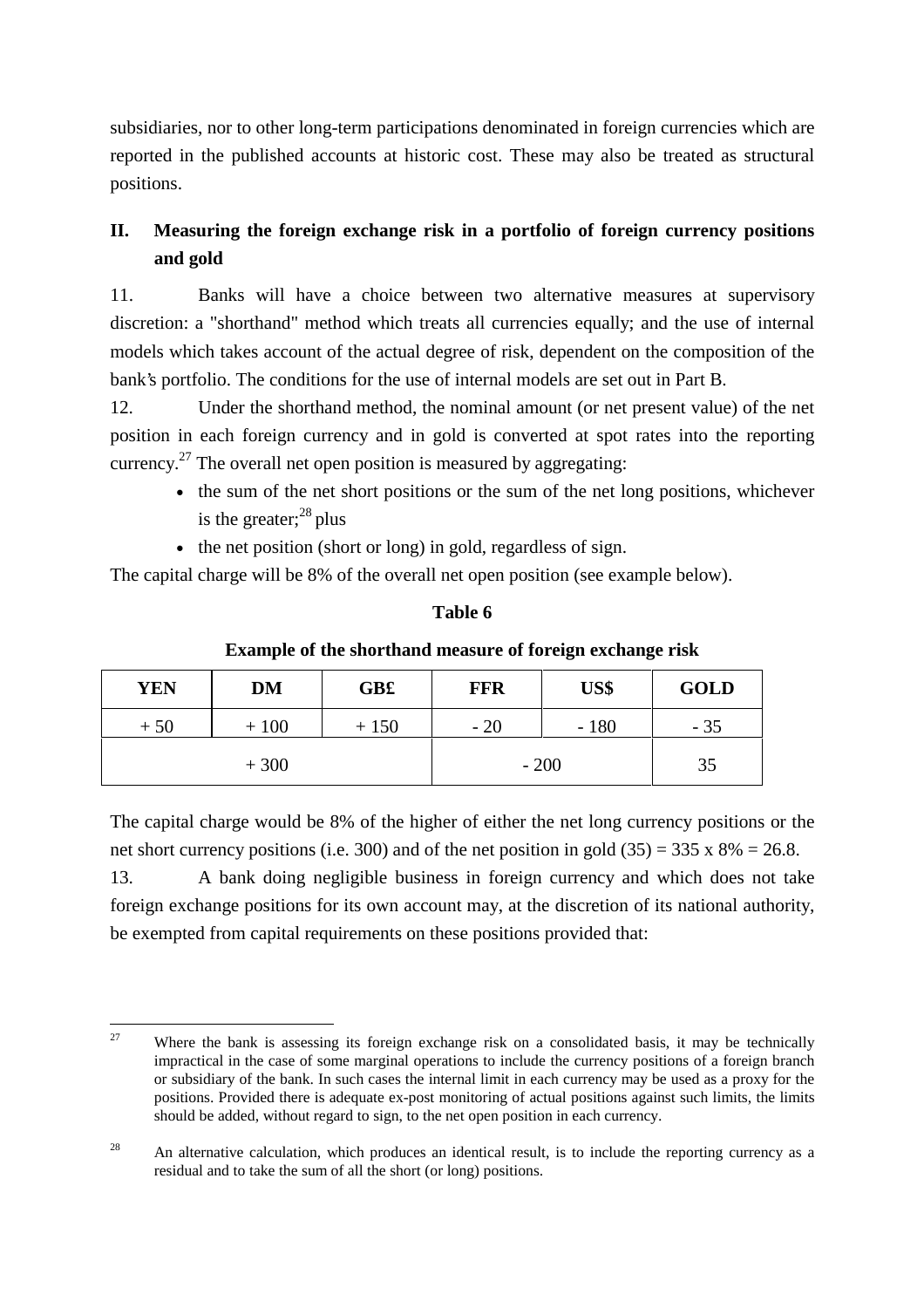subsidiaries, nor to other long-term participations denominated in foreign currencies which are reported in the published accounts at historic cost. These may also be treated as structural positions.

## II. Measuring the foreign exchange risk in a portfolio of foreign currency positions and gold

11. Banks will have a choice between two alternative measures at supervisory discretion: a "shorthand" method which treats all currencies equally; and the use of internal models which takes account of the actual degree of risk, dependent on the composition of the bank's portfolio. The conditions for the use of internal models are set out in Part B.

12. Under the shorthand method, the nominal amount (or net present value) of the net position in each foreign currency and in gold is converted at spot rates into the reporting currency.[27] The overall net open position is measured by aggregating:

- the sum of the net short positions or the sum of the net long positions, whichever is the greater;[28] plus
- the net position (short or long) in gold, regardless of sign.

The capital charge will be 8% of the overall net open position (see example below).

**Table 6**

**Example of the shorthand measure of foreign exchange risk**

| YEN | DM | GB£ | FFR | US$ | GOLD |
|---|---|---|---|---|---|
| + 50 | + 100 | + 150 | - 20 | - 180 | - 35 |
| + 300 | | | - 200 | | 35 |

The capital charge would be 8% of the higher of either the net long currency positions or the net short currency positions (i.e. 300) and of the net position in gold (35) = 335 x 8% = 26.8.

13. A bank doing negligible business in foreign currency and which does not take foreign exchange positions for its own account may, at the discretion of its national authority, be exempted from capital requirements on these positions provided that:

---

[27] Where the bank is assessing its foreign exchange risk on a consolidated basis, it may be technically impractical in the case of some marginal operations to include the currency positions of a foreign branch or subsidiary of the bank. In such cases the internal limit in each currency may be used as a proxy for the positions. Provided there is adequate ex-post monitoring of actual positions against such limits, the limits should be added, without regard to sign, to the net open position in each currency.

[28] An alternative calculation, which produces an identical result, is to include the reporting currency as a residual and to take the sum of all the short (or long) positions.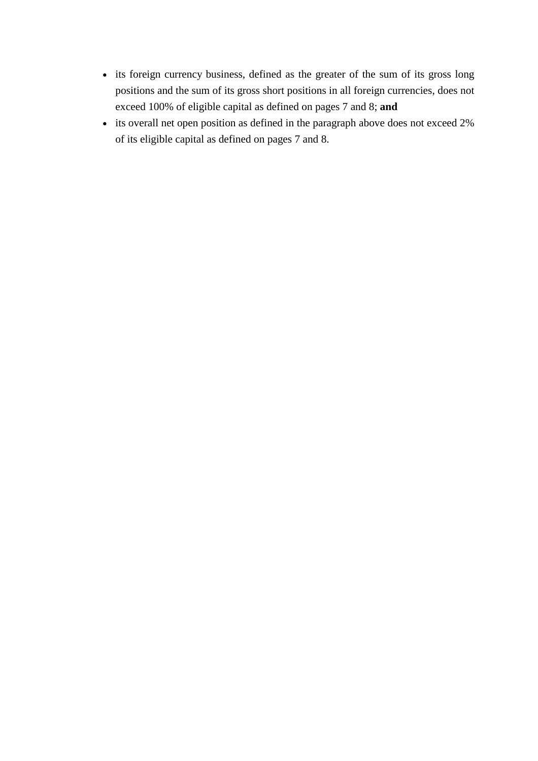- its foreign currency business, defined as the greater of the sum of its gross long positions and the sum of its gross short positions in all foreign currencies, does not exceed 100% of eligible capital as defined on pages 7 and 8; **and**
- its overall net open position as defined in the paragraph above does not exceed 2% of its eligible capital as defined on pages 7 and 8.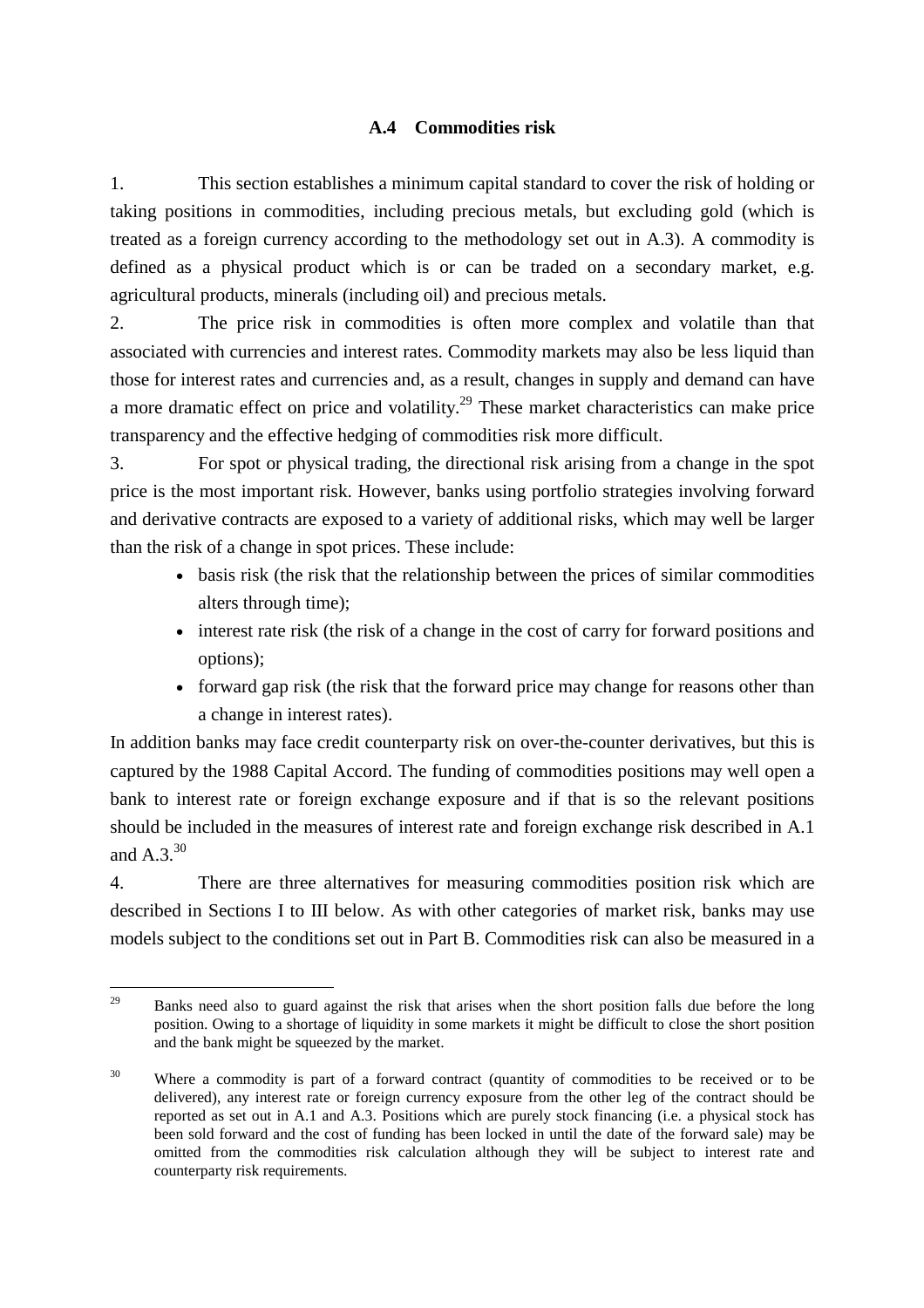### A.4 Commodities risk

1. This section establishes a minimum capital standard to cover the risk of holding or taking positions in commodities, including precious metals, but excluding gold (which is treated as a foreign currency according to the methodology set out in A.3). A commodity is defined as a physical product which is or can be traded on a secondary market, e.g. agricultural products, minerals (including oil) and precious metals.

2. The price risk in commodities is often more complex and volatile than that associated with currencies and interest rates. Commodity markets may also be less liquid than those for interest rates and currencies and, as a result, changes in supply and demand can have a more dramatic effect on price and volatility.[29] These market characteristics can make price transparency and the effective hedging of commodities risk more difficult.

3. For spot or physical trading, the directional risk arising from a change in the spot price is the most important risk. However, banks using portfolio strategies involving forward and derivative contracts are exposed to a variety of additional risks, which may well be larger than the risk of a change in spot prices. These include:

- basis risk (the risk that the relationship between the prices of similar commodities alters through time);
- interest rate risk (the risk of a change in the cost of carry for forward positions and options);
- forward gap risk (the risk that the forward price may change for reasons other than a change in interest rates).

In addition banks may face credit counterparty risk on over-the-counter derivatives, but this is captured by the 1988 Capital Accord. The funding of commodities positions may well open a bank to interest rate or foreign exchange exposure and if that is so the relevant positions should be included in the measures of interest rate and foreign exchange risk described in A.1 and A.3.[30]

4. There are three alternatives for measuring commodities position risk which are described in Sections I to III below. As with other categories of market risk, banks may use models subject to the conditions set out in Part B. Commodities risk can also be measured in a

---

[29] Banks need also to guard against the risk that arises when the short position falls due before the long position. Owing to a shortage of liquidity in some markets it might be difficult to close the short position and the bank might be squeezed by the market.

[30] Where a commodity is part of a forward contract (quantity of commodities to be received or to be delivered), any interest rate or foreign currency exposure from the other leg of the contract should be reported as set out in A.1 and A.3. Positions which are purely stock financing (i.e. a physical stock has been sold forward and the cost of funding has been locked in until the date of the forward sale) may be omitted from the commodities risk calculation although they will be subject to interest rate and counterparty risk requirements.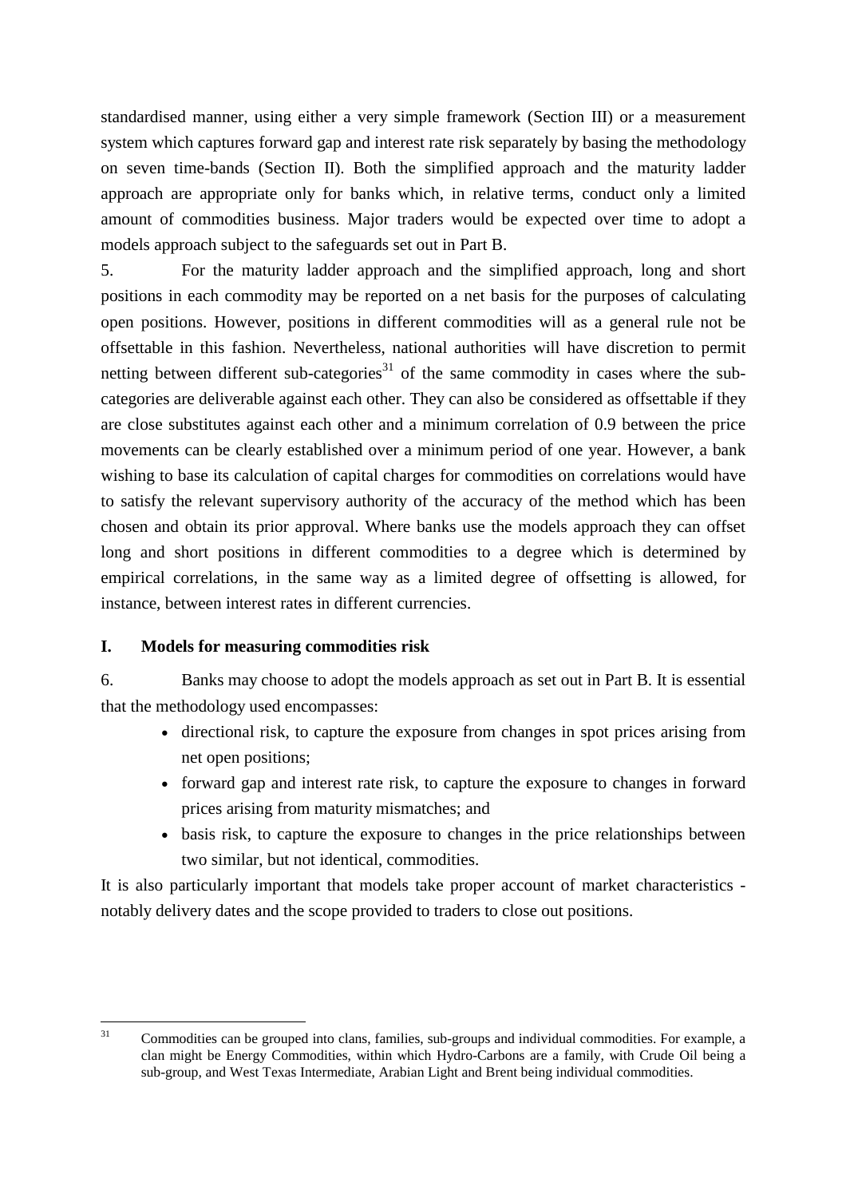standardised manner, using either a very simple framework (Section III) or a measurement system which captures forward gap and interest rate risk separately by basing the methodology on seven time-bands (Section II). Both the simplified approach and the maturity ladder approach are appropriate only for banks which, in relative terms, conduct only a limited amount of commodities business. Major traders would be expected over time to adopt a models approach subject to the safeguards set out in Part B.

5. For the maturity ladder approach and the simplified approach, long and short positions in each commodity may be reported on a net basis for the purposes of calculating open positions. However, positions in different commodities will as a general rule not be offsettable in this fashion. Nevertheless, national authorities will have discretion to permit netting between different sub-categories[31] of the same commodity in cases where the sub-categories are deliverable against each other. They can also be considered as offsettable if they are close substitutes against each other and a minimum correlation of 0.9 between the price movements can be clearly established over a minimum period of one year. However, a bank wishing to base its calculation of capital charges for commodities on correlations would have to satisfy the relevant supervisory authority of the accuracy of the method which has been chosen and obtain its prior approval. Where banks use the models approach they can offset long and short positions in different commodities to a degree which is determined by empirical correlations, in the same way as a limited degree of offsetting is allowed, for instance, between interest rates in different currencies.

## I. Models for measuring commodities risk

6. Banks may choose to adopt the models approach as set out in Part B. It is essential that the methodology used encompasses:

- directional risk, to capture the exposure from changes in spot prices arising from net open positions;
- forward gap and interest rate risk, to capture the exposure to changes in forward prices arising from maturity mismatches; and
- basis risk, to capture the exposure to changes in the price relationships between two similar, but not identical, commodities.

It is also particularly important that models take proper account of market characteristics - notably delivery dates and the scope provided to traders to close out positions.

[31] Commodities can be grouped into clans, families, sub-groups and individual commodities. For example, a clan might be Energy Commodities, within which Hydro-Carbons are a family, with Crude Oil being a sub-group, and West Texas Intermediate, Arabian Light and Brent being individual commodities.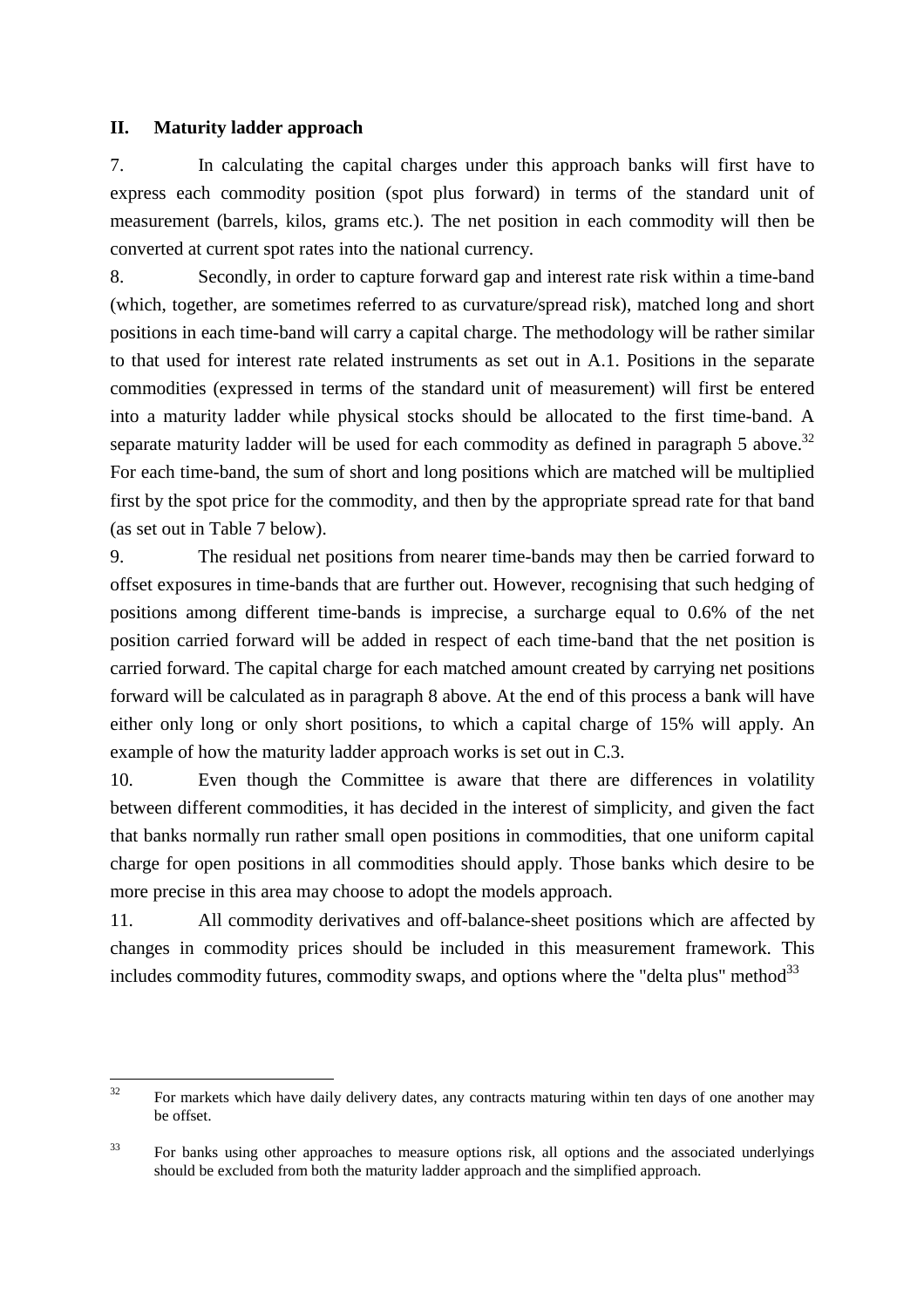## II. Maturity ladder approach

7. In calculating the capital charges under this approach banks will first have to express each commodity position (spot plus forward) in terms of the standard unit of measurement (barrels, kilos, grams etc.). The net position in each commodity will then be converted at current spot rates into the national currency.

8. Secondly, in order to capture forward gap and interest rate risk within a time-band (which, together, are sometimes referred to as curvature/spread risk), matched long and short positions in each time-band will carry a capital charge. The methodology will be rather similar to that used for interest rate related instruments as set out in A.1. Positions in the separate commodities (expressed in terms of the standard unit of measurement) will first be entered into a maturity ladder while physical stocks should be allocated to the first time-band. A separate maturity ladder will be used for each commodity as defined in paragraph 5 above.[32] For each time-band, the sum of short and long positions which are matched will be multiplied first by the spot price for the commodity, and then by the appropriate spread rate for that band (as set out in Table 7 below).

9. The residual net positions from nearer time-bands may then be carried forward to offset exposures in time-bands that are further out. However, recognising that such hedging of positions among different time-bands is imprecise, a surcharge equal to 0.6% of the net position carried forward will be added in respect of each time-band that the net position is carried forward. The capital charge for each matched amount created by carrying net positions forward will be calculated as in paragraph 8 above. At the end of this process a bank will have either only long or only short positions, to which a capital charge of 15% will apply. An example of how the maturity ladder approach works is set out in C.3.

10. Even though the Committee is aware that there are differences in volatility between different commodities, it has decided in the interest of simplicity, and given the fact that banks normally run rather small open positions in commodities, that one uniform capital charge for open positions in all commodities should apply. Those banks which desire to be more precise in this area may choose to adopt the models approach.

11. All commodity derivatives and off-balance-sheet positions which are affected by changes in commodity prices should be included in this measurement framework. This includes commodity futures, commodity swaps, and options where the "delta plus" method[33]

---

[32] For markets which have daily delivery dates, any contracts maturing within ten days of one another may be offset.

[33] For banks using other approaches to measure options risk, all options and the associated underlyings should be excluded from both the maturity ladder approach and the simplified approach.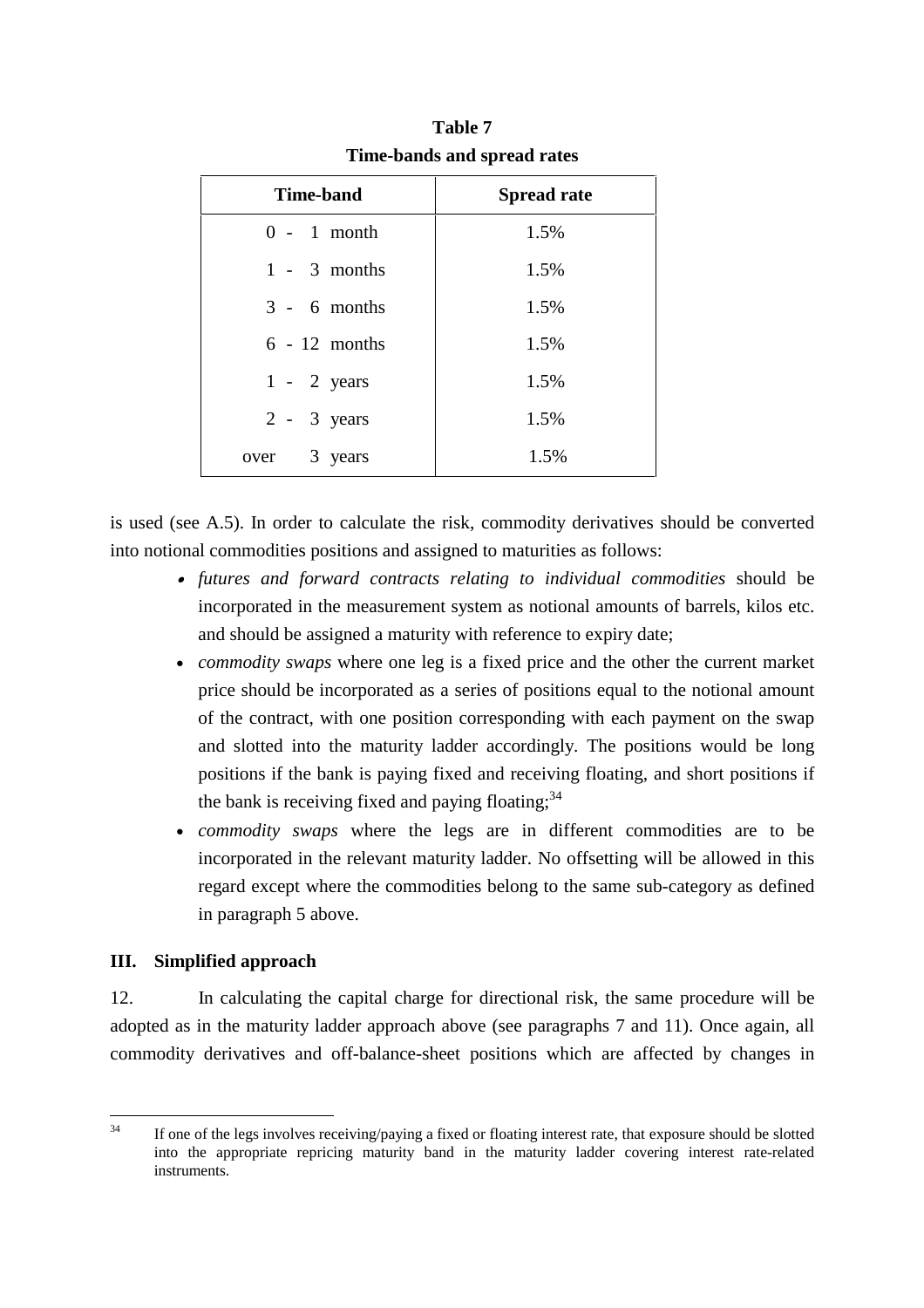**Table 7**
**Time-bands and spread rates**

| Time-band | Spread rate |
|---|---|
| 0 - 1 month | 1.5% |
| 1 - 3 months | 1.5% |
| 3 - 6 months | 1.5% |
| 6 - 12 months | 1.5% |
| 1 - 2 years | 1.5% |
| 2 - 3 years | 1.5% |
| over 3 years | 1.5% |

is used (see A.5). In order to calculate the risk, commodity derivatives should be converted into notional commodities positions and assigned to maturities as follows:

- *futures and forward contracts relating to individual commodities* should be incorporated in the measurement system as notional amounts of barrels, kilos etc. and should be assigned a maturity with reference to expiry date;
- *commodity swaps* where one leg is a fixed price and the other the current market price should be incorporated as a series of positions equal to the notional amount of the contract, with one position corresponding with each payment on the swap and slotted into the maturity ladder accordingly. The positions would be long positions if the bank is paying fixed and receiving floating, and short positions if the bank is receiving fixed and paying floating;[34]
- *commodity swaps* where the legs are in different commodities are to be incorporated in the relevant maturity ladder. No offsetting will be allowed in this regard except where the commodities belong to the same sub-category as defined in paragraph 5 above.

### III. Simplified approach

12. In calculating the capital charge for directional risk, the same procedure will be adopted as in the maturity ladder approach above (see paragraphs 7 and 11). Once again, all commodity derivatives and off-balance-sheet positions which are affected by changes in

[34] If one of the legs involves receiving/paying a fixed or floating interest rate, that exposure should be slotted into the appropriate repricing maturity band in the maturity ladder covering interest rate-related instruments.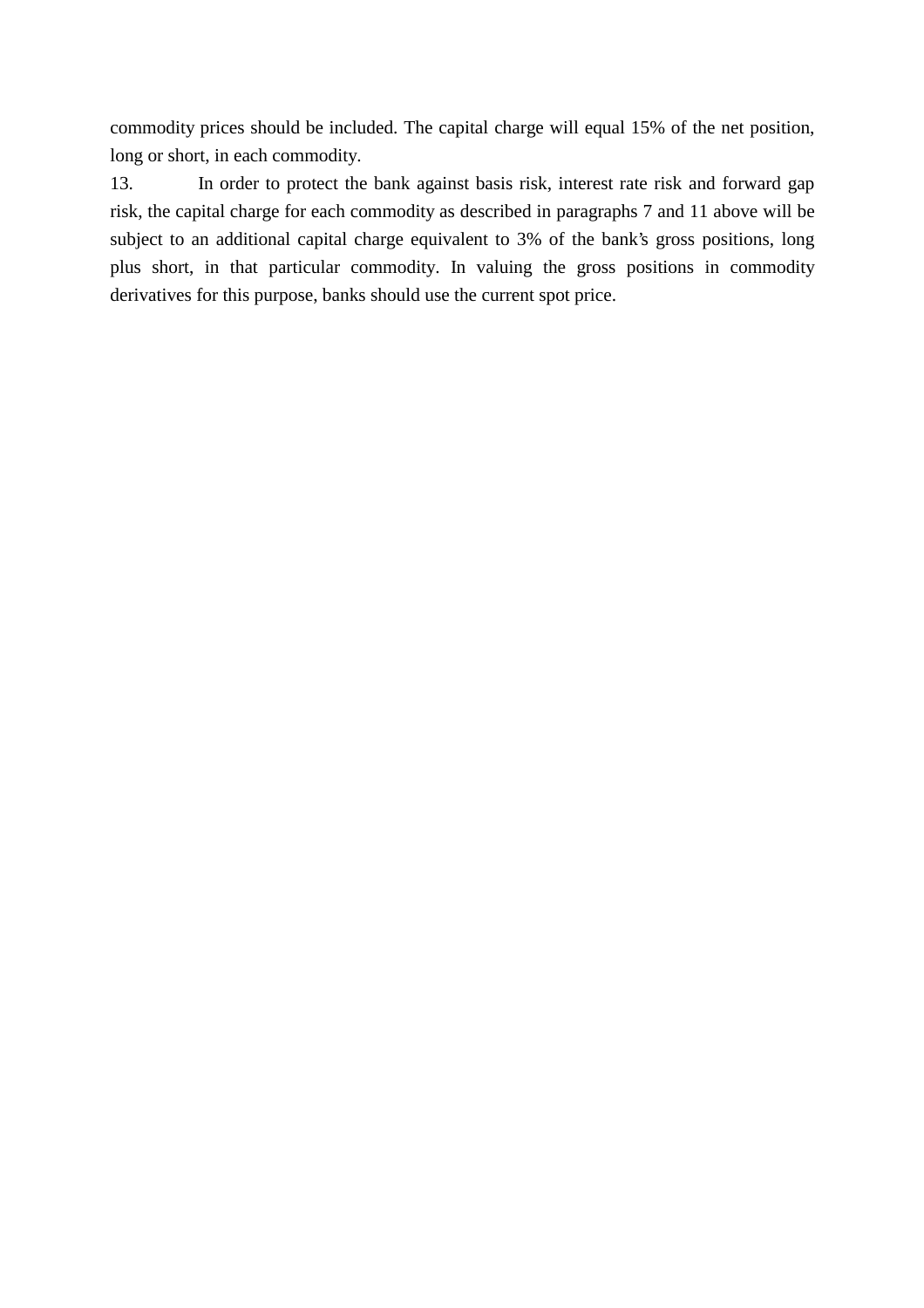commodity prices should be included. The capital charge will equal 15% of the net position, long or short, in each commodity.

13. In order to protect the bank against basis risk, interest rate risk and forward gap risk, the capital charge for each commodity as described in paragraphs 7 and 11 above will be subject to an additional capital charge equivalent to 3% of the bank's gross positions, long plus short, in that particular commodity. In valuing the gross positions in commodity derivatives for this purpose, banks should use the current spot price.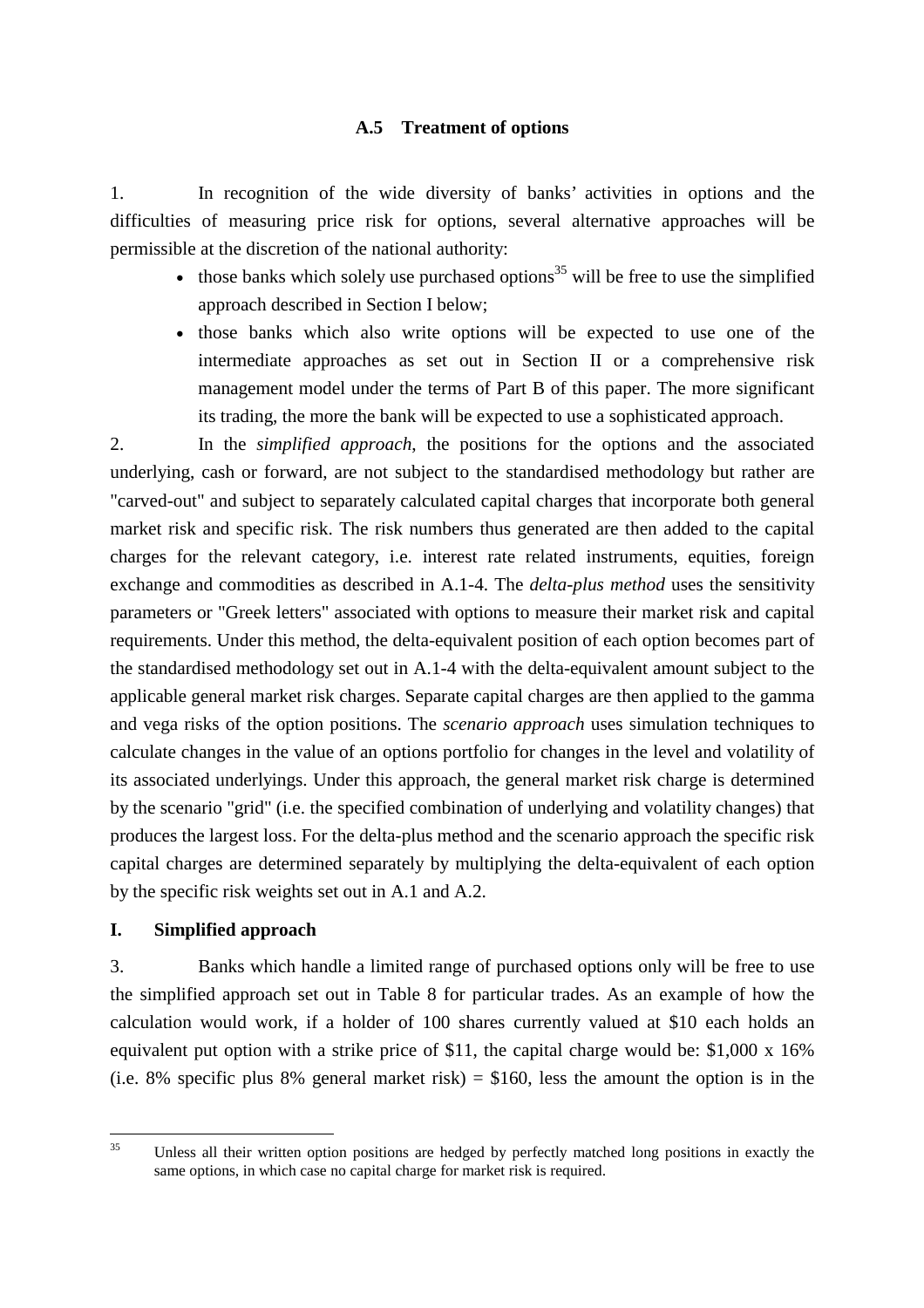### A.5 Treatment of options

1. In recognition of the wide diversity of banks' activities in options and the difficulties of measuring price risk for options, several alternative approaches will be permissible at the discretion of the national authority:

- those banks which solely use purchased options[35] will be free to use the simplified approach described in Section I below;
- those banks which also write options will be expected to use one of the intermediate approaches as set out in Section II or a comprehensive risk management model under the terms of Part B of this paper. The more significant its trading, the more the bank will be expected to use a sophisticated approach.

2. In the *simplified approach*, the positions for the options and the associated underlying, cash or forward, are not subject to the standardised methodology but rather are "carved-out" and subject to separately calculated capital charges that incorporate both general market risk and specific risk. The risk numbers thus generated are then added to the capital charges for the relevant category, i.e. interest rate related instruments, equities, foreign exchange and commodities as described in A.1-4. The *delta-plus method* uses the sensitivity parameters or "Greek letters" associated with options to measure their market risk and capital requirements. Under this method, the delta-equivalent position of each option becomes part of the standardised methodology set out in A.1-4 with the delta-equivalent amount subject to the applicable general market risk charges. Separate capital charges are then applied to the gamma and vega risks of the option positions. The *scenario approach* uses simulation techniques to calculate changes in the value of an options portfolio for changes in the level and volatility of its associated underlyings. Under this approach, the general market risk charge is determined by the scenario "grid" (i.e. the specified combination of underlying and volatility changes) that produces the largest loss. For the delta-plus method and the scenario approach the specific risk capital charges are determined separately by multiplying the delta-equivalent of each option by the specific risk weights set out in A.1 and A.2.

### I. Simplified approach

3. Banks which handle a limited range of purchased options only will be free to use the simplified approach set out in Table 8 for particular trades. As an example of how the calculation would work, if a holder of 100 shares currently valued at $10 each holds an equivalent put option with a strike price of $11, the capital charge would be: $1,000 x 16% (i.e. 8% specific plus 8% general market risk) = $160, less the amount the option is in the

---

[35] Unless all their written option positions are hedged by perfectly matched long positions in exactly the same options, in which case no capital charge for market risk is required.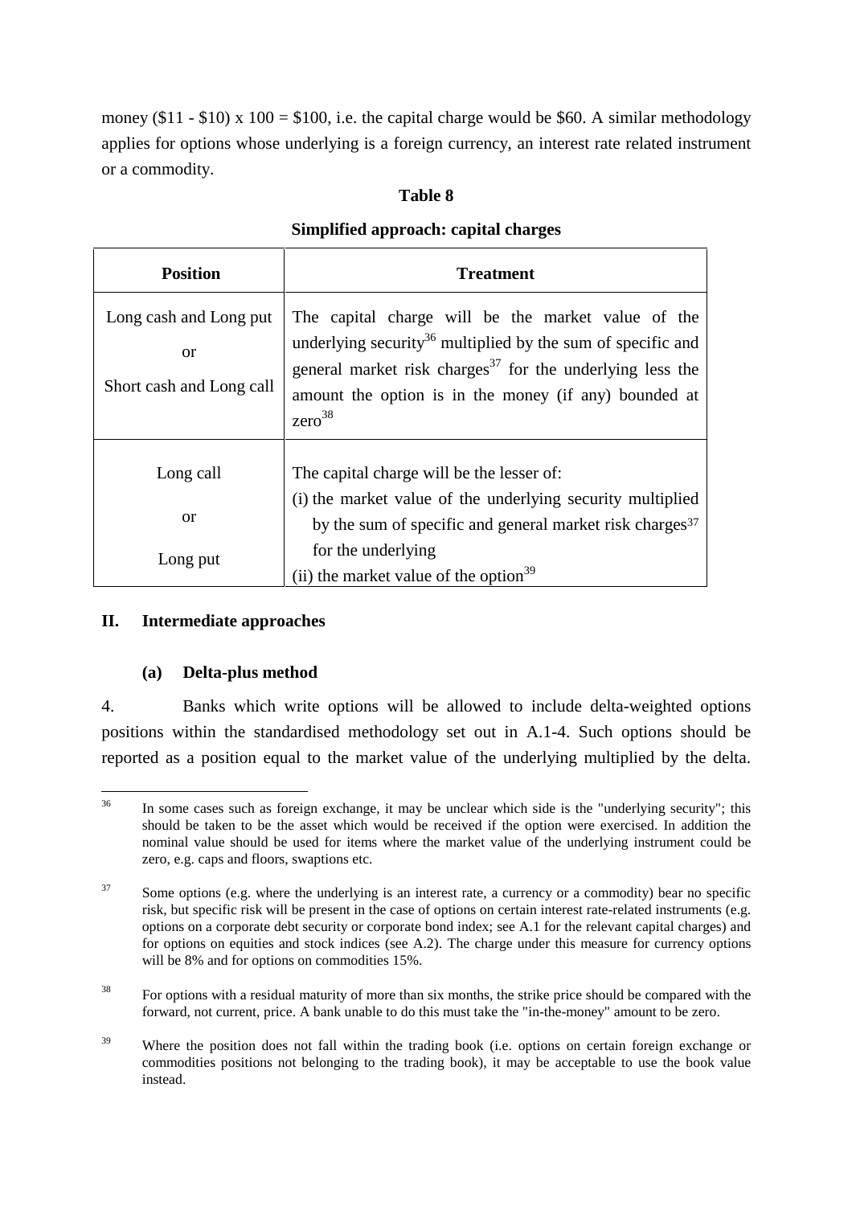money ($11 - $10) x 100 = $100, i.e. the capital charge would be $60. A similar methodology applies for options whose underlying is a foreign currency, an interest rate related instrument or a commodity.

**Table 8**

**Simplified approach: capital charges**

| Position | Treatment |
|---|---|
| Long cash and Long put<br>or<br>Short cash and Long call | The capital charge will be the market value of the underlying security[36] multiplied by the sum of specific and general market risk charges[37] for the underlying less the amount the option is in the money (if any) bounded at zero[38] |
| Long call<br>or<br>Long put | The capital charge will be the lesser of:<br>(i) the market value of the underlying security multiplied by the sum of specific and general market risk charges[37] for the underlying<br>(ii) the market value of the option[39] |

## II. Intermediate approaches

### (a) Delta-plus method

4. Banks which write options will be allowed to include delta-weighted options positions within the standardised methodology set out in A.1-4. Such options should be reported as a position equal to the market value of the underlying multiplied by the delta.

---

[36] In some cases such as foreign exchange, it may be unclear which side is the "underlying security"; this should be taken to be the asset which would be received if the option were exercised. In addition the nominal value should be used for items where the market value of the underlying instrument could be zero, e.g. caps and floors, swaptions etc.

[37] Some options (e.g. where the underlying is an interest rate, a currency or a commodity) bear no specific risk, but specific risk will be present in the case of options on certain interest rate-related instruments (e.g. options on a corporate debt security or corporate bond index; see A.1 for the relevant capital charges) and for options on equities and stock indices (see A.2). The charge under this measure for currency options will be 8% and for options on commodities 15%.

[38] For options with a residual maturity of more than six months, the strike price should be compared with the forward, not current, price. A bank unable to do this must take the "in-the-money" amount to be zero.

[39] Where the position does not fall within the trading book (i.e. options on certain foreign exchange or commodities positions not belonging to the trading book), it may be acceptable to use the book value instead.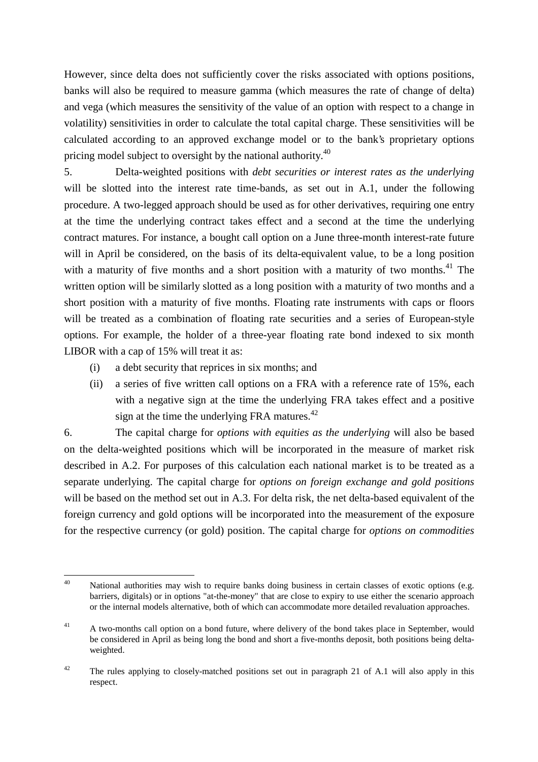However, since delta does not sufficiently cover the risks associated with options positions, banks will also be required to measure gamma (which measures the rate of change of delta) and vega (which measures the sensitivity of the value of an option with respect to a change in volatility) sensitivities in order to calculate the total capital charge. These sensitivities will be calculated according to an approved exchange model or to the bank's proprietary options pricing model subject to oversight by the national authority.[40]

5. Delta-weighted positions with *debt securities or interest rates as the underlying* will be slotted into the interest rate time-bands, as set out in A.1, under the following procedure. A two-legged approach should be used as for other derivatives, requiring one entry at the time the underlying contract takes effect and a second at the time the underlying contract matures. For instance, a bought call option on a June three-month interest-rate future will in April be considered, on the basis of its delta-equivalent value, to be a long position with a maturity of five months and a short position with a maturity of two months.[41] The written option will be similarly slotted as a long position with a maturity of two months and a short position with a maturity of five months. Floating rate instruments with caps or floors will be treated as a combination of floating rate securities and a series of European-style options. For example, the holder of a three-year floating rate bond indexed to six month LIBOR with a cap of 15% will treat it as:

(i) a debt security that reprices in six months; and

(ii) a series of five written call options on a FRA with a reference rate of 15%, each with a negative sign at the time the underlying FRA takes effect and a positive sign at the time the underlying FRA matures.[42]

6. The capital charge for *options with equities as the underlying* will also be based on the delta-weighted positions which will be incorporated in the measure of market risk described in A.2. For purposes of this calculation each national market is to be treated as a separate underlying. The capital charge for *options on foreign exchange and gold positions* will be based on the method set out in A.3. For delta risk, the net delta-based equivalent of the foreign currency and gold options will be incorporated into the measurement of the exposure for the respective currency (or gold) position. The capital charge for *options on commodities*

---

[40] National authorities may wish to require banks doing business in certain classes of exotic options (e.g. barriers, digitals) or in options "at-the-money" that are close to expiry to use either the scenario approach or the internal models alternative, both of which can accommodate more detailed revaluation approaches.

[41] A two-months call option on a bond future, where delivery of the bond takes place in September, would be considered in April as being long the bond and short a five-months deposit, both positions being delta-weighted.

[42] The rules applying to closely-matched positions set out in paragraph 21 of A.1 will also apply in this respect.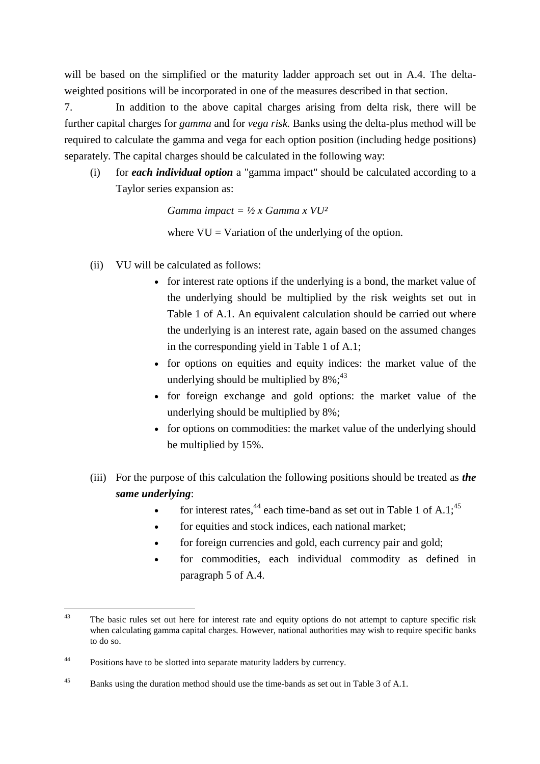will be based on the simplified or the maturity ladder approach set out in A.4. The delta-weighted positions will be incorporated in one of the measures described in that section.

7. In addition to the above capital charges arising from delta risk, there will be further capital charges for *gamma* and for *vega risk.* Banks using the delta-plus method will be required to calculate the gamma and vega for each option position (including hedge positions) separately. The capital charges should be calculated in the following way:

(i) for ***each individual option*** a "gamma impact" should be calculated according to a Taylor series expansion as:

$$\text{Gamma impact} = \tfrac{1}{2} \times \text{Gamma} \times VU^2$$

where VU = Variation of the underlying of the option.

(ii) VU will be calculated as follows:

- for interest rate options if the underlying is a bond, the market value of the underlying should be multiplied by the risk weights set out in Table 1 of A.1. An equivalent calculation should be carried out where the underlying is an interest rate, again based on the assumed changes in the corresponding yield in Table 1 of A.1;
- for options on equities and equity indices: the market value of the underlying should be multiplied by 8%;[43]
- for foreign exchange and gold options: the market value of the underlying should be multiplied by 8%;
- for options on commodities: the market value of the underlying should be multiplied by 15%.

(iii) For the purpose of this calculation the following positions should be treated as ***the same underlying***:

- for interest rates,[44] each time-band as set out in Table 1 of A.1;[45]
- for equities and stock indices, each national market;
- for foreign currencies and gold, each currency pair and gold;
- for commodities, each individual commodity as defined in paragraph 5 of A.4.

---

[43] The basic rules set out here for interest rate and equity options do not attempt to capture specific risk when calculating gamma capital charges. However, national authorities may wish to require specific banks to do so.

[44] Positions have to be slotted into separate maturity ladders by currency.

[45] Banks using the duration method should use the time-bands as set out in Table 3 of A.1.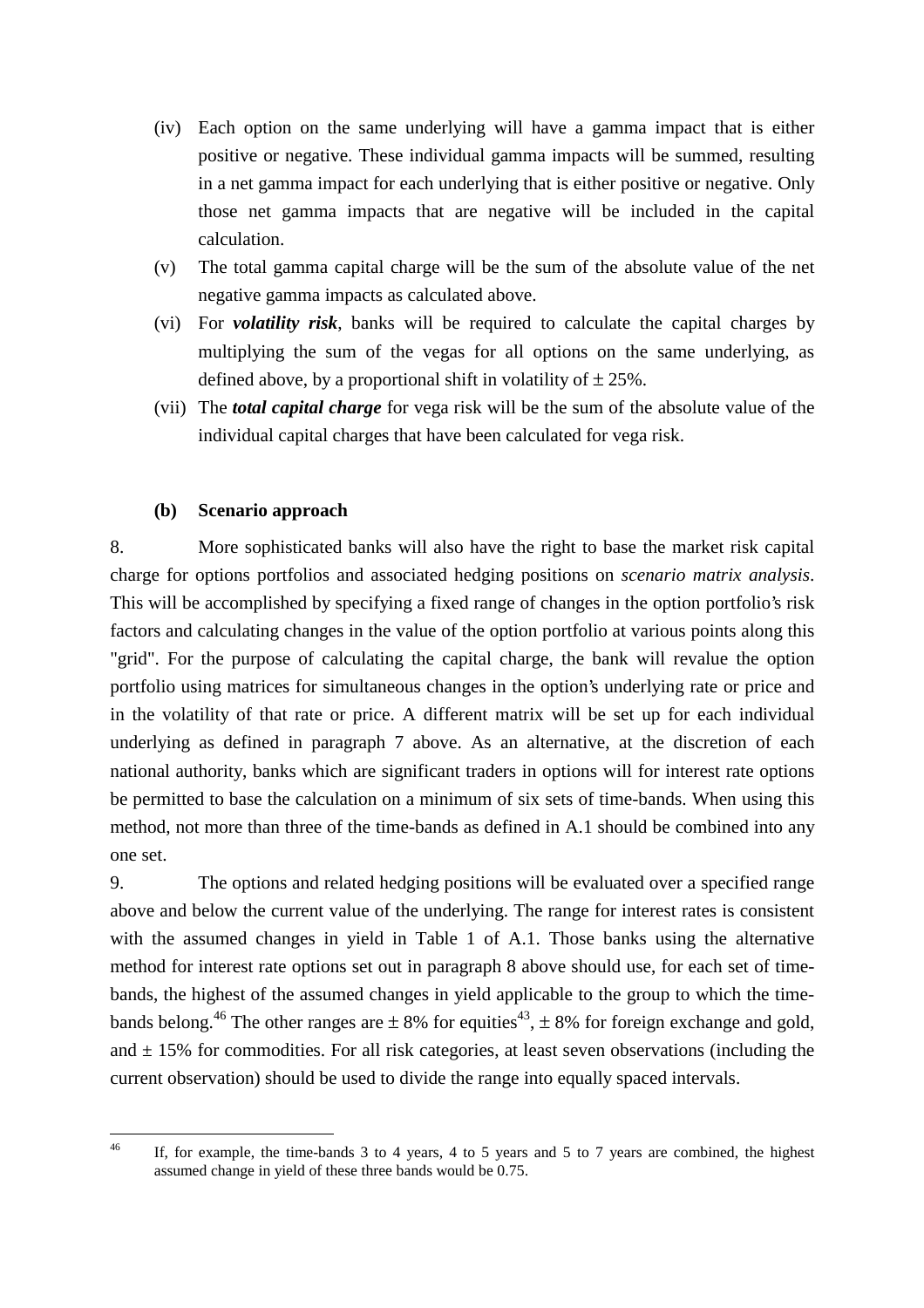(iv) Each option on the same underlying will have a gamma impact that is either positive or negative. These individual gamma impacts will be summed, resulting in a net gamma impact for each underlying that is either positive or negative. Only those net gamma impacts that are negative will be included in the capital calculation.

(v) The total gamma capital charge will be the sum of the absolute value of the net negative gamma impacts as calculated above.

(vi) For ***volatility risk***, banks will be required to calculate the capital charges by multiplying the sum of the vegas for all options on the same underlying, as defined above, by a proportional shift in volatility of ± 25%.

(vii) The ***total capital charge*** for vega risk will be the sum of the absolute value of the individual capital charges that have been calculated for vega risk.

**(b) Scenario approach**

8. More sophisticated banks will also have the right to base the market risk capital charge for options portfolios and associated hedging positions on *scenario matrix analysis*. This will be accomplished by specifying a fixed range of changes in the option portfolio's risk factors and calculating changes in the value of the option portfolio at various points along this "grid". For the purpose of calculating the capital charge, the bank will revalue the option portfolio using matrices for simultaneous changes in the option's underlying rate or price and in the volatility of that rate or price. A different matrix will be set up for each individual underlying as defined in paragraph 7 above. As an alternative, at the discretion of each national authority, banks which are significant traders in options will for interest rate options be permitted to base the calculation on a minimum of six sets of time-bands. When using this method, not more than three of the time-bands as defined in A.1 should be combined into any one set.

9. The options and related hedging positions will be evaluated over a specified range above and below the current value of the underlying. The range for interest rates is consistent with the assumed changes in yield in Table 1 of A.1. Those banks using the alternative method for interest rate options set out in paragraph 8 above should use, for each set of time-bands, the highest of the assumed changes in yield applicable to the group to which the time-bands belong.[46] The other ranges are ± 8% for equities[43], ± 8% for foreign exchange and gold, and ± 15% for commodities. For all risk categories, at least seven observations (including the current observation) should be used to divide the range into equally spaced intervals.

---

[46] If, for example, the time-bands 3 to 4 years, 4 to 5 years and 5 to 7 years are combined, the highest assumed change in yield of these three bands would be 0.75.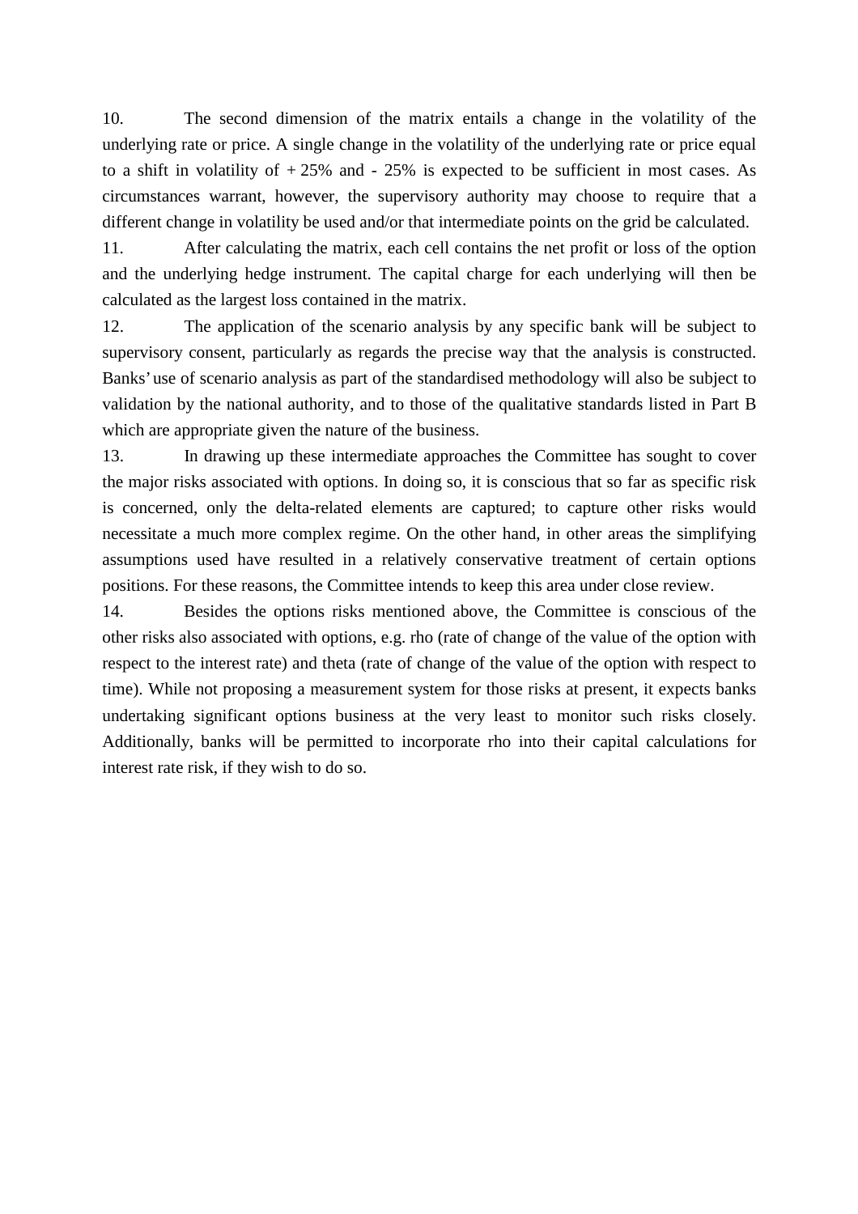10. The second dimension of the matrix entails a change in the volatility of the underlying rate or price. A single change in the volatility of the underlying rate or price equal to a shift in volatility of + 25% and - 25% is expected to be sufficient in most cases. As circumstances warrant, however, the supervisory authority may choose to require that a different change in volatility be used and/or that intermediate points on the grid be calculated.

11. After calculating the matrix, each cell contains the net profit or loss of the option and the underlying hedge instrument. The capital charge for each underlying will then be calculated as the largest loss contained in the matrix.

12. The application of the scenario analysis by any specific bank will be subject to supervisory consent, particularly as regards the precise way that the analysis is constructed. Banks' use of scenario analysis as part of the standardised methodology will also be subject to validation by the national authority, and to those of the qualitative standards listed in Part B which are appropriate given the nature of the business.

13. In drawing up these intermediate approaches the Committee has sought to cover the major risks associated with options. In doing so, it is conscious that so far as specific risk is concerned, only the delta-related elements are captured; to capture other risks would necessitate a much more complex regime. On the other hand, in other areas the simplifying assumptions used have resulted in a relatively conservative treatment of certain options positions. For these reasons, the Committee intends to keep this area under close review.

14. Besides the options risks mentioned above, the Committee is conscious of the other risks also associated with options, e.g. rho (rate of change of the value of the option with respect to the interest rate) and theta (rate of change of the value of the option with respect to time). While not proposing a measurement system for those risks at present, it expects banks undertaking significant options business at the very least to monitor such risks closely. Additionally, banks will be permitted to incorporate rho into their capital calculations for interest rate risk, if they wish to do so.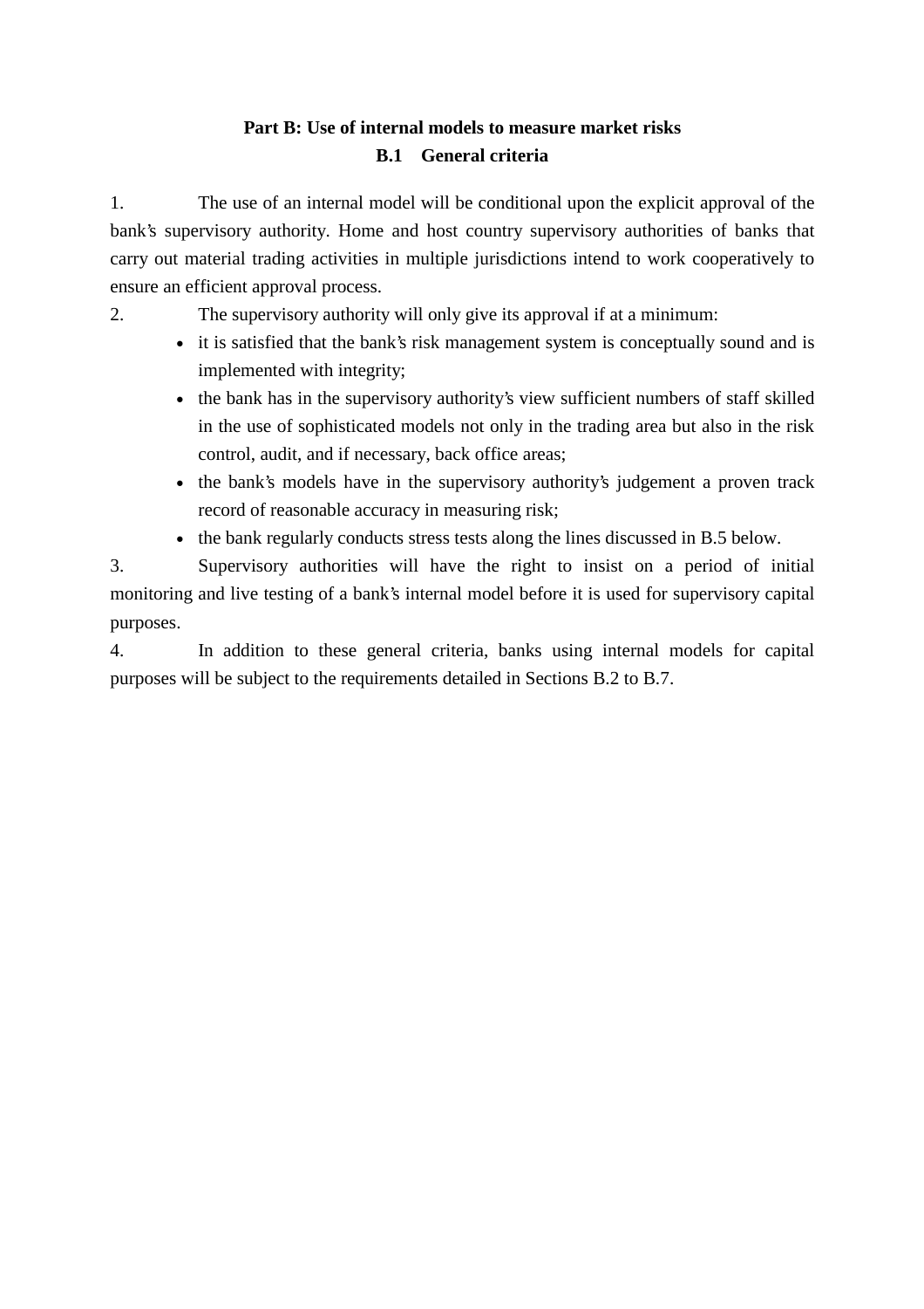## Part B: Use of internal models to measure market risks

### B.1 General criteria

1. The use of an internal model will be conditional upon the explicit approval of the bank's supervisory authority. Home and host country supervisory authorities of banks that carry out material trading activities in multiple jurisdictions intend to work cooperatively to ensure an efficient approval process.

2. The supervisory authority will only give its approval if at a minimum:
   - it is satisfied that the bank's risk management system is conceptually sound and is implemented with integrity;
   - the bank has in the supervisory authority's view sufficient numbers of staff skilled in the use of sophisticated models not only in the trading area but also in the risk control, audit, and if necessary, back office areas;
   - the bank's models have in the supervisory authority's judgement a proven track record of reasonable accuracy in measuring risk;
   - the bank regularly conducts stress tests along the lines discussed in B.5 below.

3. Supervisory authorities will have the right to insist on a period of initial monitoring and live testing of a bank's internal model before it is used for supervisory capital purposes.

4. In addition to these general criteria, banks using internal models for capital purposes will be subject to the requirements detailed in Sections B.2 to B.7.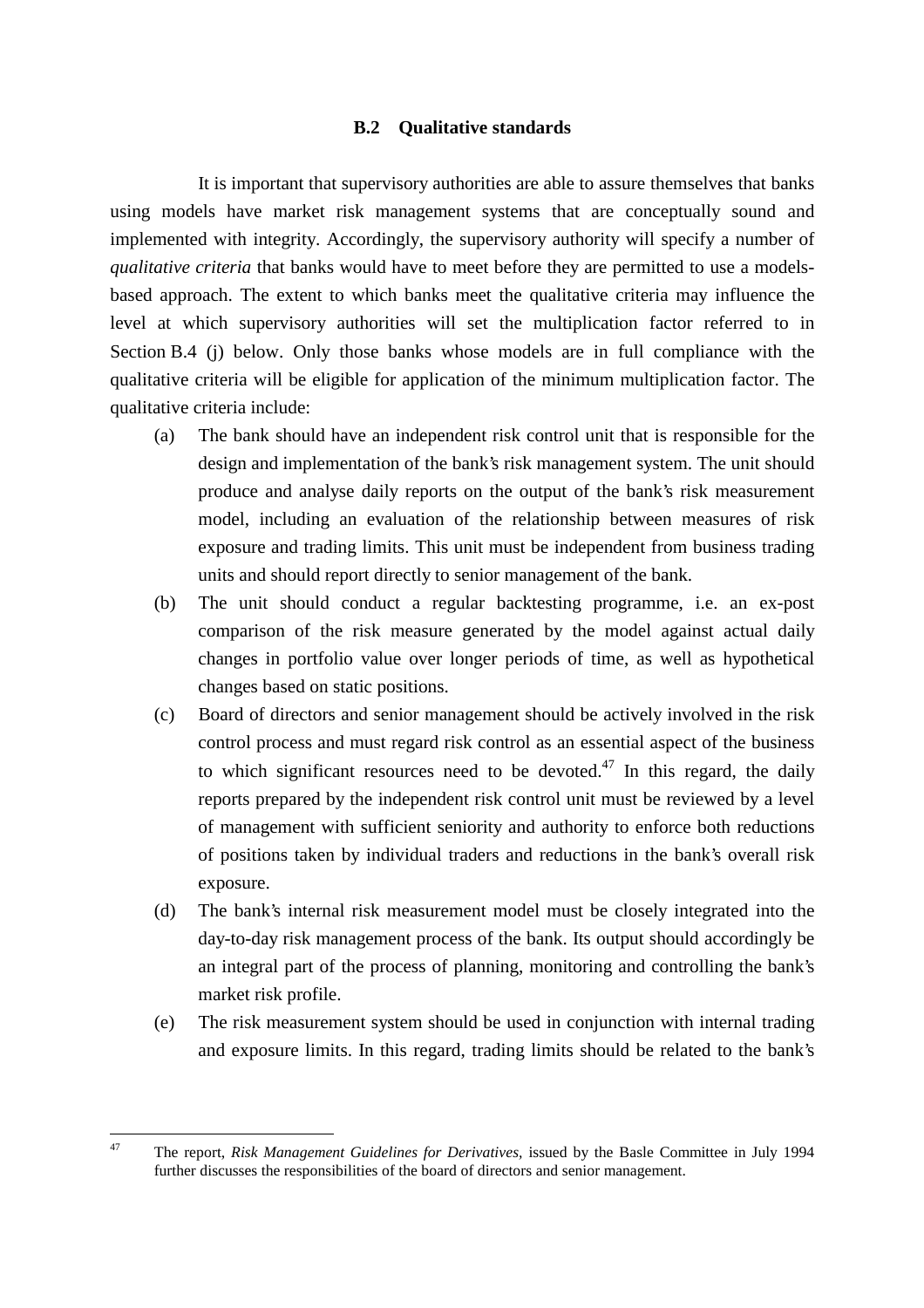### B.2 Qualitative standards

It is important that supervisory authorities are able to assure themselves that banks using models have market risk management systems that are conceptually sound and implemented with integrity. Accordingly, the supervisory authority will specify a number of *qualitative criteria* that banks would have to meet before they are permitted to use a models-based approach. The extent to which banks meet the qualitative criteria may influence the level at which supervisory authorities will set the multiplication factor referred to in Section B.4 (j) below. Only those banks whose models are in full compliance with the qualitative criteria will be eligible for application of the minimum multiplication factor. The qualitative criteria include:

(a) The bank should have an independent risk control unit that is responsible for the design and implementation of the bank's risk management system. The unit should produce and analyse daily reports on the output of the bank's risk measurement model, including an evaluation of the relationship between measures of risk exposure and trading limits. This unit must be independent from business trading units and should report directly to senior management of the bank.

(b) The unit should conduct a regular backtesting programme, i.e. an ex-post comparison of the risk measure generated by the model against actual daily changes in portfolio value over longer periods of time, as well as hypothetical changes based on static positions.

(c) Board of directors and senior management should be actively involved in the risk control process and must regard risk control as an essential aspect of the business to which significant resources need to be devoted.[47] In this regard, the daily reports prepared by the independent risk control unit must be reviewed by a level of management with sufficient seniority and authority to enforce both reductions of positions taken by individual traders and reductions in the bank's overall risk exposure.

(d) The bank's internal risk measurement model must be closely integrated into the day-to-day risk management process of the bank. Its output should accordingly be an integral part of the process of planning, monitoring and controlling the bank's market risk profile.

(e) The risk measurement system should be used in conjunction with internal trading and exposure limits. In this regard, trading limits should be related to the bank's

---

[47] The report, *Risk Management Guidelines for Derivatives*, issued by the Basle Committee in July 1994 further discusses the responsibilities of the board of directors and senior management.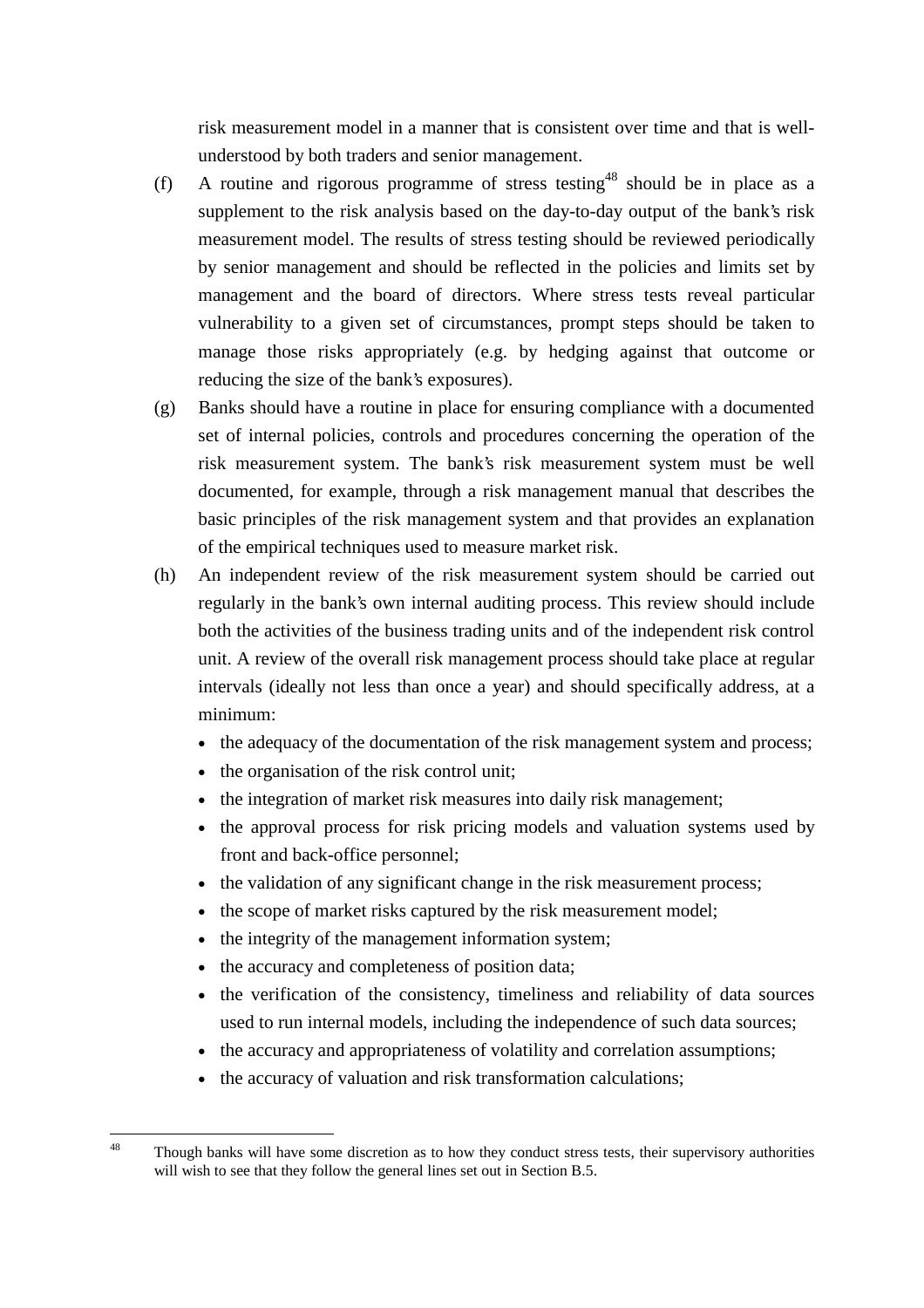risk measurement model in a manner that is consistent over time and that is well-understood by both traders and senior management.

(f) A routine and rigorous programme of stress testing[48] should be in place as a supplement to the risk analysis based on the day-to-day output of the bank's risk measurement model. The results of stress testing should be reviewed periodically by senior management and should be reflected in the policies and limits set by management and the board of directors. Where stress tests reveal particular vulnerability to a given set of circumstances, prompt steps should be taken to manage those risks appropriately (e.g. by hedging against that outcome or reducing the size of the bank's exposures).

(g) Banks should have a routine in place for ensuring compliance with a documented set of internal policies, controls and procedures concerning the operation of the risk measurement system. The bank's risk measurement system must be well documented, for example, through a risk management manual that describes the basic principles of the risk management system and that provides an explanation of the empirical techniques used to measure market risk.

(h) An independent review of the risk measurement system should be carried out regularly in the bank's own internal auditing process. This review should include both the activities of the business trading units and of the independent risk control unit. A review of the overall risk management process should take place at regular intervals (ideally not less than once a year) and should specifically address, at a minimum:

- the adequacy of the documentation of the risk management system and process;
- the organisation of the risk control unit;
- the integration of market risk measures into daily risk management;
- the approval process for risk pricing models and valuation systems used by front and back-office personnel;
- the validation of any significant change in the risk measurement process;
- the scope of market risks captured by the risk measurement model;
- the integrity of the management information system;
- the accuracy and completeness of position data;
- the verification of the consistency, timeliness and reliability of data sources used to run internal models, including the independence of such data sources;
- the accuracy and appropriateness of volatility and correlation assumptions;
- the accuracy of valuation and risk transformation calculations;

[48] Though banks will have some discretion as to how they conduct stress tests, their supervisory authorities will wish to see that they follow the general lines set out in Section B.5.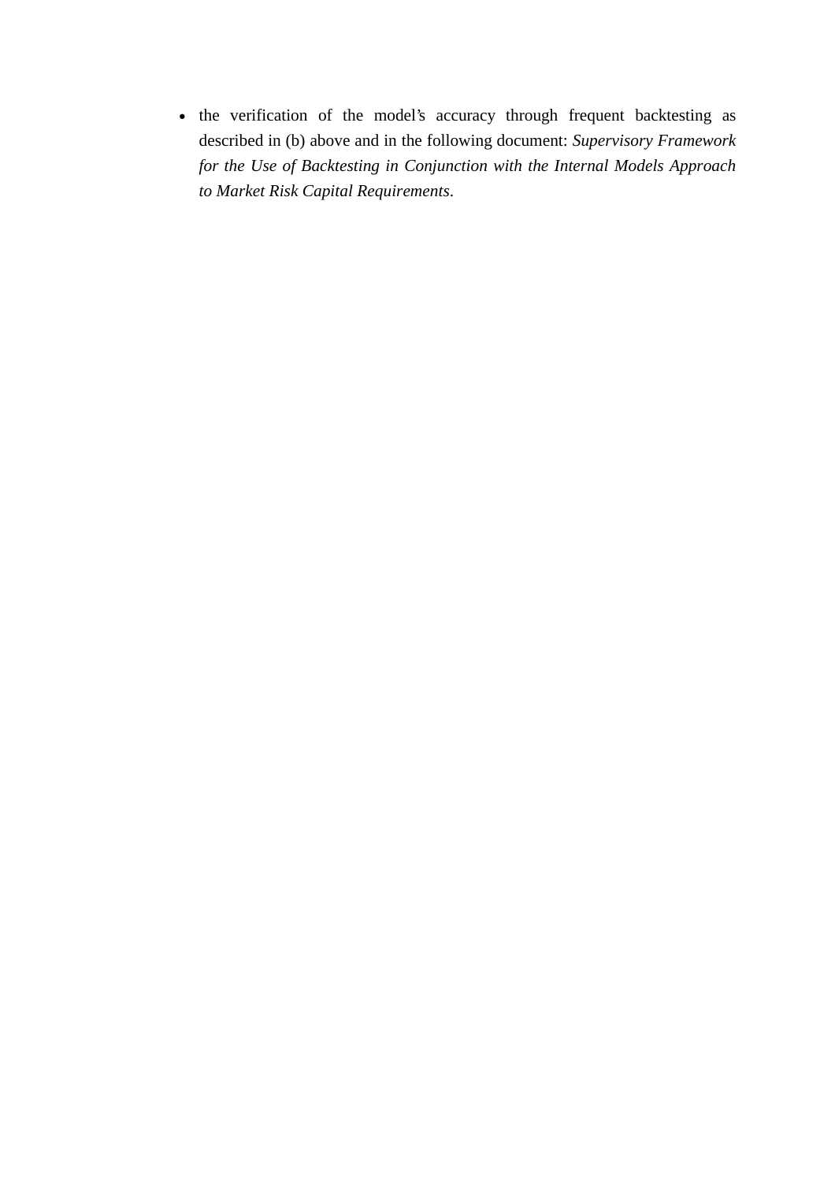- the verification of the model's accuracy through frequent backtesting as described in (b) above and in the following document: *Supervisory Framework for the Use of Backtesting in Conjunction with the Internal Models Approach to Market Risk Capital Requirements*.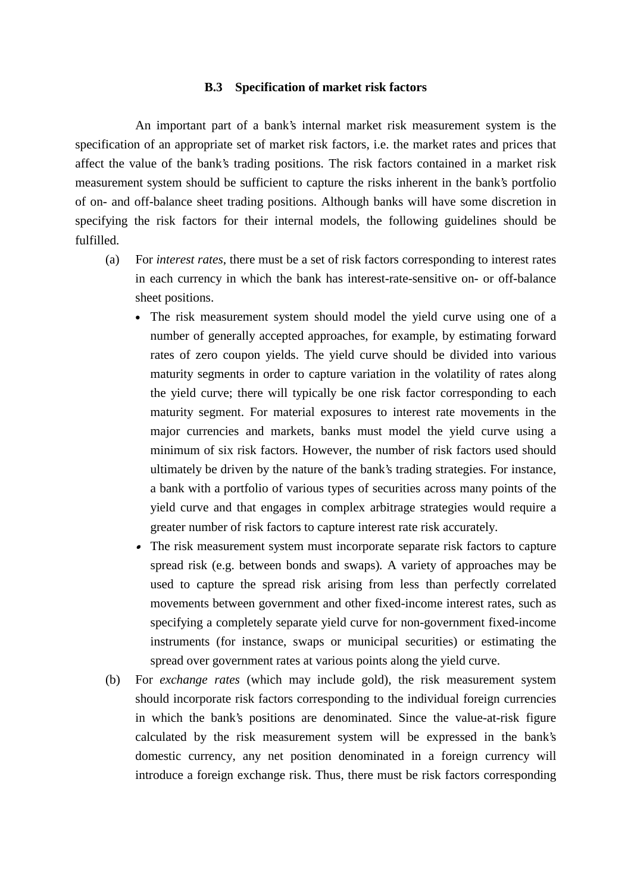### B.3 Specification of market risk factors

An important part of a bank's internal market risk measurement system is the specification of an appropriate set of market risk factors, i.e. the market rates and prices that affect the value of the bank's trading positions. The risk factors contained in a market risk measurement system should be sufficient to capture the risks inherent in the bank's portfolio of on- and off-balance sheet trading positions. Although banks will have some discretion in specifying the risk factors for their internal models, the following guidelines should be fulfilled.

(a) For *interest rates*, there must be a set of risk factors corresponding to interest rates in each currency in which the bank has interest-rate-sensitive on- or off-balance sheet positions.

- The risk measurement system should model the yield curve using one of a number of generally accepted approaches, for example, by estimating forward rates of zero coupon yields. The yield curve should be divided into various maturity segments in order to capture variation in the volatility of rates along the yield curve; there will typically be one risk factor corresponding to each maturity segment. For material exposures to interest rate movements in the major currencies and markets, banks must model the yield curve using a minimum of six risk factors. However, the number of risk factors used should ultimately be driven by the nature of the bank's trading strategies. For instance, a bank with a portfolio of various types of securities across many points of the yield curve and that engages in complex arbitrage strategies would require a greater number of risk factors to capture interest rate risk accurately.
- The risk measurement system must incorporate separate risk factors to capture spread risk (e.g. between bonds and swaps). A variety of approaches may be used to capture the spread risk arising from less than perfectly correlated movements between government and other fixed-income interest rates, such as specifying a completely separate yield curve for non-government fixed-income instruments (for instance, swaps or municipal securities) or estimating the spread over government rates at various points along the yield curve.

(b) For *exchange rates* (which may include gold), the risk measurement system should incorporate risk factors corresponding to the individual foreign currencies in which the bank's positions are denominated. Since the value-at-risk figure calculated by the risk measurement system will be expressed in the bank's domestic currency, any net position denominated in a foreign currency will introduce a foreign exchange risk. Thus, there must be risk factors corresponding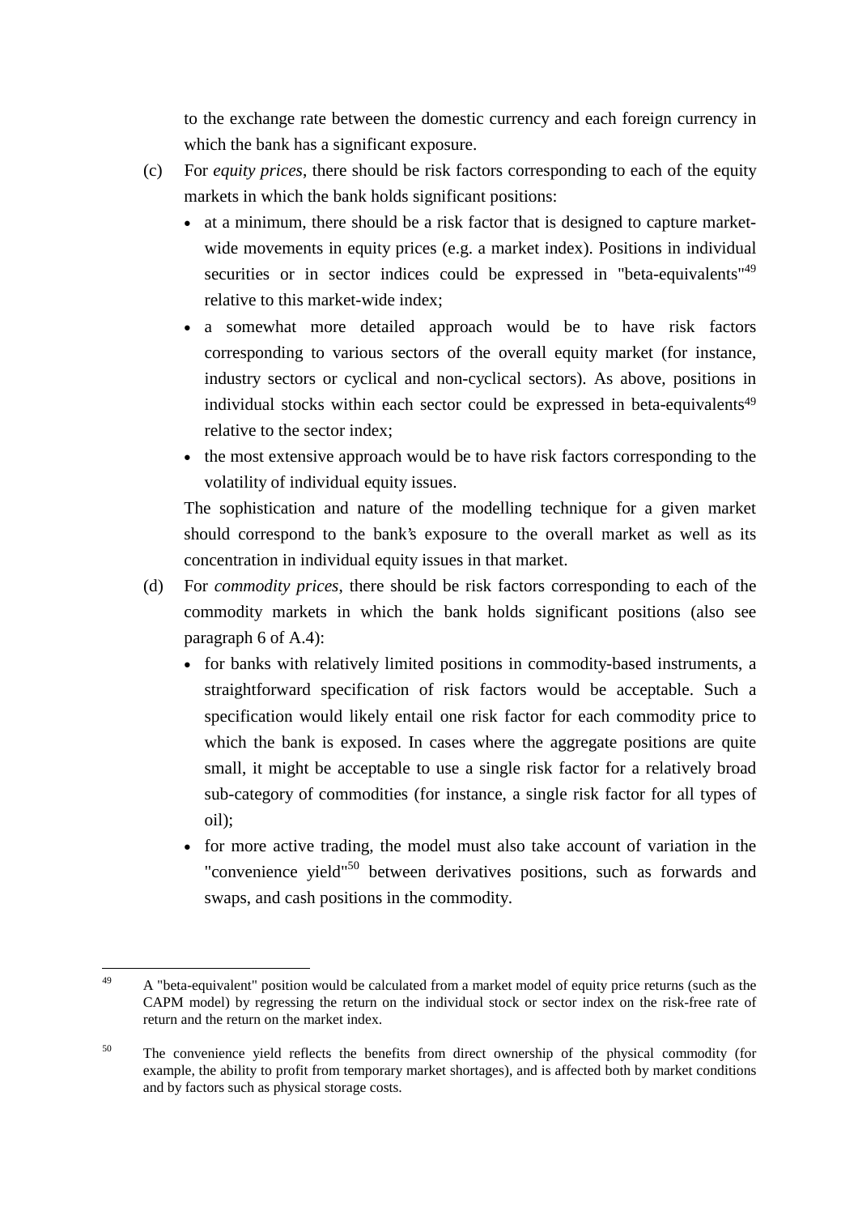to the exchange rate between the domestic currency and each foreign currency in which the bank has a significant exposure.

(c) For *equity prices*, there should be risk factors corresponding to each of the equity markets in which the bank holds significant positions:

- at a minimum, there should be a risk factor that is designed to capture market-wide movements in equity prices (e.g. a market index). Positions in individual securities or in sector indices could be expressed in "beta-equivalents"[49] relative to this market-wide index;
- a somewhat more detailed approach would be to have risk factors corresponding to various sectors of the overall equity market (for instance, industry sectors or cyclical and non-cyclical sectors). As above, positions in individual stocks within each sector could be expressed in beta-equivalents[49] relative to the sector index;
- the most extensive approach would be to have risk factors corresponding to the volatility of individual equity issues.

The sophistication and nature of the modelling technique for a given market should correspond to the bank's exposure to the overall market as well as its concentration in individual equity issues in that market.

(d) For *commodity prices*, there should be risk factors corresponding to each of the commodity markets in which the bank holds significant positions (also see paragraph 6 of A.4):

- for banks with relatively limited positions in commodity-based instruments, a straightforward specification of risk factors would be acceptable. Such a specification would likely entail one risk factor for each commodity price to which the bank is exposed. In cases where the aggregate positions are quite small, it might be acceptable to use a single risk factor for a relatively broad sub-category of commodities (for instance, a single risk factor for all types of oil);
- for more active trading, the model must also take account of variation in the "convenience yield"[50] between derivatives positions, such as forwards and swaps, and cash positions in the commodity.

---

[49] A "beta-equivalent" position would be calculated from a market model of equity price returns (such as the CAPM model) by regressing the return on the individual stock or sector index on the risk-free rate of return and the return on the market index.

[50] The convenience yield reflects the benefits from direct ownership of the physical commodity (for example, the ability to profit from temporary market shortages), and is affected both by market conditions and by factors such as physical storage costs.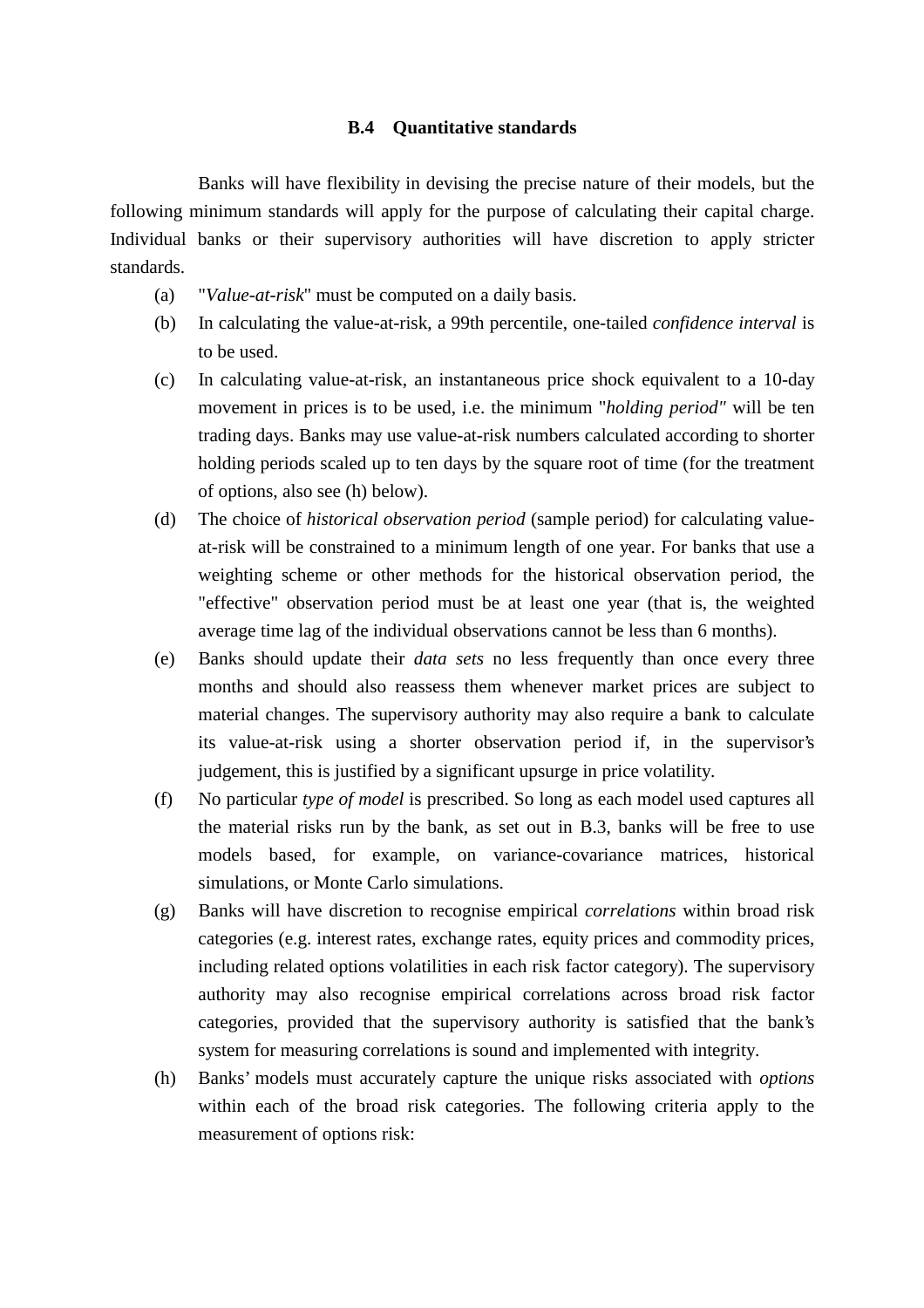### B.4 Quantitative standards

Banks will have flexibility in devising the precise nature of their models, but the following minimum standards will apply for the purpose of calculating their capital charge. Individual banks or their supervisory authorities will have discretion to apply stricter standards.

(a) "*Value-at-risk*" must be computed on a daily basis.

(b) In calculating the value-at-risk, a 99th percentile, one-tailed *confidence interval* is to be used.

(c) In calculating value-at-risk, an instantaneous price shock equivalent to a 10-day movement in prices is to be used, i.e. the minimum "*holding period"* will be ten trading days. Banks may use value-at-risk numbers calculated according to shorter holding periods scaled up to ten days by the square root of time (for the treatment of options, also see (h) below).

(d) The choice of *historical observation period* (sample period) for calculating value-at-risk will be constrained to a minimum length of one year. For banks that use a weighting scheme or other methods for the historical observation period, the "effective" observation period must be at least one year (that is, the weighted average time lag of the individual observations cannot be less than 6 months).

(e) Banks should update their *data sets* no less frequently than once every three months and should also reassess them whenever market prices are subject to material changes. The supervisory authority may also require a bank to calculate its value-at-risk using a shorter observation period if, in the supervisor's judgement, this is justified by a significant upsurge in price volatility.

(f) No particular *type of model* is prescribed. So long as each model used captures all the material risks run by the bank, as set out in B.3, banks will be free to use models based, for example, on variance-covariance matrices, historical simulations, or Monte Carlo simulations.

(g) Banks will have discretion to recognise empirical *correlations* within broad risk categories (e.g. interest rates, exchange rates, equity prices and commodity prices, including related options volatilities in each risk factor category). The supervisory authority may also recognise empirical correlations across broad risk factor categories, provided that the supervisory authority is satisfied that the bank's system for measuring correlations is sound and implemented with integrity.

(h) Banks' models must accurately capture the unique risks associated with *options* within each of the broad risk categories. The following criteria apply to the measurement of options risk: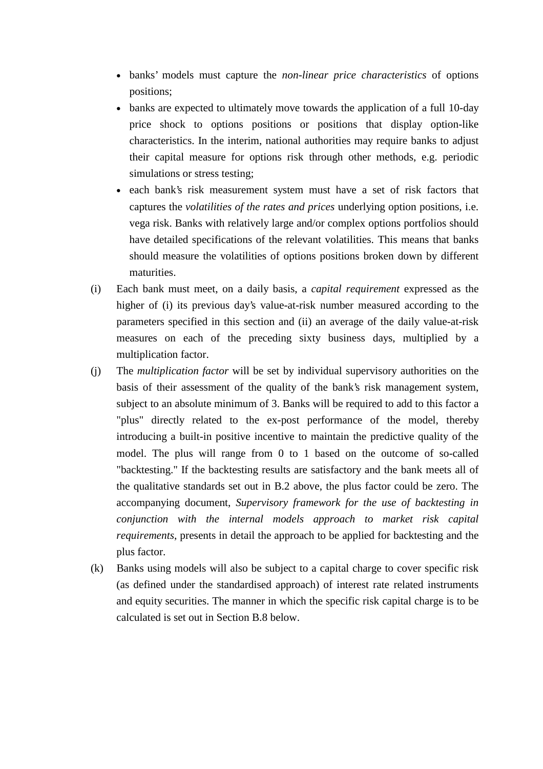- banks' models must capture the *non-linear price characteristics* of options positions;
- banks are expected to ultimately move towards the application of a full 10-day price shock to options positions or positions that display option-like characteristics. In the interim, national authorities may require banks to adjust their capital measure for options risk through other methods, e.g. periodic simulations or stress testing;
- each bank's risk measurement system must have a set of risk factors that captures the *volatilities of the rates and prices* underlying option positions, i.e. vega risk. Banks with relatively large and/or complex options portfolios should have detailed specifications of the relevant volatilities. This means that banks should measure the volatilities of options positions broken down by different maturities.

(i) Each bank must meet, on a daily basis, a *capital requirement* expressed as the higher of (i) its previous day's value-at-risk number measured according to the parameters specified in this section and (ii) an average of the daily value-at-risk measures on each of the preceding sixty business days, multiplied by a multiplication factor.

(j) The *multiplication factor* will be set by individual supervisory authorities on the basis of their assessment of the quality of the bank's risk management system, subject to an absolute minimum of 3. Banks will be required to add to this factor a "plus" directly related to the ex-post performance of the model, thereby introducing a built-in positive incentive to maintain the predictive quality of the model. The plus will range from 0 to 1 based on the outcome of so-called "backtesting." If the backtesting results are satisfactory and the bank meets all of the qualitative standards set out in B.2 above, the plus factor could be zero. The accompanying document, *Supervisory framework for the use of backtesting in conjunction with the internal models approach to market risk capital requirements*, presents in detail the approach to be applied for backtesting and the plus factor.

(k) Banks using models will also be subject to a capital charge to cover specific risk (as defined under the standardised approach) of interest rate related instruments and equity securities. The manner in which the specific risk capital charge is to be calculated is set out in Section B.8 below.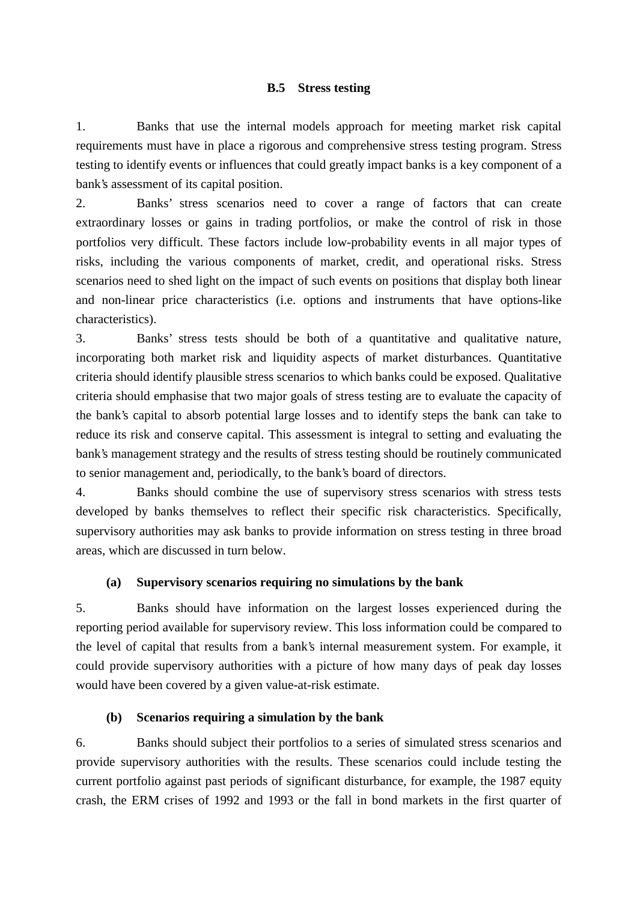### B.5 Stress testing

1. Banks that use the internal models approach for meeting market risk capital requirements must have in place a rigorous and comprehensive stress testing program. Stress testing to identify events or influences that could greatly impact banks is a key component of a bank's assessment of its capital position.

2. Banks' stress scenarios need to cover a range of factors that can create extraordinary losses or gains in trading portfolios, or make the control of risk in those portfolios very difficult. These factors include low-probability events in all major types of risks, including the various components of market, credit, and operational risks. Stress scenarios need to shed light on the impact of such events on positions that display both linear and non-linear price characteristics (i.e. options and instruments that have options-like characteristics).

3. Banks' stress tests should be both of a quantitative and qualitative nature, incorporating both market risk and liquidity aspects of market disturbances. Quantitative criteria should identify plausible stress scenarios to which banks could be exposed. Qualitative criteria should emphasise that two major goals of stress testing are to evaluate the capacity of the bank's capital to absorb potential large losses and to identify steps the bank can take to reduce its risk and conserve capital. This assessment is integral to setting and evaluating the bank's management strategy and the results of stress testing should be routinely communicated to senior management and, periodically, to the bank's board of directors.

4. Banks should combine the use of supervisory stress scenarios with stress tests developed by banks themselves to reflect their specific risk characteristics. Specifically, supervisory authorities may ask banks to provide information on stress testing in three broad areas, which are discussed in turn below.

#### (a) Supervisory scenarios requiring no simulations by the bank

5. Banks should have information on the largest losses experienced during the reporting period available for supervisory review. This loss information could be compared to the level of capital that results from a bank's internal measurement system. For example, it could provide supervisory authorities with a picture of how many days of peak day losses would have been covered by a given value-at-risk estimate.

#### (b) Scenarios requiring a simulation by the bank

6. Banks should subject their portfolios to a series of simulated stress scenarios and provide supervisory authorities with the results. These scenarios could include testing the current portfolio against past periods of significant disturbance, for example, the 1987 equity crash, the ERM crises of 1992 and 1993 or the fall in bond markets in the first quarter of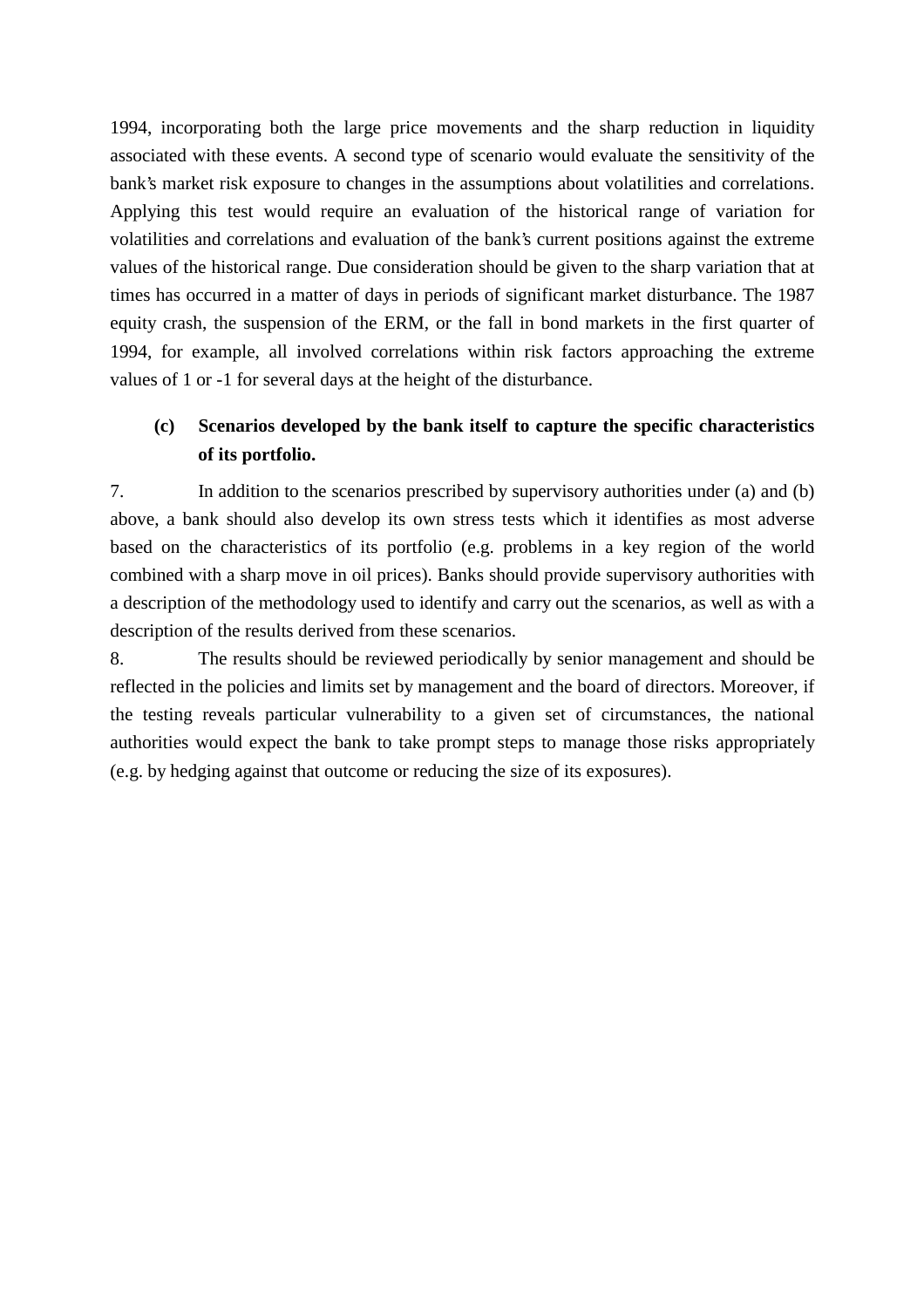1994, incorporating both the large price movements and the sharp reduction in liquidity associated with these events. A second type of scenario would evaluate the sensitivity of the bank's market risk exposure to changes in the assumptions about volatilities and correlations. Applying this test would require an evaluation of the historical range of variation for volatilities and correlations and evaluation of the bank's current positions against the extreme values of the historical range. Due consideration should be given to the sharp variation that at times has occurred in a matter of days in periods of significant market disturbance. The 1987 equity crash, the suspension of the ERM, or the fall in bond markets in the first quarter of 1994, for example, all involved correlations within risk factors approaching the extreme values of 1 or -1 for several days at the height of the disturbance.

**(c) Scenarios developed by the bank itself to capture the specific characteristics of its portfolio.**

7. In addition to the scenarios prescribed by supervisory authorities under (a) and (b) above, a bank should also develop its own stress tests which it identifies as most adverse based on the characteristics of its portfolio (e.g. problems in a key region of the world combined with a sharp move in oil prices). Banks should provide supervisory authorities with a description of the methodology used to identify and carry out the scenarios, as well as with a description of the results derived from these scenarios.

8. The results should be reviewed periodically by senior management and should be reflected in the policies and limits set by management and the board of directors. Moreover, if the testing reveals particular vulnerability to a given set of circumstances, the national authorities would expect the bank to take prompt steps to manage those risks appropriately (e.g. by hedging against that outcome or reducing the size of its exposures).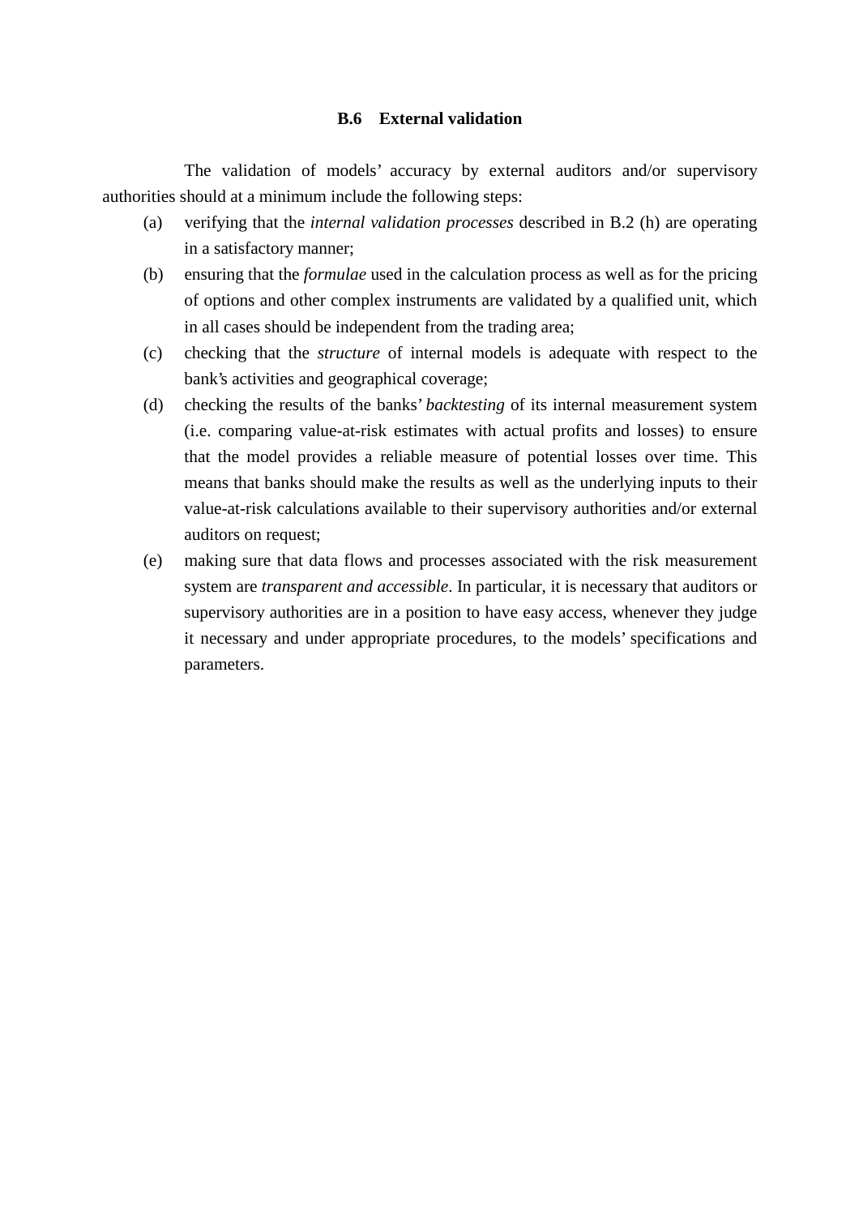### B.6 External validation

The validation of models' accuracy by external auditors and/or supervisory authorities should at a minimum include the following steps:

(a) verifying that the *internal validation processes* described in B.2 (h) are operating in a satisfactory manner;

(b) ensuring that the *formulae* used in the calculation process as well as for the pricing of options and other complex instruments are validated by a qualified unit, which in all cases should be independent from the trading area;

(c) checking that the *structure* of internal models is adequate with respect to the bank's activities and geographical coverage;

(d) checking the results of the banks' *backtesting* of its internal measurement system (i.e. comparing value-at-risk estimates with actual profits and losses) to ensure that the model provides a reliable measure of potential losses over time. This means that banks should make the results as well as the underlying inputs to their value-at-risk calculations available to their supervisory authorities and/or external auditors on request;

(e) making sure that data flows and processes associated with the risk measurement system are *transparent and accessible*. In particular, it is necessary that auditors or supervisory authorities are in a position to have easy access, whenever they judge it necessary and under appropriate procedures, to the models' specifications and parameters.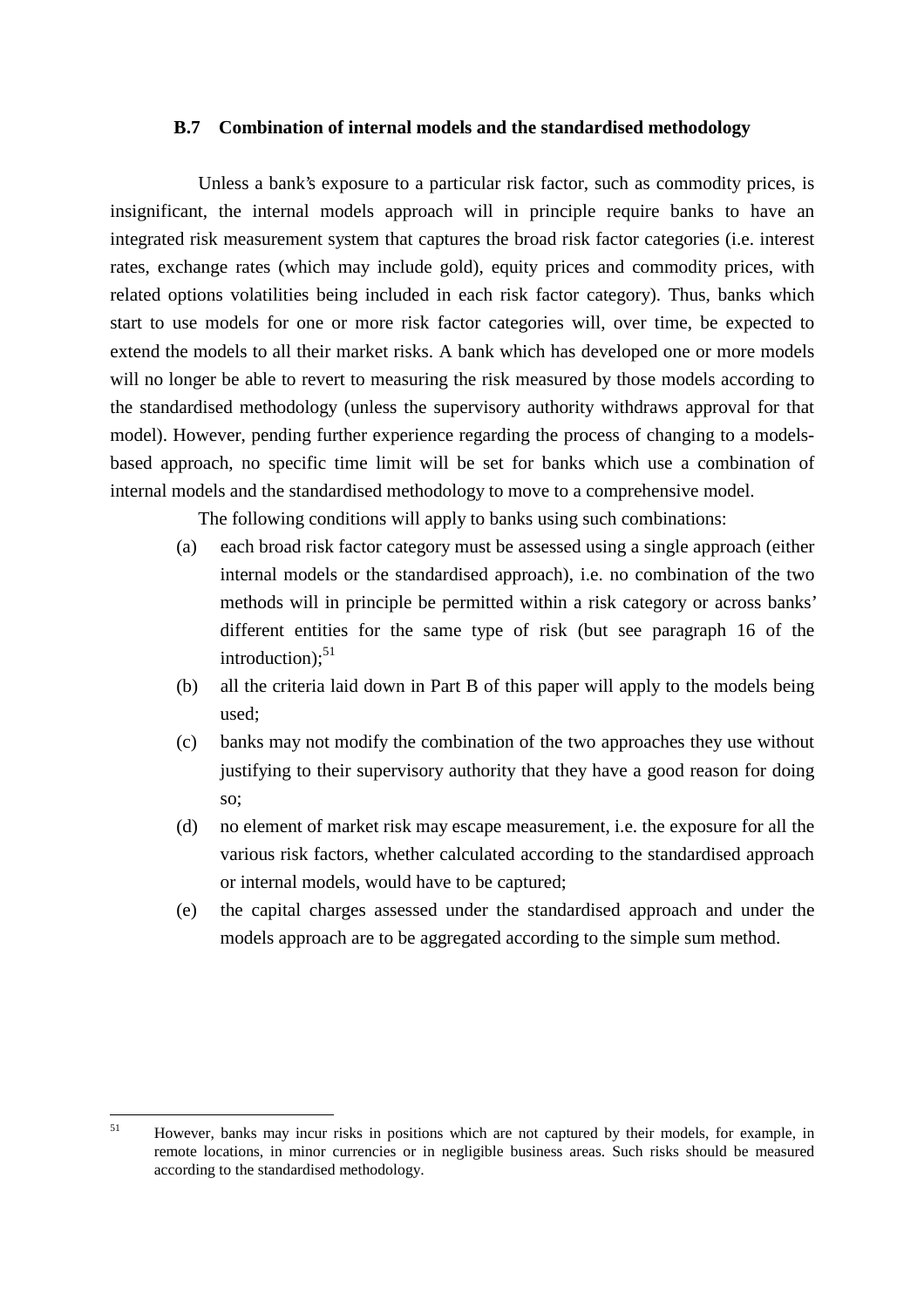### B.7 Combination of internal models and the standardised methodology

Unless a bank's exposure to a particular risk factor, such as commodity prices, is insignificant, the internal models approach will in principle require banks to have an integrated risk measurement system that captures the broad risk factor categories (i.e. interest rates, exchange rates (which may include gold), equity prices and commodity prices, with related options volatilities being included in each risk factor category). Thus, banks which start to use models for one or more risk factor categories will, over time, be expected to extend the models to all their market risks. A bank which has developed one or more models will no longer be able to revert to measuring the risk measured by those models according to the standardised methodology (unless the supervisory authority withdraws approval for that model). However, pending further experience regarding the process of changing to a models-based approach, no specific time limit will be set for banks which use a combination of internal models and the standardised methodology to move to a comprehensive model.

The following conditions will apply to banks using such combinations:

(a) each broad risk factor category must be assessed using a single approach (either internal models or the standardised approach), i.e. no combination of the two methods will in principle be permitted within a risk category or across banks' different entities for the same type of risk (but see paragraph 16 of the introduction);[51]

(b) all the criteria laid down in Part B of this paper will apply to the models being used;

(c) banks may not modify the combination of the two approaches they use without justifying to their supervisory authority that they have a good reason for doing so;

(d) no element of market risk may escape measurement, i.e. the exposure for all the various risk factors, whether calculated according to the standardised approach or internal models, would have to be captured;

(e) the capital charges assessed under the standardised approach and under the models approach are to be aggregated according to the simple sum method.

---

[51] However, banks may incur risks in positions which are not captured by their models, for example, in remote locations, in minor currencies or in negligible business areas. Such risks should be measured according to the standardised methodology.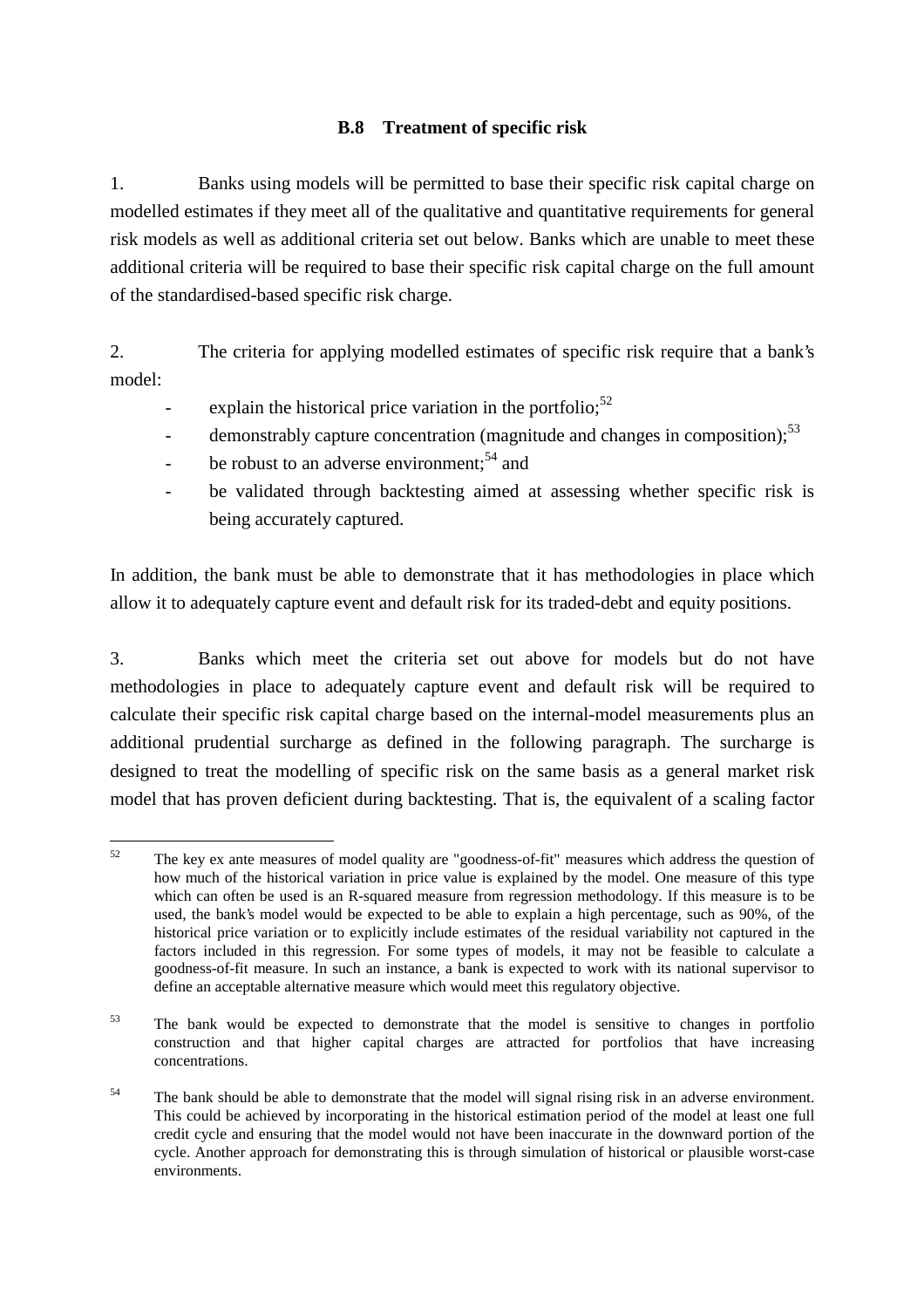### B.8 Treatment of specific risk

1. Banks using models will be permitted to base their specific risk capital charge on modelled estimates if they meet all of the qualitative and quantitative requirements for general risk models as well as additional criteria set out below. Banks which are unable to meet these additional criteria will be required to base their specific risk capital charge on the full amount of the standardised-based specific risk charge.

2. The criteria for applying modelled estimates of specific risk require that a bank's model:

- explain the historical price variation in the portfolio;[52]
- demonstrably capture concentration (magnitude and changes in composition);[53]
- be robust to an adverse environment;[54] and
- be validated through backtesting aimed at assessing whether specific risk is being accurately captured.

In addition, the bank must be able to demonstrate that it has methodologies in place which allow it to adequately capture event and default risk for its traded-debt and equity positions.

3. Banks which meet the criteria set out above for models but do not have methodologies in place to adequately capture event and default risk will be required to calculate their specific risk capital charge based on the internal-model measurements plus an additional prudential surcharge as defined in the following paragraph. The surcharge is designed to treat the modelling of specific risk on the same basis as a general market risk model that has proven deficient during backtesting. That is, the equivalent of a scaling factor

---

[52] The key ex ante measures of model quality are "goodness-of-fit" measures which address the question of how much of the historical variation in price value is explained by the model. One measure of this type which can often be used is an R-squared measure from regression methodology. If this measure is to be used, the bank's model would be expected to be able to explain a high percentage, such as 90%, of the historical price variation or to explicitly include estimates of the residual variability not captured in the factors included in this regression. For some types of models, it may not be feasible to calculate a goodness-of-fit measure. In such an instance, a bank is expected to work with its national supervisor to define an acceptable alternative measure which would meet this regulatory objective.

[53] The bank would be expected to demonstrate that the model is sensitive to changes in portfolio construction and that higher capital charges are attracted for portfolios that have increasing concentrations.

[54] The bank should be able to demonstrate that the model will signal rising risk in an adverse environment. This could be achieved by incorporating in the historical estimation period of the model at least one full credit cycle and ensuring that the model would not have been inaccurate in the downward portion of the cycle. Another approach for demonstrating this is through simulation of historical or plausible worst-case environments.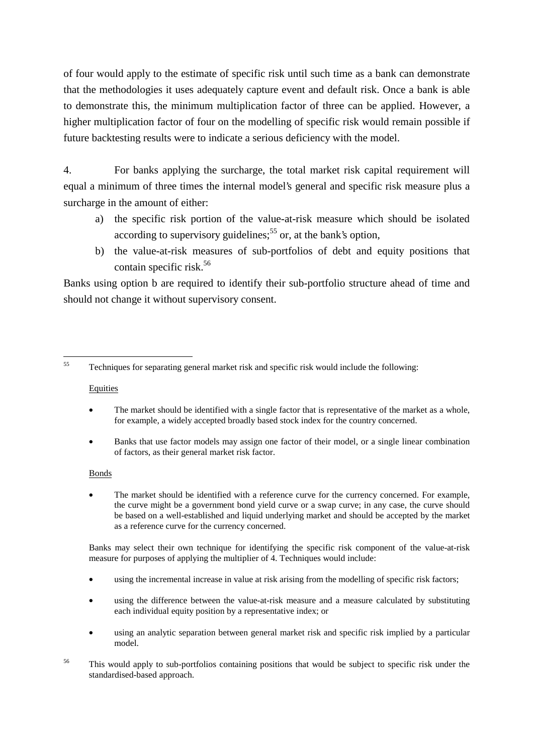of four would apply to the estimate of specific risk until such time as a bank can demonstrate that the methodologies it uses adequately capture event and default risk. Once a bank is able to demonstrate this, the minimum multiplication factor of three can be applied. However, a higher multiplication factor of four on the modelling of specific risk would remain possible if future backtesting results were to indicate a serious deficiency with the model.

4. For banks applying the surcharge, the total market risk capital requirement will equal a minimum of three times the internal model's general and specific risk measure plus a surcharge in the amount of either:

a) the specific risk portion of the value-at-risk measure which should be isolated according to supervisory guidelines;[55] or, at the bank's option,

b) the value-at-risk measures of sub-portfolios of debt and equity positions that contain specific risk.[56]

Banks using option b are required to identify their sub-portfolio structure ahead of time and should not change it without supervisory consent.

---

[55] Techniques for separating general market risk and specific risk would include the following:

<u>Equities</u>

- The market should be identified with a single factor that is representative of the market as a whole, for example, a widely accepted broadly based stock index for the country concerned.
- Banks that use factor models may assign one factor of their model, or a single linear combination of factors, as their general market risk factor.

<u>Bonds</u>

- The market should be identified with a reference curve for the currency concerned. For example, the curve might be a government bond yield curve or a swap curve; in any case, the curve should be based on a well-established and liquid underlying market and should be accepted by the market as a reference curve for the currency concerned.

Banks may select their own technique for identifying the specific risk component of the value-at-risk measure for purposes of applying the multiplier of 4. Techniques would include:

- using the incremental increase in value at risk arising from the modelling of specific risk factors;
- using the difference between the value-at-risk measure and a measure calculated by substituting each individual equity position by a representative index; or
- using an analytic separation between general market risk and specific risk implied by a particular model.

[56] This would apply to sub-portfolios containing positions that would be subject to specific risk under the standardised-based approach.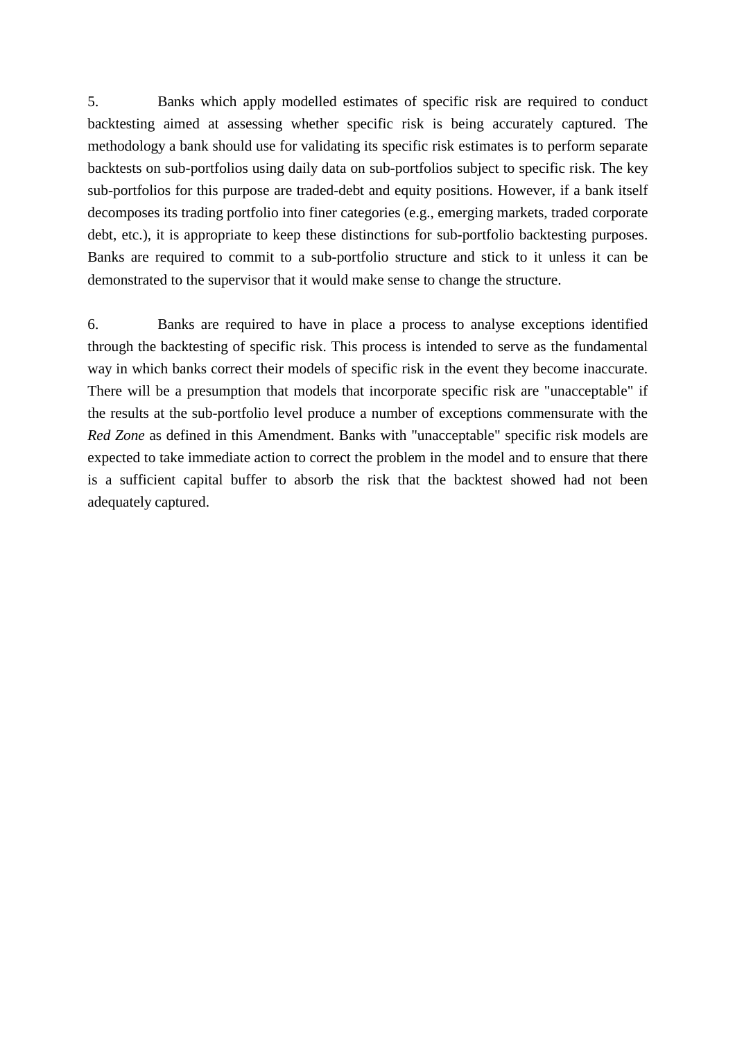5. Banks which apply modelled estimates of specific risk are required to conduct backtesting aimed at assessing whether specific risk is being accurately captured. The methodology a bank should use for validating its specific risk estimates is to perform separate backtests on sub-portfolios using daily data on sub-portfolios subject to specific risk. The key sub-portfolios for this purpose are traded-debt and equity positions. However, if a bank itself decomposes its trading portfolio into finer categories (e.g., emerging markets, traded corporate debt, etc.), it is appropriate to keep these distinctions for sub-portfolio backtesting purposes. Banks are required to commit to a sub-portfolio structure and stick to it unless it can be demonstrated to the supervisor that it would make sense to change the structure.

6. Banks are required to have in place a process to analyse exceptions identified through the backtesting of specific risk. This process is intended to serve as the fundamental way in which banks correct their models of specific risk in the event they become inaccurate. There will be a presumption that models that incorporate specific risk are "unacceptable" if the results at the sub-portfolio level produce a number of exceptions commensurate with the *Red Zone* as defined in this Amendment. Banks with "unacceptable" specific risk models are expected to take immediate action to correct the problem in the model and to ensure that there is a sufficient capital buffer to absorb the risk that the backtest showed had not been adequately captured.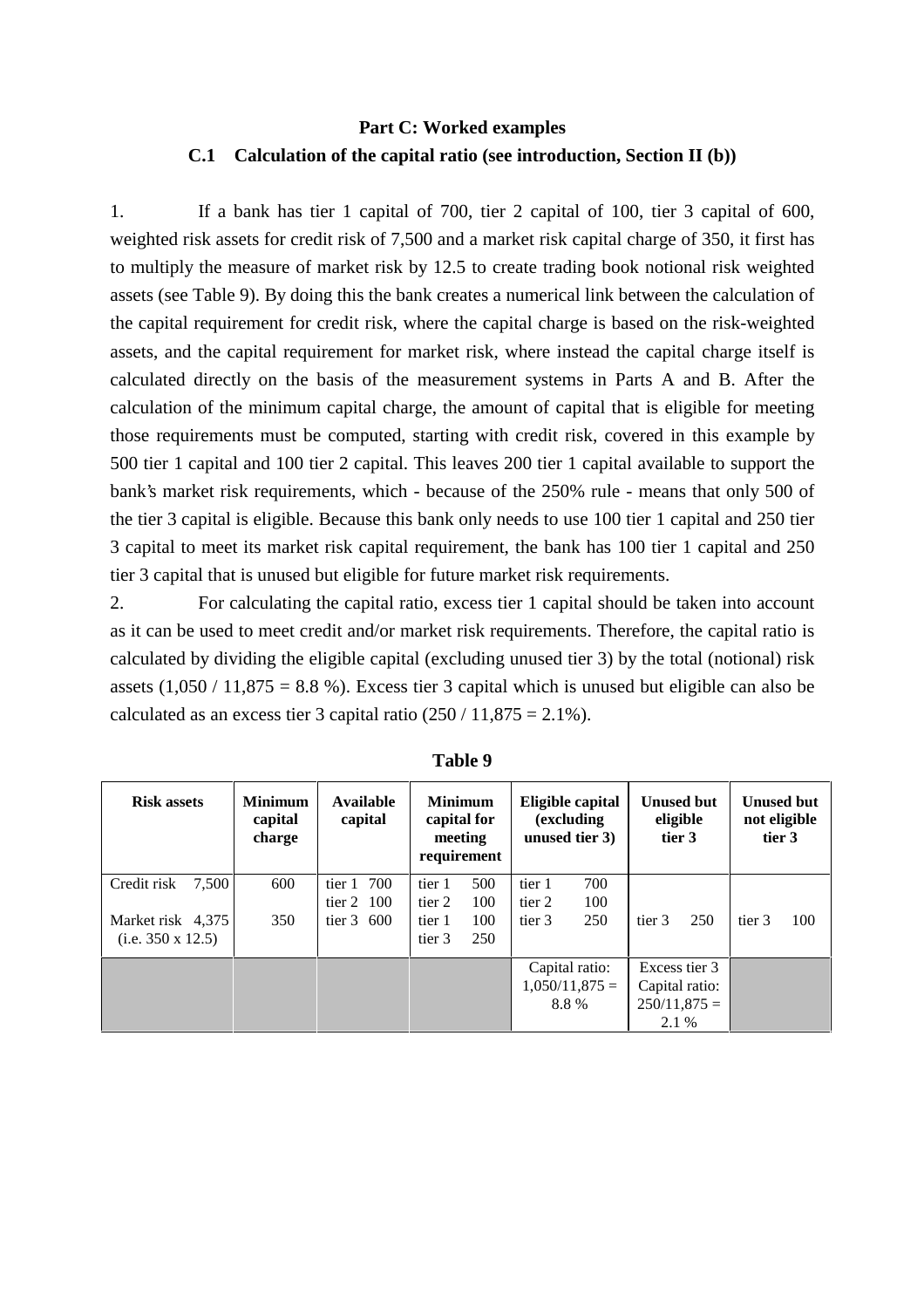## Part C: Worked examples

### C.1 Calculation of the capital ratio (see introduction, Section II (b))

1. If a bank has tier 1 capital of 700, tier 2 capital of 100, tier 3 capital of 600, weighted risk assets for credit risk of 7,500 and a market risk capital charge of 350, it first has to multiply the measure of market risk by 12.5 to create trading book notional risk weighted assets (see Table 9). By doing this the bank creates a numerical link between the calculation of the capital requirement for credit risk, where the capital charge is based on the risk-weighted assets, and the capital requirement for market risk, where instead the capital charge itself is calculated directly on the basis of the measurement systems in Parts A and B. After the calculation of the minimum capital charge, the amount of capital that is eligible for meeting those requirements must be computed, starting with credit risk, covered in this example by 500 tier 1 capital and 100 tier 2 capital. This leaves 200 tier 1 capital available to support the bank's market risk requirements, which - because of the 250% rule - means that only 500 of the tier 3 capital is eligible. Because this bank only needs to use 100 tier 1 capital and 250 tier 3 capital to meet its market risk capital requirement, the bank has 100 tier 1 capital and 250 tier 3 capital that is unused but eligible for future market risk requirements.

2. For calculating the capital ratio, excess tier 1 capital should be taken into account as it can be used to meet credit and/or market risk requirements. Therefore, the capital ratio is calculated by dividing the eligible capital (excluding unused tier 3) by the total (notional) risk assets (1,050 / 11,875 = 8.8 %). Excess tier 3 capital which is unused but eligible can also be calculated as an excess tier 3 capital ratio (250 / 11,875 = 2.1%).

**Table 9**

| Risk assets | Minimum capital charge | Available capital | Minimum capital for meeting requirement | Eligible capital (excluding unused tier 3) | Unused but eligible tier 3 | Unused but not eligible tier 3 |
|---|---|---|---|---|---|---|
| Credit risk 7,500 | 600 | tier 1 700<br>tier 2 100 | tier 1 500<br>tier 2 100 | tier 1 700<br>tier 2 100 | | |
| Market risk 4,375 (i.e. 350 x 12.5) | 350 | tier 3 600 | tier 1 100<br>tier 3 250 | tier 3 250 | tier 3 250 | tier 3 100 |
| | | | | Capital ratio: 1,050/11,875 = 8.8 % | Excess tier 3 Capital ratio: 250/11,875 = 2.1 % | |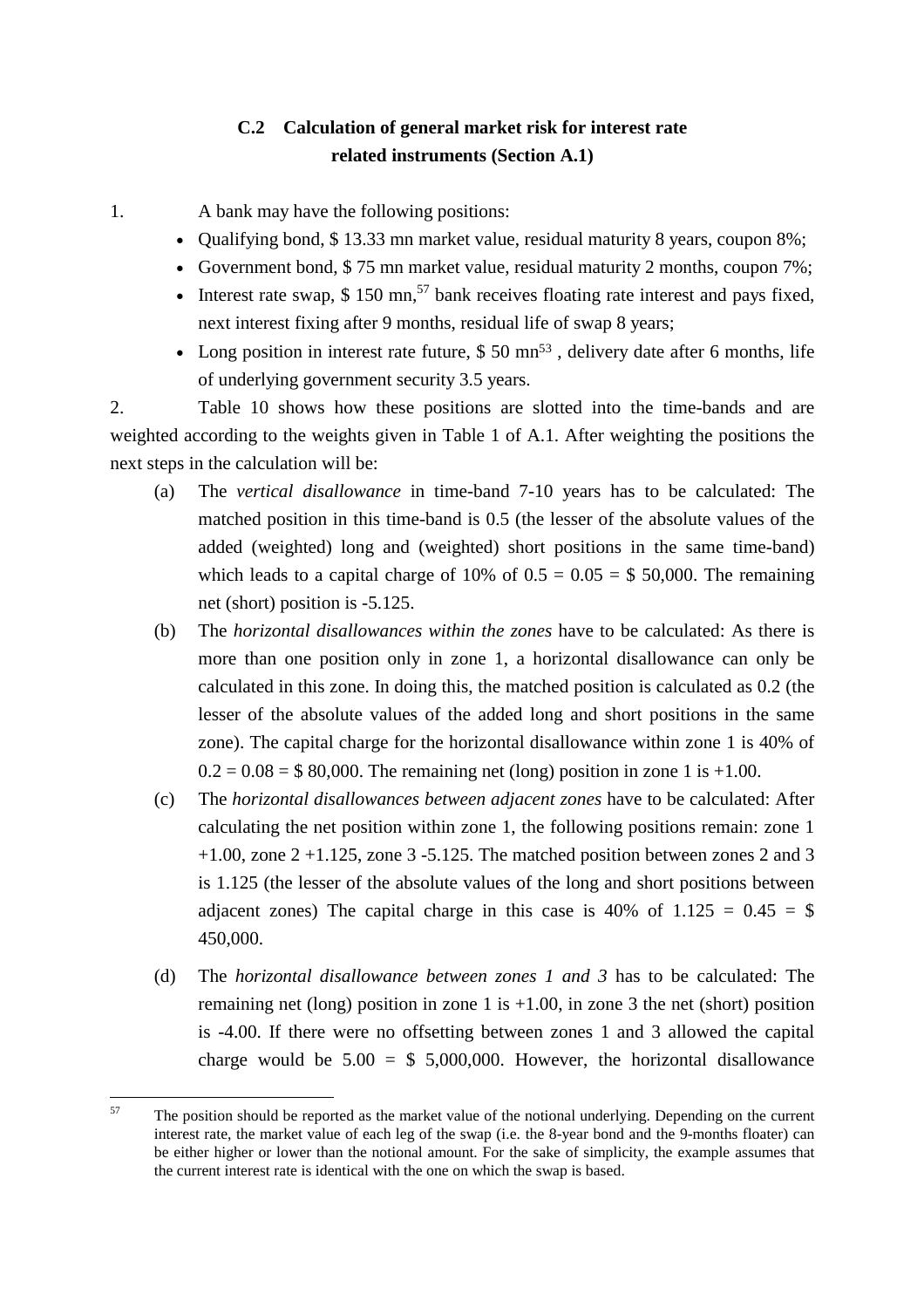### C.2 Calculation of general market risk for interest rate related instruments (Section A.1)

1. A bank may have the following positions:

- Qualifying bond, \$ 13.33 mn market value, residual maturity 8 years, coupon 8%;
- Government bond, \$ 75 mn market value, residual maturity 2 months, coupon 7%;
- Interest rate swap, \$ 150 mn,[57] bank receives floating rate interest and pays fixed, next interest fixing after 9 months, residual life of swap 8 years;
- Long position in interest rate future, \$ 50 mn[53] , delivery date after 6 months, life of underlying government security 3.5 years.

2. Table 10 shows how these positions are slotted into the time-bands and are weighted according to the weights given in Table 1 of A.1. After weighting the positions the next steps in the calculation will be:

(a) The *vertical disallowance* in time-band 7-10 years has to be calculated: The matched position in this time-band is 0.5 (the lesser of the absolute values of the added (weighted) long and (weighted) short positions in the same time-band) which leads to a capital charge of 10% of 0.5 = 0.05 = \$ 50,000. The remaining net (short) position is -5.125.

(b) The *horizontal disallowances within the zones* have to be calculated: As there is more than one position only in zone 1, a horizontal disallowance can only be calculated in this zone. In doing this, the matched position is calculated as 0.2 (the lesser of the absolute values of the added long and short positions in the same zone). The capital charge for the horizontal disallowance within zone 1 is 40% of 0.2 = 0.08 = \$ 80,000. The remaining net (long) position in zone 1 is +1.00.

(c) The *horizontal disallowances between adjacent zones* have to be calculated: After calculating the net position within zone 1, the following positions remain: zone 1 +1.00, zone 2 +1.125, zone 3 -5.125. The matched position between zones 2 and 3 is 1.125 (the lesser of the absolute values of the long and short positions between adjacent zones) The capital charge in this case is 40% of 1.125 = 0.45 = \$ 450,000.

(d) The *horizontal disallowance between zones 1 and 3* has to be calculated: The remaining net (long) position in zone 1 is +1.00, in zone 3 the net (short) position is -4.00. If there were no offsetting between zones 1 and 3 allowed the capital charge would be 5.00 = \$ 5,000,000. However, the horizontal disallowance

---

[57] The position should be reported as the market value of the notional underlying. Depending on the current interest rate, the market value of each leg of the swap (i.e. the 8-year bond and the 9-months floater) can be either higher or lower than the notional amount. For the sake of simplicity, the example assumes that the current interest rate is identical with the one on which the swap is based.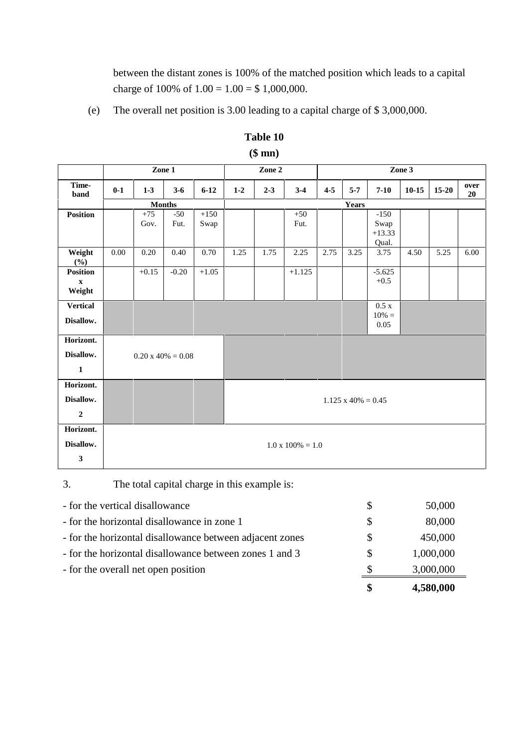between the distant zones is 100% of the matched position which leads to a capital charge of 100% of 1.00 = 1.00 = $ 1,000,000.

(e) The overall net position is 3.00 leading to a capital charge of $ 3,000,000.

**Table 10**

**($ mn)**

| | Zone 1 | | | | Zone 2 | | | Zone 3 | | | | | |
|---|---|---|---|---|---|---|---|---|---|---|---|---|---|
| **Time-band** | **0-1** | **1-3** | **3-6** | **6-12** | **1-2** | **2-3** | **3-4** | **4-5** | **5-7** | **7-10** | **10-15** | **15-20** | **over 20** |
| | Months | | | | Years | | | | | | | | |
| **Position** | | +75 Gov. | -50 Fut. | +150 Swap | | | +50 Fut. | | | -150 Swap +13.33 Qual. | | | |
| **Weight (%)** | 0.00 | 0.20 | 0.40 | 0.70 | 1.25 | 1.75 | 2.25 | 2.75 | 3.25 | 3.75 | 4.50 | 5.25 | 6.00 |
| **Position x Weight** | | +0.15 | -0.20 | +1.05 | | | +1.125 | | | -5.625 +0.5 | | | |
| **Vertical Disallow.** | | | | | | | | | | 0.5 x 10% = 0.05 | | | |
| **Horizont. Disallow. 1** | 0.20 x 40% = 0.08 | | | | | | | | | | | | |
| **Horizont. Disallow. 2** | | | | | 1.125 x 40% = 0.45 | | | | | | | | |
| **Horizont. Disallow. 3** | 1.0 x 100% = 1.0 | | | | | | | | | | | | |

3. The total capital charge in this example is:

| | | |
|---|---|---|
| - for the vertical disallowance | $ | 50,000 |
| - for the horizontal disallowance in zone 1 | $ | 80,000 |
| - for the horizontal disallowance between adjacent zones | $ | 450,000 |
| - for the horizontal disallowance between zones 1 and 3 | $ | 1,000,000 |
| - for the overall net open position | $ | 3,000,000 |
| | **$** | **4,580,000** |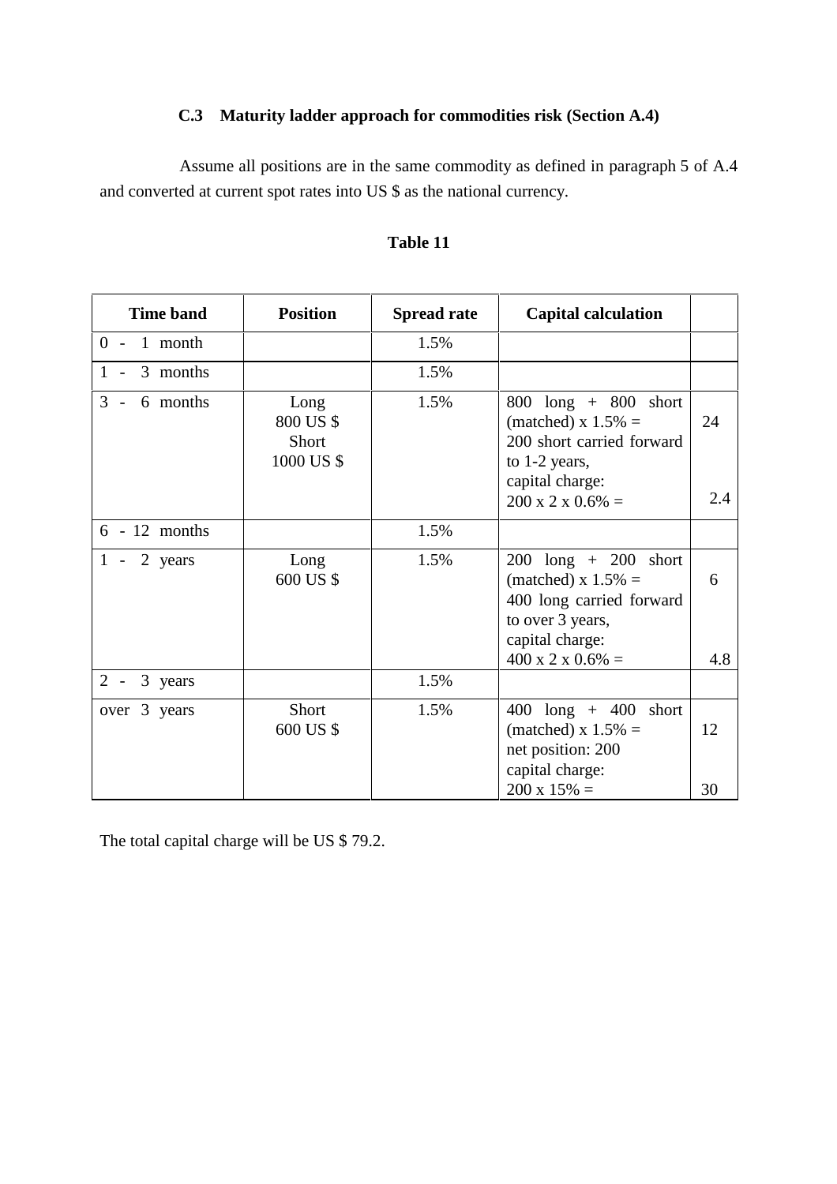### C.3 Maturity ladder approach for commodities risk (Section A.4)

Assume all positions are in the same commodity as defined in paragraph 5 of A.4 and converted at current spot rates into US $ as the national currency.

**Table 11**

| Time band | Position | Spread rate | Capital calculation | |
|---|---|---|---|---|
| 0 - 1 month | | 1.5% | | |
| 1 - 3 months | | 1.5% | | |
| 3 - 6 months | Long 800 US $ Short 1000 US $ | 1.5% | 800 long + 800 short (matched) x 1.5% = 200 short carried forward to 1-2 years, capital charge: 200 x 2 x 0.6% = | 24 2.4 |
| 6 - 12 months | | 1.5% | | |
| 1 - 2 years | Long 600 US $ | 1.5% | 200 long + 200 short (matched) x 1.5% = 400 long carried forward to over 3 years, capital charge: 400 x 2 x 0.6% = | 6 4.8 |
| 2 - 3 years | | 1.5% | | |
| over 3 years | Short 600 US $ | 1.5% | 400 long + 400 short (matched) x 1.5% = net position: 200 capital charge: 200 x 15% = | 12 30 |

The total capital charge will be US $ 79.2.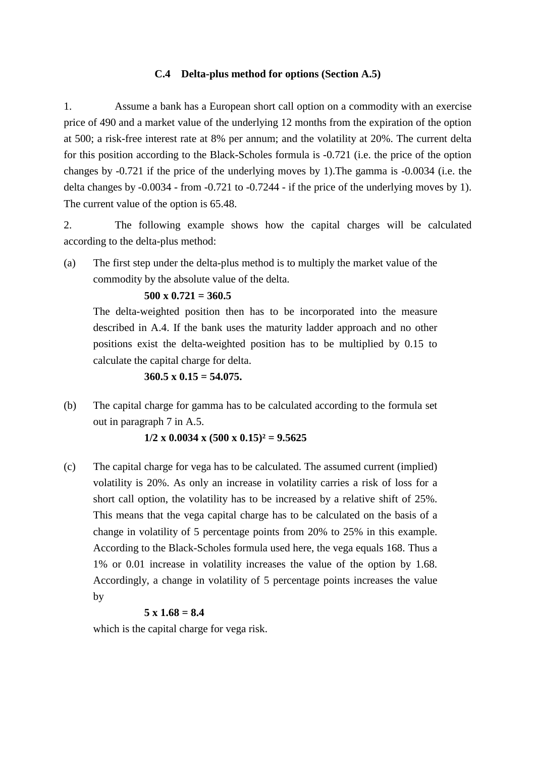### C.4 Delta-plus method for options (Section A.5)

1. Assume a bank has a European short call option on a commodity with an exercise price of 490 and a market value of the underlying 12 months from the expiration of the option at 500; a risk-free interest rate at 8% per annum; and the volatility at 20%. The current delta for this position according to the Black-Scholes formula is -0.721 (i.e. the price of the option changes by -0.721 if the price of the underlying moves by 1).The gamma is -0.0034 (i.e. the delta changes by -0.0034 - from -0.721 to -0.7244 - if the price of the underlying moves by 1). The current value of the option is 65.48.

2. The following example shows how the capital charges will be calculated according to the delta-plus method:

(a) The first step under the delta-plus method is to multiply the market value of the commodity by the absolute value of the delta.

**500 x 0.721 = 360.5**

The delta-weighted position then has to be incorporated into the measure described in A.4. If the bank uses the maturity ladder approach and no other positions exist the delta-weighted position has to be multiplied by 0.15 to calculate the capital charge for delta.

**360.5 x 0.15 = 54.075.**

(b) The capital charge for gamma has to be calculated according to the formula set out in paragraph 7 in A.5.

**1/2 x 0.0034 x (500 x 0.15)² = 9.5625**

(c) The capital charge for vega has to be calculated. The assumed current (implied) volatility is 20%. As only an increase in volatility carries a risk of loss for a short call option, the volatility has to be increased by a relative shift of 25%. This means that the vega capital charge has to be calculated on the basis of a change in volatility of 5 percentage points from 20% to 25% in this example. According to the Black-Scholes formula used here, the vega equals 168. Thus a 1% or 0.01 increase in volatility increases the value of the option by 1.68. Accordingly, a change in volatility of 5 percentage points increases the value by

**5 x 1.68 = 8.4**

which is the capital charge for vega risk.